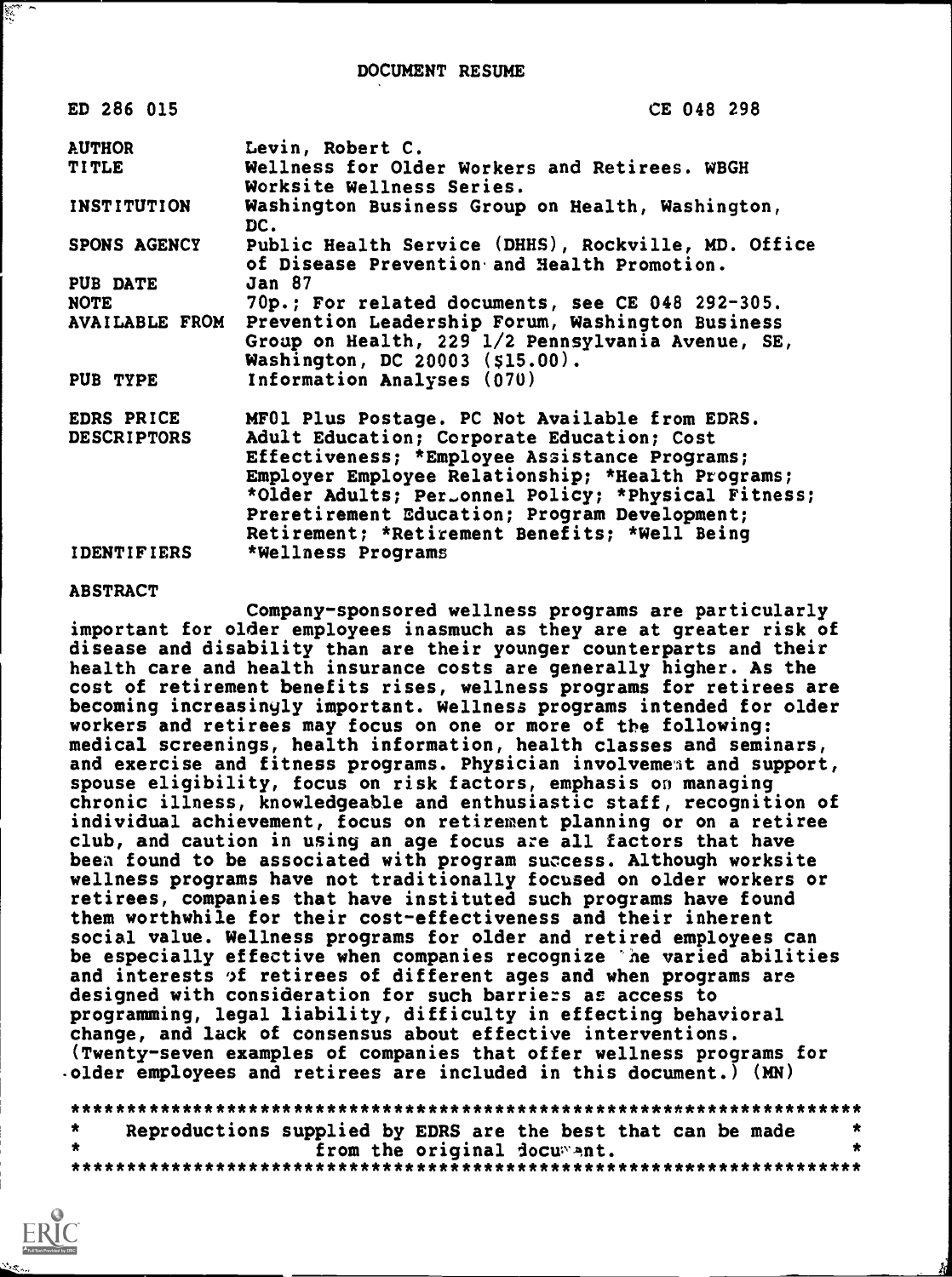DOCUMENT RESUME

| | |
|---|---|
| ED 286 015 | CE 048 298 |
| AUTHOR | Levin, Robert C. |
| TITLE | Wellness for Older Workers and Retirees. WBGH Worksite Wellness Series. |
| INSTITUTION | Washington Business Group on Health, Washington, DC. |
| SPONS AGENCY | Public Health Service (DHHS), Rockville, MD. Office of Disease Prevention and Health Promotion. |
| PUB DATE | Jan 87 |
| NOTE | 70p.; For related documents, see CE 048 292-305. |
| AVAILABLE FROM | Prevention Leadership Forum, Washington Business Group on Health, 229 1/2 Pennsylvania Avenue, SE, Washington, DC 20003 ($15.00). |
| PUB TYPE | Information Analyses (070) |
| EDRS PRICE | MF01 Plus Postage. PC Not Available from EDRS. |
| DESCRIPTORS | Adult Education; Corporate Education; Cost Effectiveness; *Employee Assistance Programs; Employer Employee Relationship; *Health Programs; *Older Adults; Personnel Policy; *Physical Fitness; Preretirement Education; Program Development; Retirement; *Retirement Benefits; *Well Being |
| IDENTIFIERS | *Wellness Programs |

ABSTRACT

Company-sponsored wellness programs are particularly important for older employees inasmuch as they are at greater risk of disease and disability than are their younger counterparts and their health care and health insurance costs are generally higher. As the cost of retirement benefits rises, wellness programs for retirees are becoming increasingly important. Wellness programs intended for older workers and retirees may focus on one or more of the following: medical screenings, health information, health classes and seminars, and exercise and fitness programs. Physician involvement and support, spouse eligibility, focus on risk factors, emphasis on managing chronic illness, knowledgeable and enthusiastic staff, recognition of individual achievement, focus on retirement planning or on a retiree club, and caution in using an age focus are all factors that have been found to be associated with program success. Although worksite wellness programs have not traditionally focused on older workers or retirees, companies that have instituted such programs have found them worthwhile for their cost-effectiveness and their inherent social value. Wellness programs for older and retired employees can be especially effective when companies recognize the varied abilities and interests of retirees of different ages and when programs are designed with consideration for such barriers as access to programming, legal liability, difficulty in effecting behavioral change, and lack of consensus about effective interventions. (Twenty-seven examples of companies that offer wellness programs for older employees and retirees are included in this document.) (MN)

***********************************************************************
* Reproductions supplied by EDRS are the best that can be made *
* from the original document. *
***********************************************************************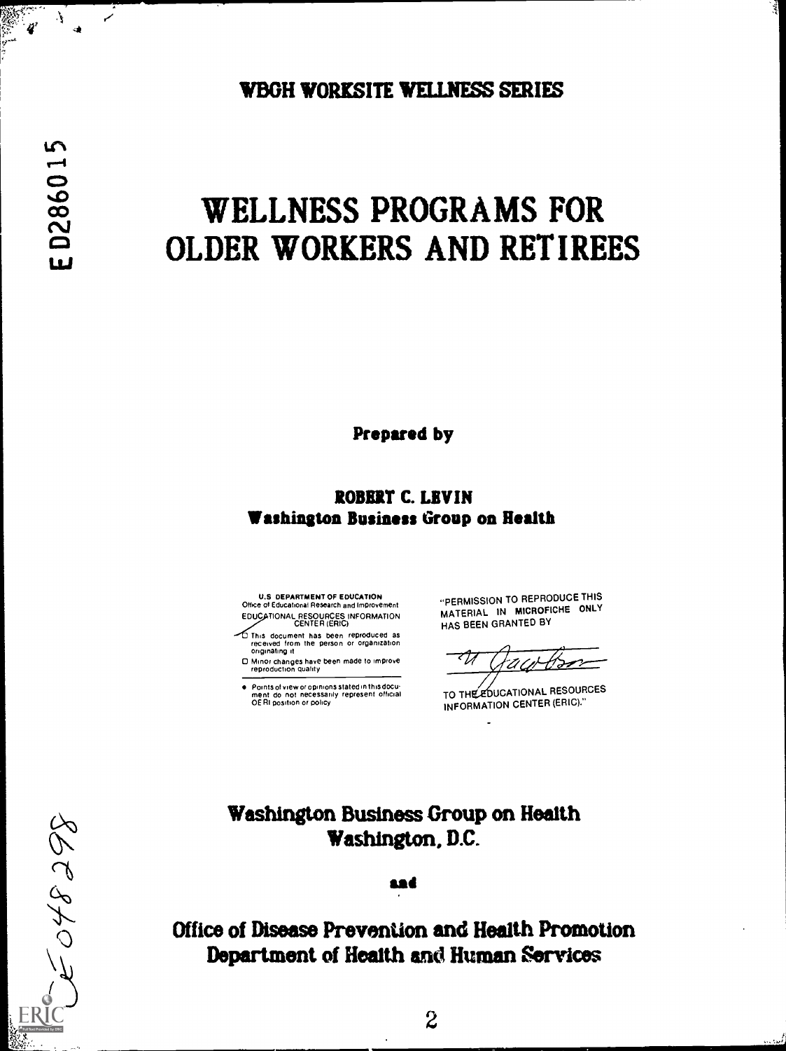WBGH WORKSITE WELLNESS SERIES

ED286015

# WELLNESS PROGRAMS FOR OLDER WORKERS AND RETIREES

**Prepared by**

**ROBERT C. LEVIN**
**Washington Business Group on Health**

U.S. DEPARTMENT OF EDUCATION
Office of Educational Research and Improvement
EDUCATIONAL RESOURCES INFORMATION CENTER (ERIC)

- This document has been reproduced as received from the person or organization originating it
- Minor changes have been made to improve reproduction quality
- Points of view or opinions stated in this document do not necessarily represent official OERI position or policy

"PERMISSION TO REPRODUCE THIS MATERIAL IN MICROFICHE ONLY HAS BEEN GRANTED BY

U Jacobson

TO THE EDUCATIONAL RESOURCES INFORMATION CENTER (ERIC)."

**Washington Business Group on Health**
**Washington, D.C.**

**and**

**Office of Disease Prevention and Health Promotion**
**Department of Health and Human Services**

CE048298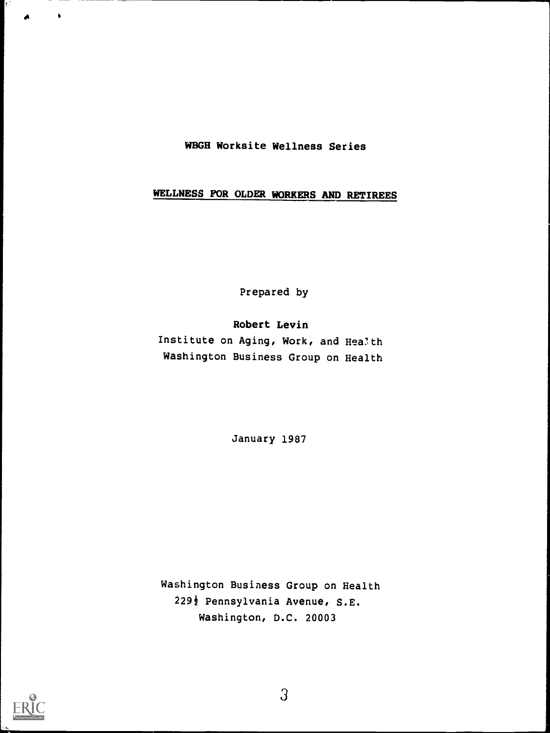WBGH Worksite Wellness Series

# WELLNESS FOR OLDER WORKERS AND RETIREES

Prepared by

**Robert Levin**

Institute on Aging, Work, and Health

Washington Business Group on Health

January 1987

Washington Business Group on Health

229½ Pennsylvania Avenue, S.E.

Washington, D.C. 20003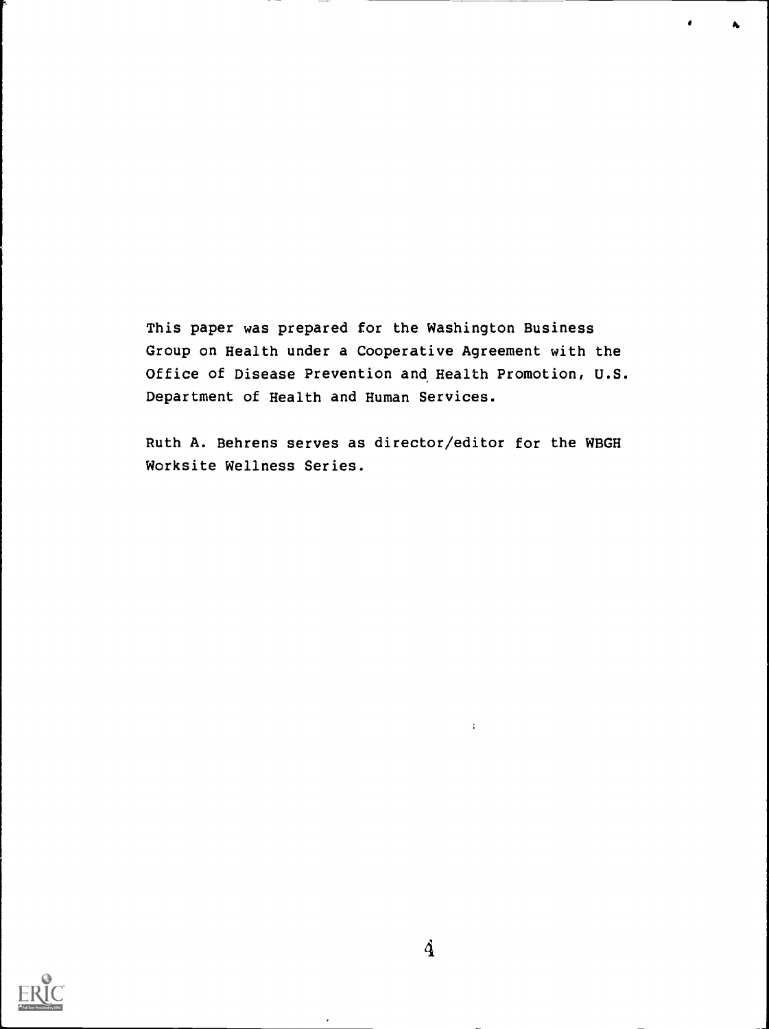This paper was prepared for the Washington Business Group on Health under a Cooperative Agreement with the Office of Disease Prevention and Health Promotion, U.S. Department of Health and Human Services.

Ruth A. Behrens serves as director/editor for the WBGH Worksite Wellness Series.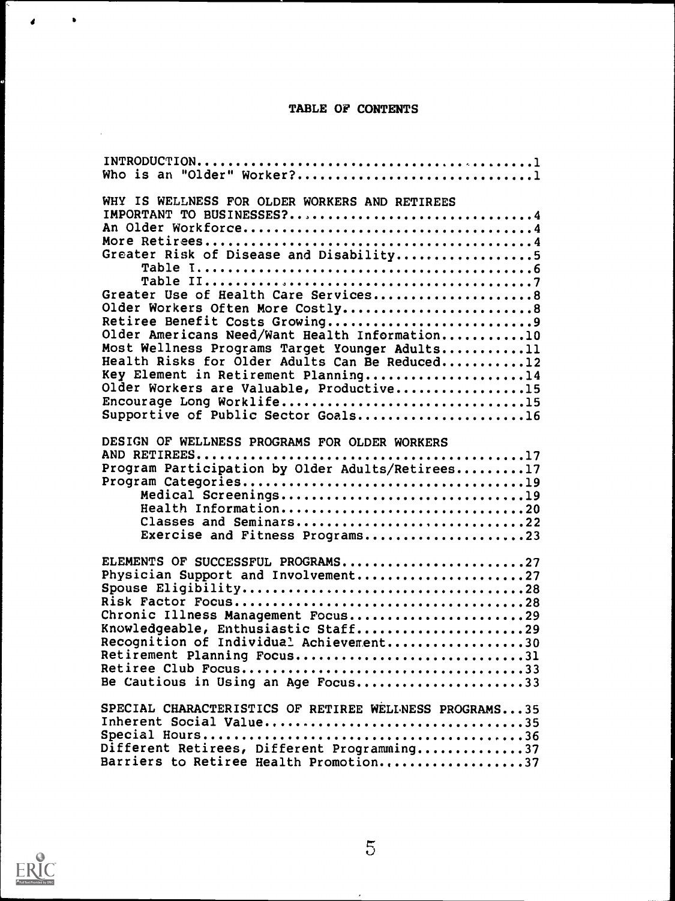# TABLE OF CONTENTS

INTRODUCTION....1
Who is an "Older" Worker?....1

WHY IS WELLNESS FOR OLDER WORKERS AND RETIREES IMPORTANT TO BUSINESSES?....4
An Older Workforce....4
More Retirees....4
Greater Risk of Disease and Disability....5
- Table I....6
- Table II....7

Greater Use of Health Care Services....8
Older Workers Often More Costly....8
Retiree Benefit Costs Growing....9
Older Americans Need/Want Health Information....10
Most Wellness Programs Target Younger Adults....11
Health Risks for Older Adults Can Be Reduced....12
Key Element in Retirement Planning....14
Older Workers are Valuable, Productive....15
Encourage Long Worklife....15
Supportive of Public Sector Goals....16

DESIGN OF WELLNESS PROGRAMS FOR OLDER WORKERS AND RETIREES....17
Program Participation by Older Adults/Retirees....17
Program Categories....19
- Medical Screenings....19
- Health Information....20
- Classes and Seminars....22
- Exercise and Fitness Programs....23

ELEMENTS OF SUCCESSFUL PROGRAMS....27
Physician Support and Involvement....27
Spouse Eligibility....28
Risk Factor Focus....28
Chronic Illness Management Focus....29
Knowledgeable, Enthusiastic Staff....29
Recognition of Individual Achievement....30
Retirement Planning Focus....31
Retiree Club Focus....33
Be Cautious in Using an Age Focus....33

SPECIAL CHARACTERISTICS OF RETIREE WELLNESS PROGRAMS....35
Inherent Social Value....35
Special Hours....36
Different Retirees, Different Programming....37
Barriers to Retiree Health Promotion....37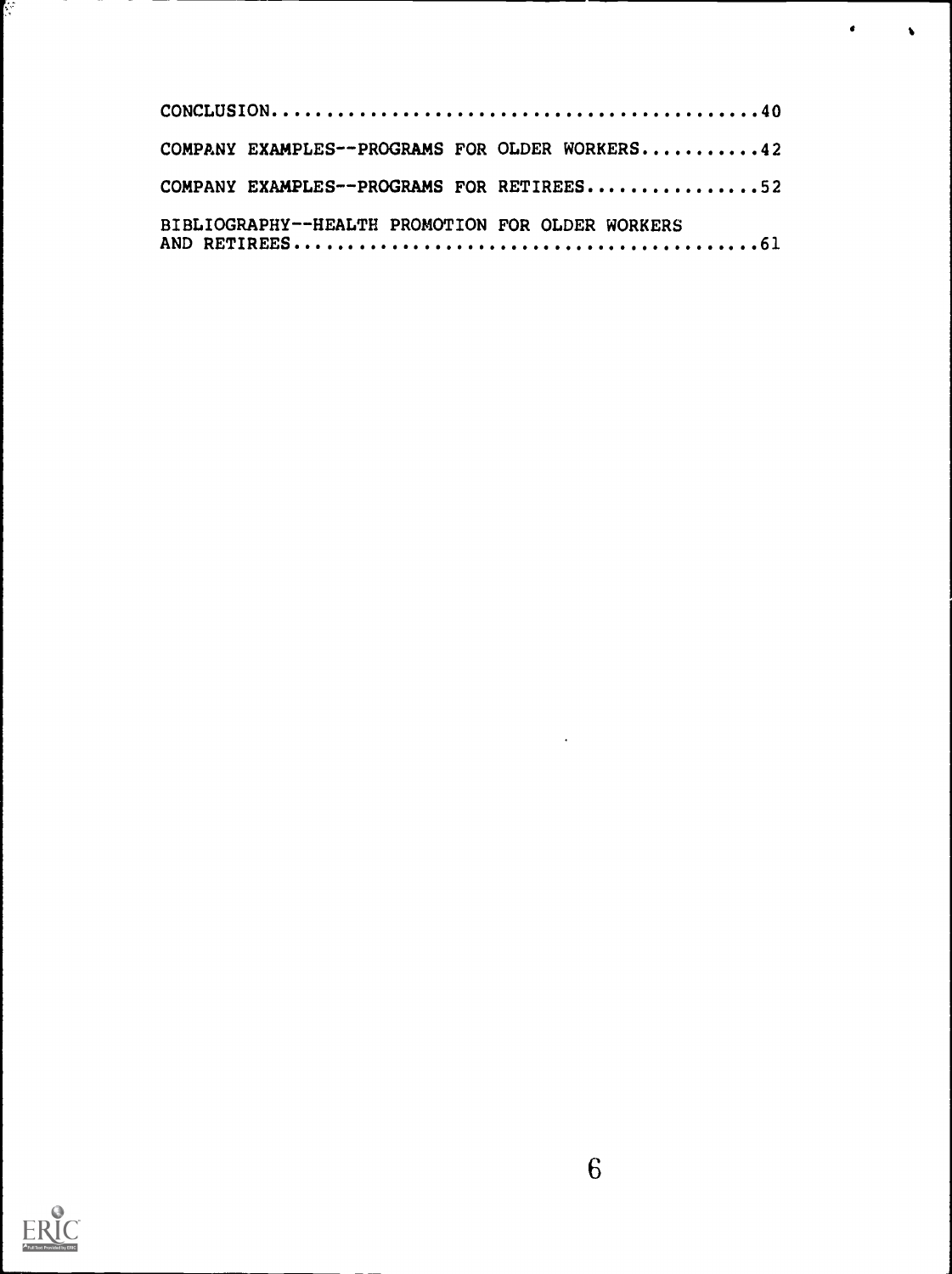CONCLUSION..........................................40

COMPANY EXAMPLES--PROGRAMS FOR OLDER WORKERS...........42

COMPANY EXAMPLES--PROGRAMS FOR RETIREES................52

BIBLIOGRAPHY--HEALTH PROMOTION FOR OLDER WORKERS AND RETIREES..........................................61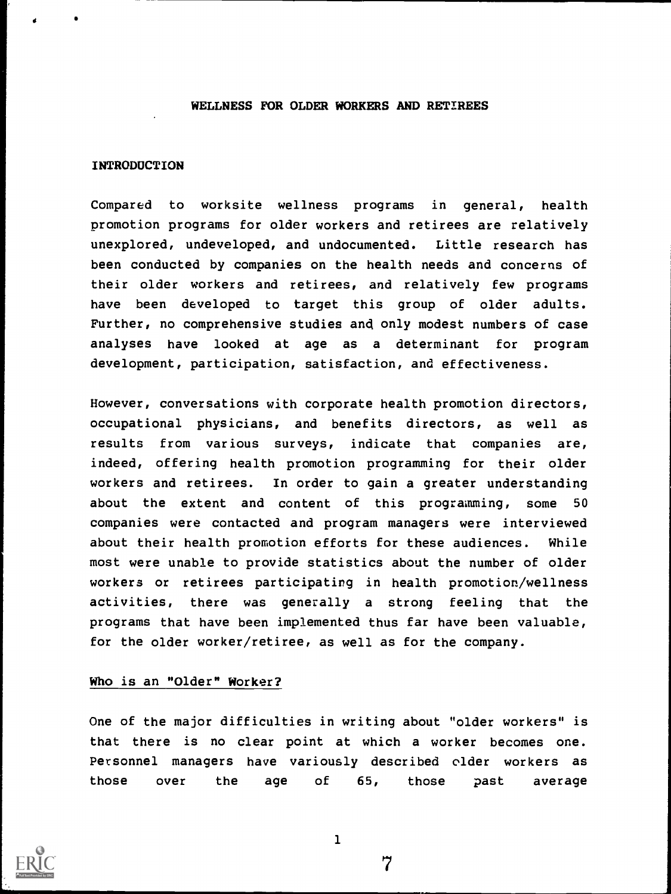# WELLNESS FOR OLDER WORKERS AND RETIREES

## INTRODUCTION

Compared to worksite wellness programs in general, health promotion programs for older workers and retirees are relatively unexplored, undeveloped, and undocumented. Little research has been conducted by companies on the health needs and concerns of their older workers and retirees, and relatively few programs have been developed to target this group of older adults. Further, no comprehensive studies and only modest numbers of case analyses have looked at age as a determinant for program development, participation, satisfaction, and effectiveness.

However, conversations with corporate health promotion directors, occupational physicians, and benefits directors, as well as results from various surveys, indicate that companies are, indeed, offering health promotion programming for their older workers and retirees. In order to gain a greater understanding about the extent and content of this programming, some 50 companies were contacted and program managers were interviewed about their health promotion efforts for these audiences. While most were unable to provide statistics about the number of older workers or retirees participating in health promotion/wellness activities, there was generally a strong feeling that the programs that have been implemented thus far have been valuable, for the older worker/retiree, as well as for the company.

### Who is an "Older" Worker?

One of the major difficulties in writing about "older workers" is that there is no clear point at which a worker becomes one. Personnel managers have variously described older workers as those over the age of 65, those past average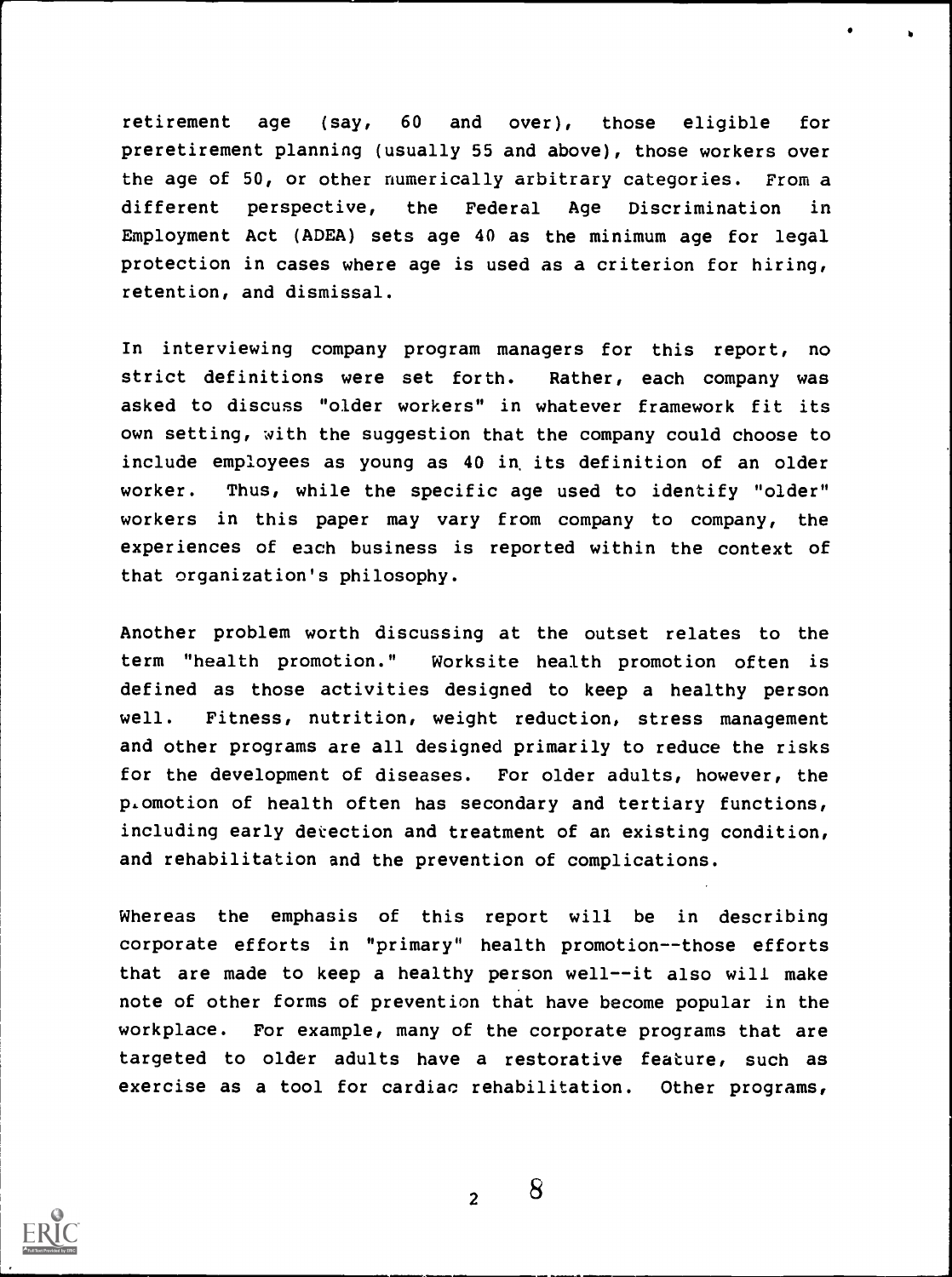retirement age (say, 60 and over), those eligible for preretirement planning (usually 55 and above), those workers over the age of 50, or other numerically arbitrary categories. From a different perspective, the Federal Age Discrimination in Employment Act (ADEA) sets age 40 as the minimum age for legal protection in cases where age is used as a criterion for hiring, retention, and dismissal.

In interviewing company program managers for this report, no strict definitions were set forth. Rather, each company was asked to discuss "older workers" in whatever framework fit its own setting, with the suggestion that the company could choose to include employees as young as 40 in its definition of an older worker. Thus, while the specific age used to identify "older" workers in this paper may vary from company to company, the experiences of each business is reported within the context of that organization's philosophy.

Another problem worth discussing at the outset relates to the term "health promotion." Worksite health promotion often is defined as those activities designed to keep a healthy person well. Fitness, nutrition, weight reduction, stress management and other programs are all designed primarily to reduce the risks for the development of diseases. For older adults, however, the promotion of health often has secondary and tertiary functions, including early detection and treatment of an existing condition, and rehabilitation and the prevention of complications.

Whereas the emphasis of this report will be in describing corporate efforts in "primary" health promotion--those efforts that are made to keep a healthy person well--it also will make note of other forms of prevention that have become popular in the workplace. For example, many of the corporate programs that are targeted to older adults have a restorative feature, such as exercise as a tool for cardiac rehabilitation. Other programs,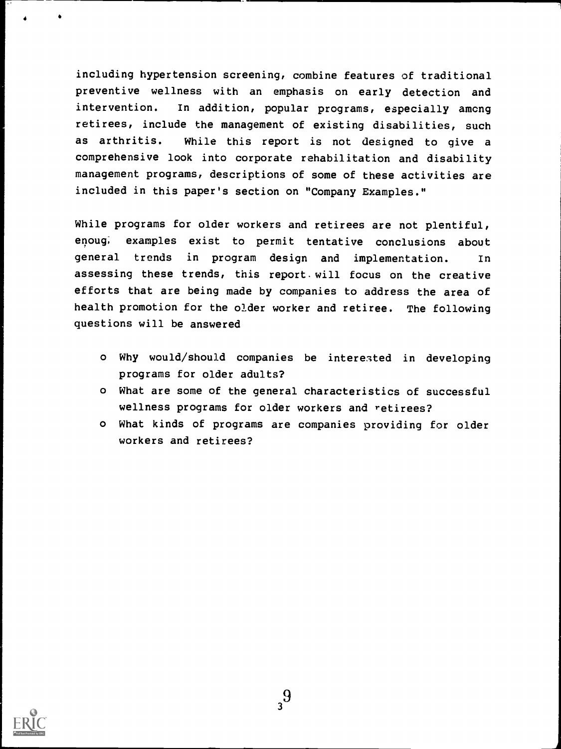including hypertension screening, combine features of traditional preventive wellness with an emphasis on early detection and intervention. In addition, popular programs, especially among retirees, include the management of existing disabilities, such as arthritis. While this report is not designed to give a comprehensive look into corporate rehabilitation and disability management programs, descriptions of some of these activities are included in this paper's section on "Company Examples."

While programs for older workers and retirees are not plentiful, enough examples exist to permit tentative conclusions about general trends in program design and implementation. In assessing these trends, this report will focus on the creative efforts that are being made by companies to address the area of health promotion for the older worker and retiree. The following questions will be answered

- Why would/should companies be interested in developing programs for older adults?
- What are some of the general characteristics of successful wellness programs for older workers and retirees?
- What kinds of programs are companies providing for older workers and retirees?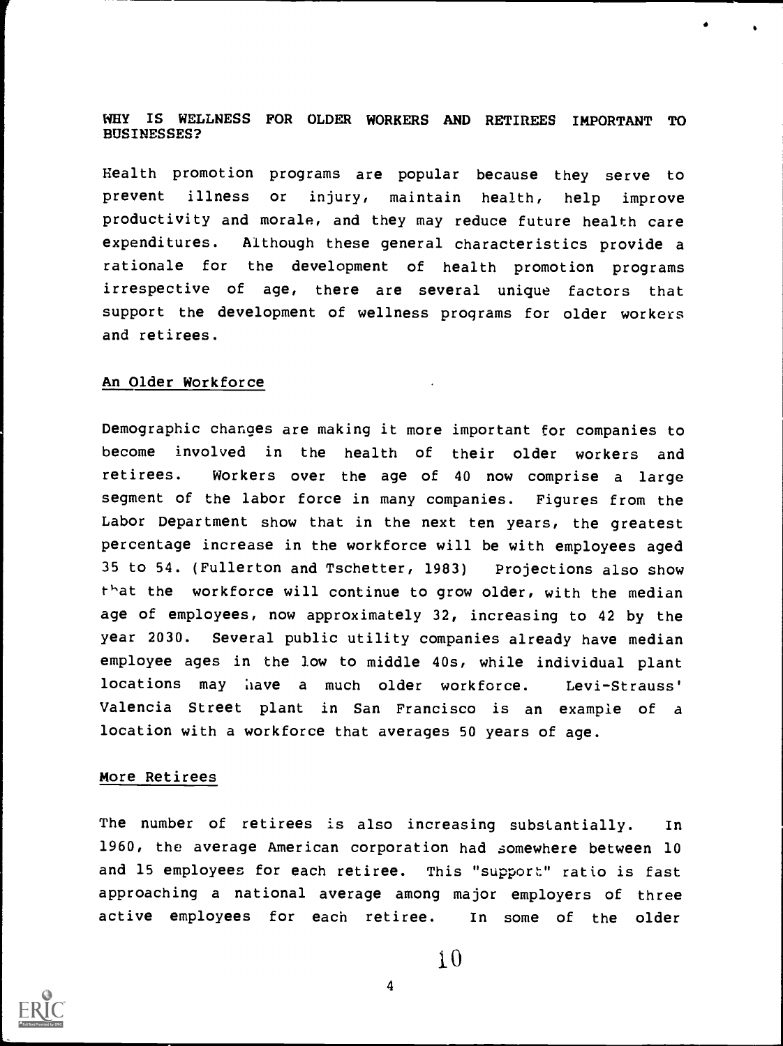## WHY IS WELLNESS FOR OLDER WORKERS AND RETIREES IMPORTANT TO BUSINESSES?

Health promotion programs are popular because they serve to prevent illness or injury, maintain health, help improve productivity and morale, and they may reduce future health care expenditures. Although these general characteristics provide a rationale for the development of health promotion programs irrespective of age, there are several unique factors that support the development of wellness programs for older workers and retirees.

### An Older Workforce

Demographic changes are making it more important for companies to become involved in the health of their older workers and retirees. Workers over the age of 40 now comprise a large segment of the labor force in many companies. Figures from the Labor Department show that in the next ten years, the greatest percentage increase in the workforce will be with employees aged 35 to 54. (Fullerton and Tschetter, 1983) Projections also show that the workforce will continue to grow older, with the median age of employees, now approximately 32, increasing to 42 by the year 2030. Several public utility companies already have median employee ages in the low to middle 40s, while individual plant locations may have a much older workforce. Levi-Strauss' Valencia Street plant in San Francisco is an example of a location with a workforce that averages 50 years of age.

### More Retirees

The number of retirees is also increasing substantially. In 1960, the average American corporation had somewhere between 10 and 15 employees for each retiree. This "support" ratio is fast approaching a national average among major employers of three active employees for each retiree. In some of the older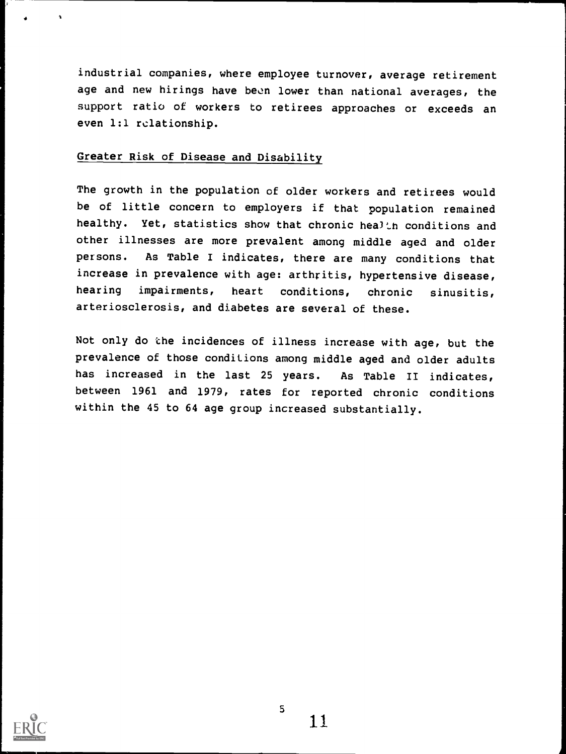industrial companies, where employee turnover, average retirement age and new hirings have been lower than national averages, the support ratio of workers to retirees approaches or exceeds an even 1:1 relationship.

## Greater Risk of Disease and Disability

The growth in the population of older workers and retirees would be of little concern to employers if that population remained healthy. Yet, statistics show that chronic health conditions and other illnesses are more prevalent among middle aged and older persons. As Table I indicates, there are many conditions that increase in prevalence with age: arthritis, hypertensive disease, hearing impairments, heart conditions, chronic sinusitis, arteriosclerosis, and diabetes are several of these.

Not only do the incidences of illness increase with age, but the prevalence of those conditions among middle aged and older adults has increased in the last 25 years. As Table II indicates, between 1961 and 1979, rates for reported chronic conditions within the 45 to 64 age group increased substantially.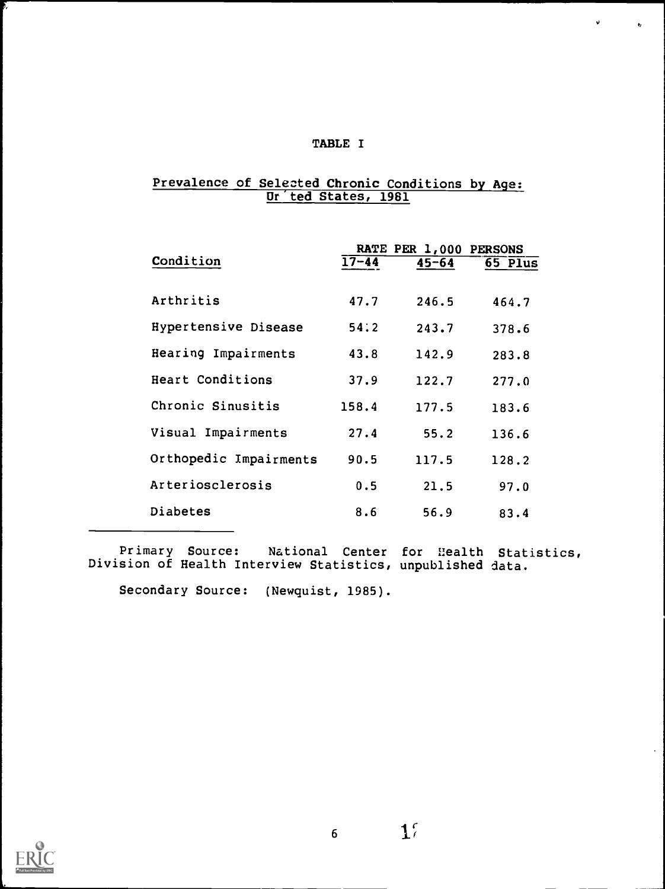TABLE I

Prevalence of Selected Chronic Conditions by Age: United States, 1981

| Condition | RATE PER 1,000 PERSONS | | |
|---|---|---|---|
| | 17-44 | 45-64 | 65 Plus |
| Arthritis | 47.7 | 246.5 | 464.7 |
| Hypertensive Disease | 54.2 | 243.7 | 378.6 |
| Hearing Impairments | 43.8 | 142.9 | 283.8 |
| Heart Conditions | 37.9 | 122.7 | 277.0 |
| Chronic Sinusitis | 158.4 | 177.5 | 183.6 |
| Visual Impairments | 27.4 | 55.2 | 136.6 |
| Orthopedic Impairments | 90.5 | 117.5 | 128.2 |
| Arteriosclerosis | 0.5 | 21.5 | 97.0 |
| Diabetes | 8.6 | 56.9 | 83.4 |

Primary Source: National Center for Health Statistics, Division of Health Interview Statistics, unpublished data.

Secondary Source: (Newquist, 1985).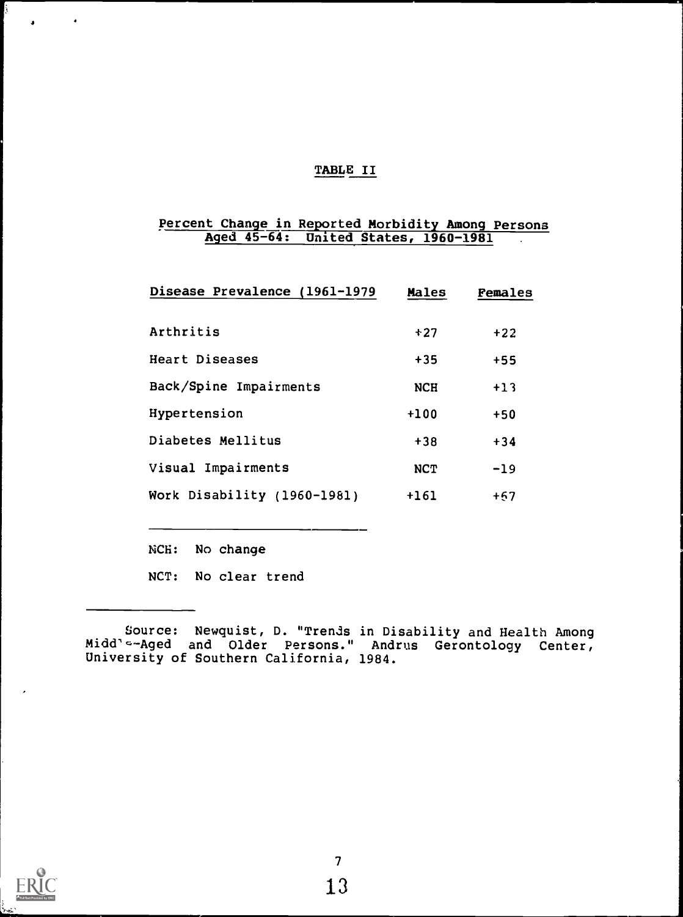# TABLE II

## Percent Change in Reported Morbidity Among Persons Aged 45-64: United States, 1960-1981

| Disease Prevalence (1961-1979 | Males | Females |
|---|---|---|
| Arthritis | +27 | +22 |
| Heart Diseases | +35 | +55 |
| Back/Spine Impairments | NCH | +13 |
| Hypertension | +100 | +50 |
| Diabetes Mellitus | +38 | +34 |
| Visual Impairments | NCT | -19 |
| Work Disability (1960-1981) | +161 | +67 |

NCH: No change

NCT: No clear trend

Source: Newquist, D. "Trends in Disability and Health Among Middle-Aged and Older Persons." Andrus Gerontology Center, University of Southern California, 1984.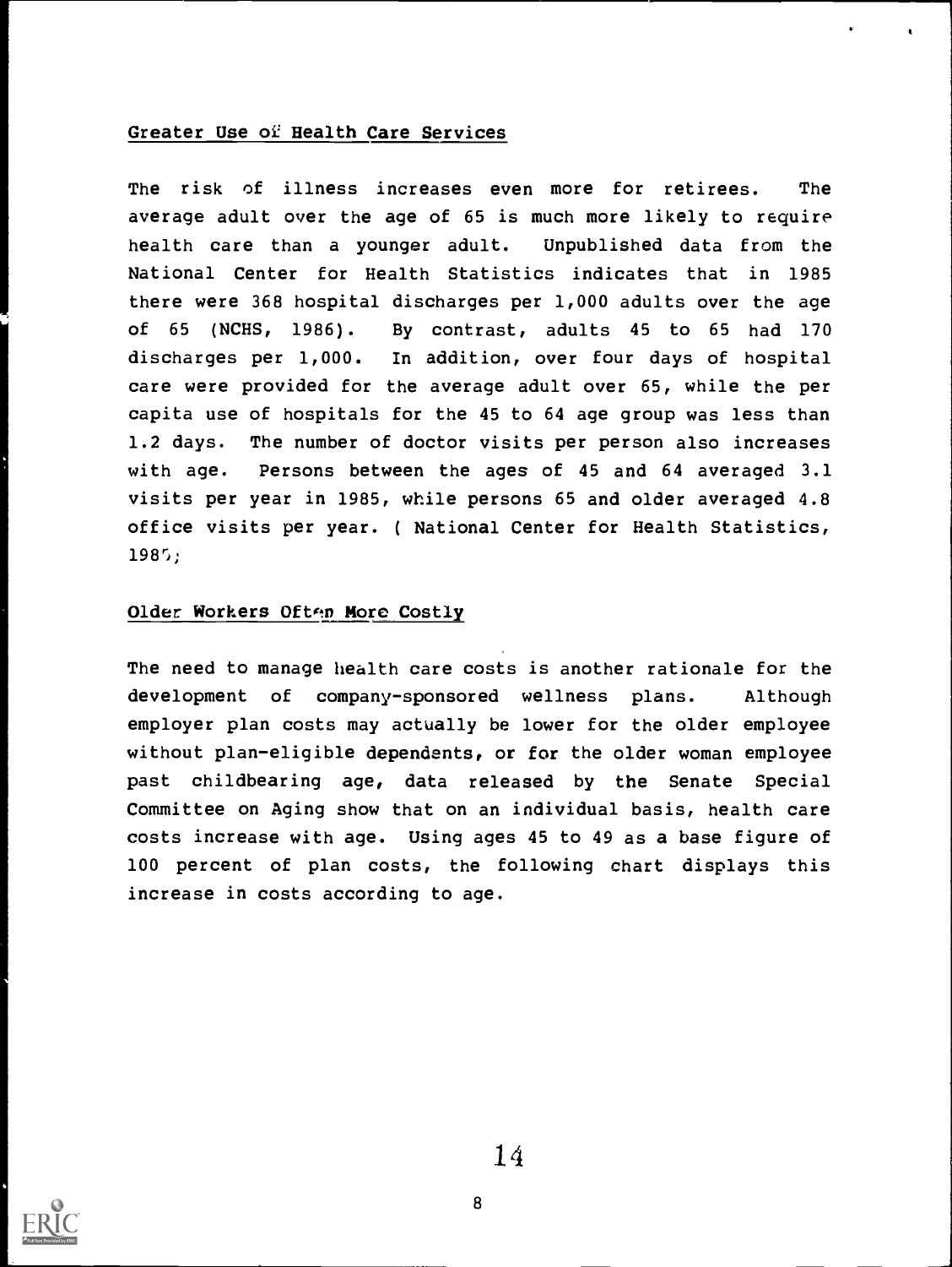## Greater Use of Health Care Services

The risk of illness increases even more for retirees. The average adult over the age of 65 is much more likely to require health care than a younger adult. Unpublished data from the National Center for Health Statistics indicates that in 1985 there were 368 hospital discharges per 1,000 adults over the age of 65 (NCHS, 1986). By contrast, adults 45 to 65 had 170 discharges per 1,000. In addition, over four days of hospital care were provided for the average adult over 65, while the per capita use of hospitals for the 45 to 64 age group was less than 1.2 days. The number of doctor visits per person also increases with age. Persons between the ages of 45 and 64 averaged 3.1 visits per year in 1985, while persons 65 and older averaged 4.8 office visits per year. ( National Center for Health Statistics, 1985;

## Older Workers Often More Costly

The need to manage health care costs is another rationale for the development of company-sponsored wellness plans. Although employer plan costs may actually be lower for the older employee without plan-eligible dependents, or for the older woman employee past childbearing age, data released by the Senate Special Committee on Aging show that on an individual basis, health care costs increase with age. Using ages 45 to 49 as a base figure of 100 percent of plan costs, the following chart displays this increase in costs according to age.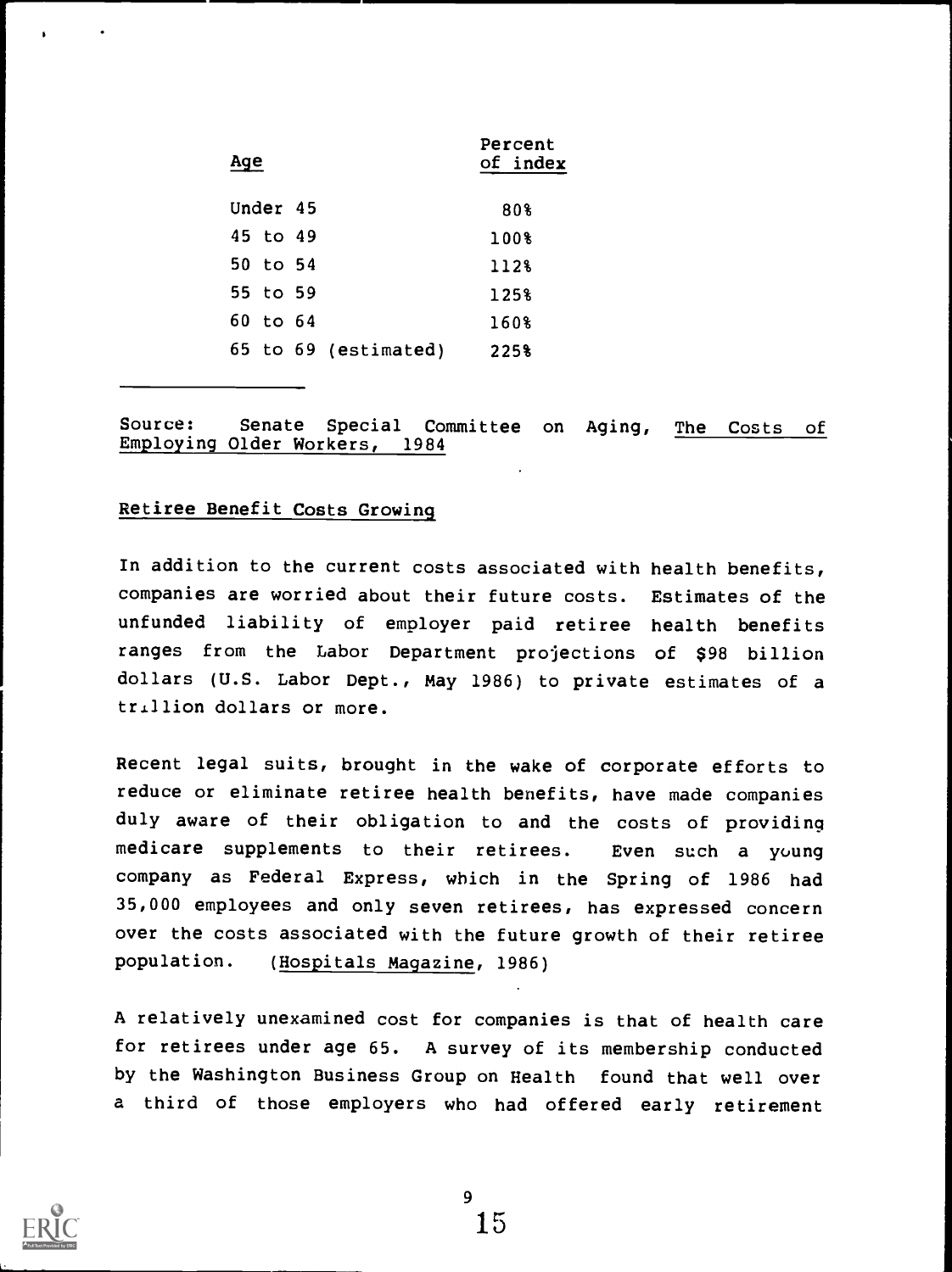| Age | Percent of index |
|---|---|
| Under 45 | 80% |
| 45 to 49 | 100% |
| 50 to 54 | 112% |
| 55 to 59 | 125% |
| 60 to 64 | 160% |
| 65 to 69 (estimated) | 225% |

Source: Senate Special Committee on Aging, The Costs of Employing Older Workers, 1984

Retiree Benefit Costs Growing

In addition to the current costs associated with health benefits, companies are worried about their future costs. Estimates of the unfunded liability of employer paid retiree health benefits ranges from the Labor Department projections of $98 billion dollars (U.S. Labor Dept., May 1986) to private estimates of a trillion dollars or more.

Recent legal suits, brought in the wake of corporate efforts to reduce or eliminate retiree health benefits, have made companies duly aware of their obligation to and the costs of providing medicare supplements to their retirees. Even such a young company as Federal Express, which in the Spring of 1986 had 35,000 employees and only seven retirees, has expressed concern over the costs associated with the future growth of their retiree population. (Hospitals Magazine, 1986)

A relatively unexamined cost for companies is that of health care for retirees under age 65. A survey of its membership conducted by the Washington Business Group on Health found that well over a third of those employers who had offered early retirement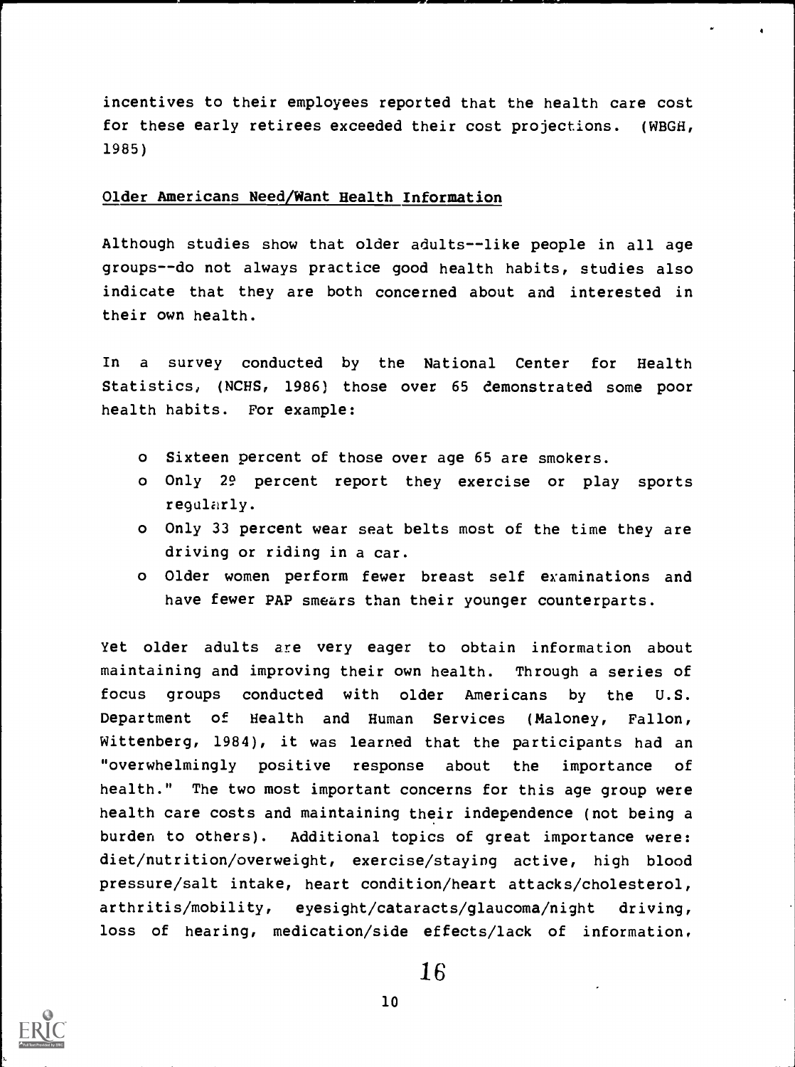incentives to their employees reported that the health care cost for these early retirees exceeded their cost projections. (WBGH, 1985)

Older Americans Need/Want Health Information

Although studies show that older adults--like people in all age groups--do not always practice good health habits, studies also indicate that they are both concerned about and interested in their own health.

In a survey conducted by the National Center for Health Statistics, (NCHS, 1986) those over 65 demonstrated some poor health habits. For example:

- Sixteen percent of those over age 65 are smokers.
- Only 29 percent report they exercise or play sports regularly.
- Only 33 percent wear seat belts most of the time they are driving or riding in a car.
- Older women perform fewer breast self examinations and have fewer PAP smears than their younger counterparts.

Yet older adults are very eager to obtain information about maintaining and improving their own health. Through a series of focus groups conducted with older Americans by the U.S. Department of Health and Human Services (Maloney, Fallon, Wittenberg, 1984), it was learned that the participants had an "overwhelmingly positive response about the importance of health." The two most important concerns for this age group were health care costs and maintaining their independence (not being a burden to others). Additional topics of great importance were: diet/nutrition/overweight, exercise/staying active, high blood pressure/salt intake, heart condition/heart attacks/cholesterol, arthritis/mobility, eyesight/cataracts/glaucoma/night driving, loss of hearing, medication/side effects/lack of information,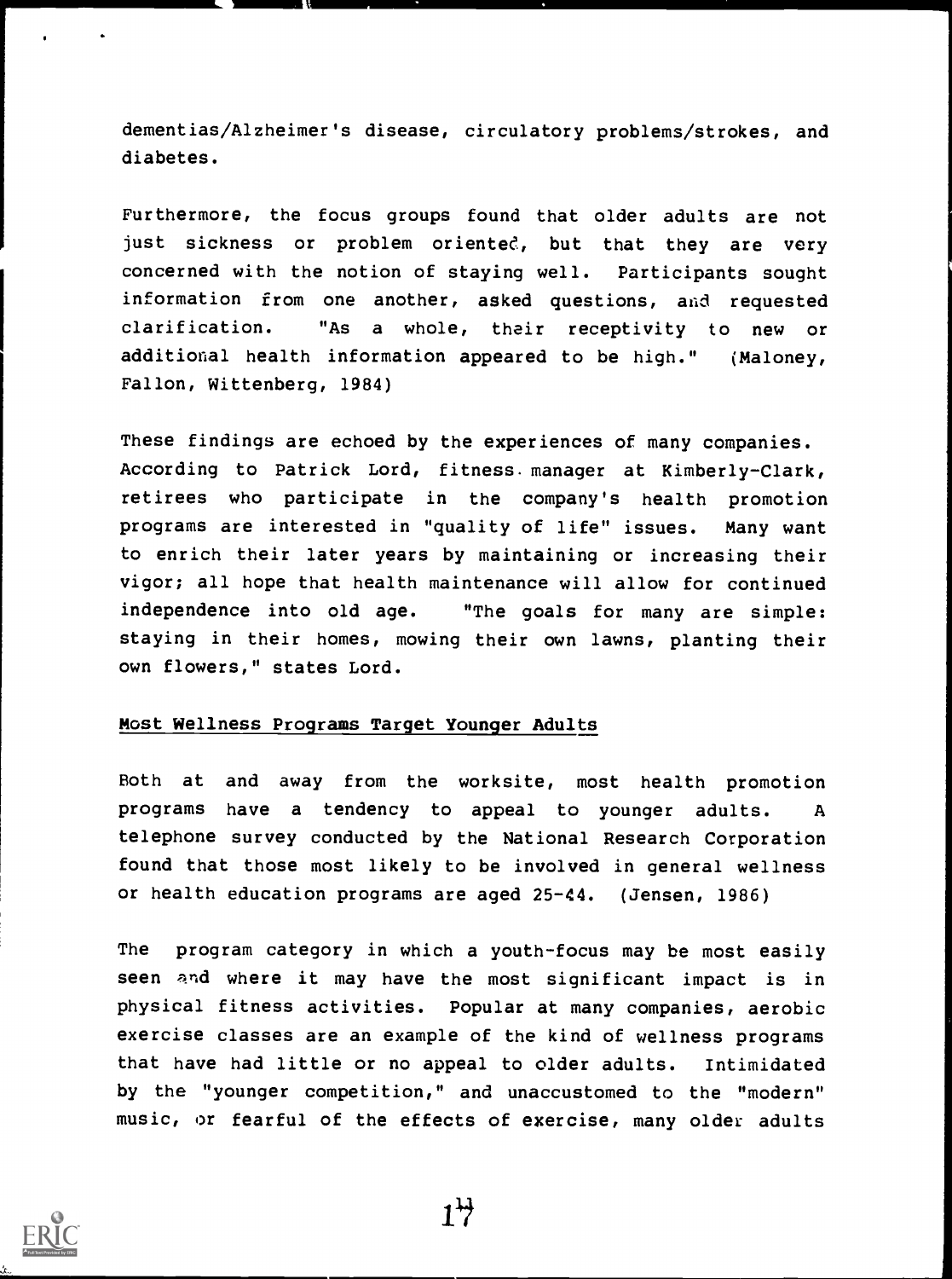dementias/Alzheimer's disease, circulatory problems/strokes, and diabetes.

Furthermore, the focus groups found that older adults are not just sickness or problem oriented, but that they are very concerned with the notion of staying well. Participants sought information from one another, asked questions, and requested clarification. "As a whole, their receptivity to new or additional health information appeared to be high." (Maloney, Fallon, Wittenberg, 1984)

These findings are echoed by the experiences of many companies. According to Patrick Lord, fitness manager at Kimberly-Clark, retirees who participate in the company's health promotion programs are interested in "quality of life" issues. Many want to enrich their later years by maintaining or increasing their vigor; all hope that health maintenance will allow for continued independence into old age. "The goals for many are simple: staying in their homes, mowing their own lawns, planting their own flowers," states Lord.

## Most Wellness Programs Target Younger Adults

Both at and away from the worksite, most health promotion programs have a tendency to appeal to younger adults. A telephone survey conducted by the National Research Corporation found that those most likely to be involved in general wellness or health education programs are aged 25-44. (Jensen, 1986)

The program category in which a youth-focus may be most easily seen and where it may have the most significant impact is in physical fitness activities. Popular at many companies, aerobic exercise classes are an example of the kind of wellness programs that have had little or no appeal to older adults. Intimidated by the "younger competition," and unaccustomed to the "modern" music, or fearful of the effects of exercise, many older adults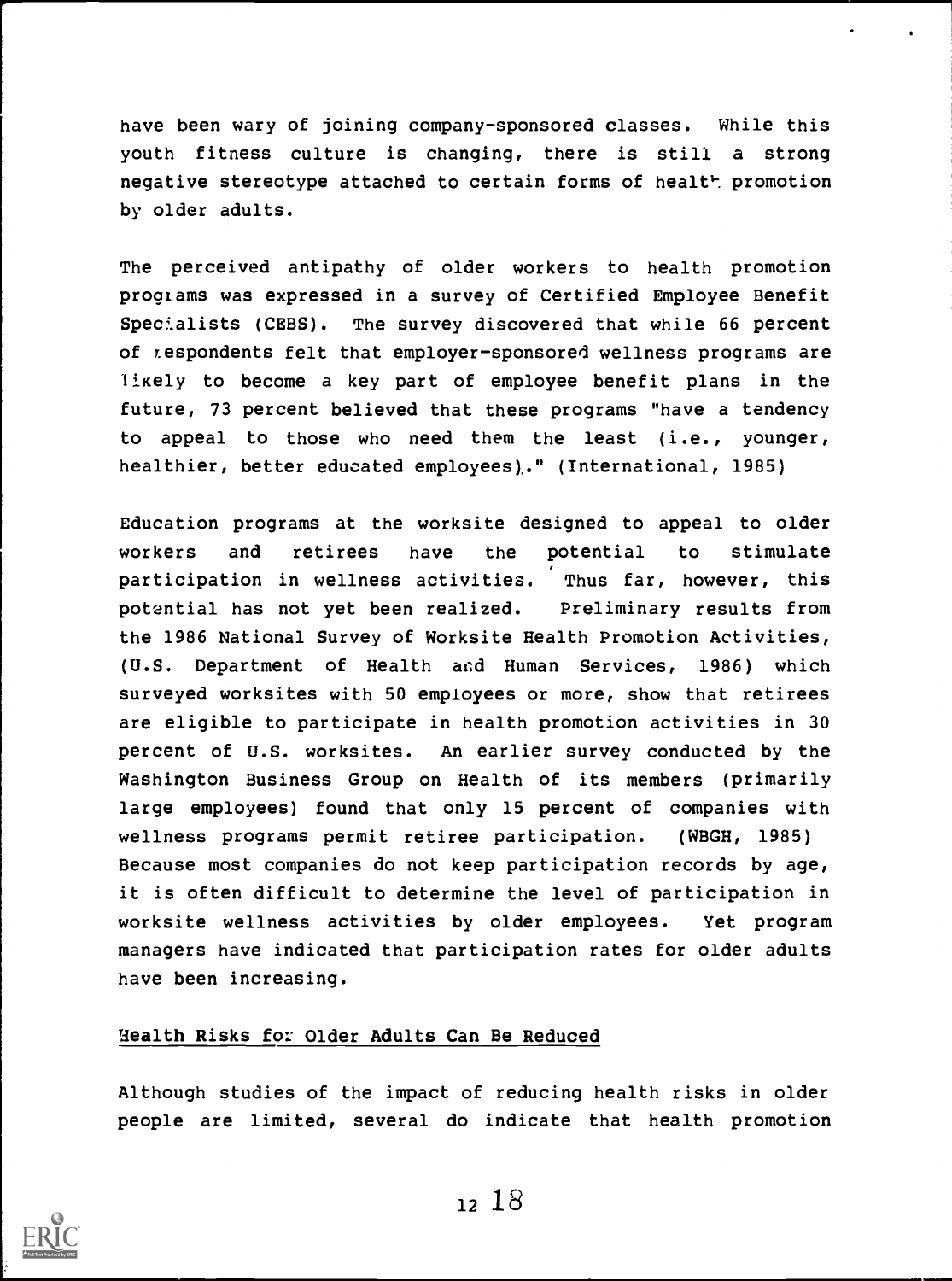have been wary of joining company-sponsored classes. While this youth fitness culture is changing, there is still a strong negative stereotype attached to certain forms of health promotion by older adults.

The perceived antipathy of older workers to health promotion programs was expressed in a survey of Certified Employee Benefit Specialists (CEBS). The survey discovered that while 66 percent of respondents felt that employer-sponsored wellness programs are likely to become a key part of employee benefit plans in the future, 73 percent believed that these programs "have a tendency to appeal to those who need them the least (i.e., younger, healthier, better educated employees)." (International, 1985)

Education programs at the worksite designed to appeal to older workers and retirees have the potential to stimulate participation in wellness activities. Thus far, however, this potential has not yet been realized. Preliminary results from the 1986 National Survey of Worksite Health Promotion Activities, (U.S. Department of Health and Human Services, 1986) which surveyed worksites with 50 employees or more, show that retirees are eligible to participate in health promotion activities in 30 percent of U.S. worksites. An earlier survey conducted by the Washington Business Group on Health of its members (primarily large employees) found that only 15 percent of companies with wellness programs permit retiree participation. (WBGH, 1985) Because most companies do not keep participation records by age, it is often difficult to determine the level of participation in worksite wellness activities by older employees. Yet program managers have indicated that participation rates for older adults have been increasing.

## Health Risks for Older Adults Can Be Reduced

Although studies of the impact of reducing health risks in older people are limited, several do indicate that health promotion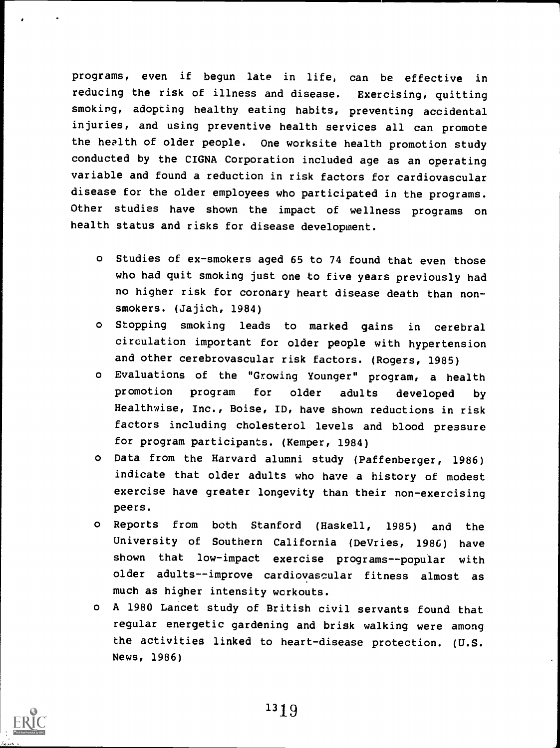programs, even if begun late in life, can be effective in reducing the risk of illness and disease. Exercising, quitting smoking, adopting healthy eating habits, preventing accidental injuries, and using preventive health services all can promote the health of older people. One worksite health promotion study conducted by the CIGNA Corporation included age as an operating variable and found a reduction in risk factors for cardiovascular disease for the older employees who participated in the programs. Other studies have shown the impact of wellness programs on health status and risks for disease development.

- Studies of ex-smokers aged 65 to 74 found that even those who had quit smoking just one to five years previously had no higher risk for coronary heart disease death than non-smokers. (Jajich, 1984)
- Stopping smoking leads to marked gains in cerebral circulation important for older people with hypertension and other cerebrovascular risk factors. (Rogers, 1985)
- Evaluations of the "Growing Younger" program, a health promotion program for older adults developed by Healthwise, Inc., Boise, ID, have shown reductions in risk factors including cholesterol levels and blood pressure for program participants. (Kemper, 1984)
- Data from the Harvard alumni study (Paffenberger, 1986) indicate that older adults who have a history of modest exercise have greater longevity than their non-exercising peers.
- Reports from both Stanford (Haskell, 1985) and the University of Southern California (DeVries, 1986) have shown that low-impact exercise programs--popular with older adults--improve cardiovascular fitness almost as much as higher intensity workouts.
- A 1980 Lancet study of British civil servants found that regular energetic gardening and brisk walking were among the activities linked to heart-disease protection. (U.S. News, 1986)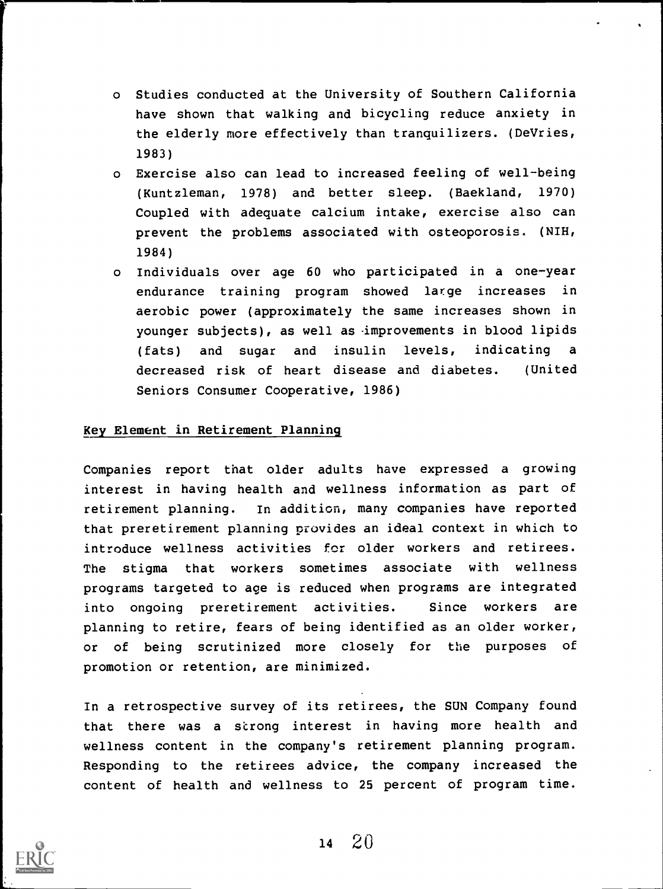- Studies conducted at the University of Southern California have shown that walking and bicycling reduce anxiety in the elderly more effectively than tranquilizers. (DeVries, 1983)
- Exercise also can lead to increased feeling of well-being (Kuntzleman, 1978) and better sleep. (Baekland, 1970) Coupled with adequate calcium intake, exercise also can prevent the problems associated with osteoporosis. (NIH, 1984)
- Individuals over age 60 who participated in a one-year endurance training program showed large increases in aerobic power (approximately the same increases shown in younger subjects), as well as improvements in blood lipids (fats) and sugar and insulin levels, indicating a decreased risk of heart disease and diabetes. (United Seniors Consumer Cooperative, 1986)

## Key Element in Retirement Planning

Companies report that older adults have expressed a growing interest in having health and wellness information as part of retirement planning. In addition, many companies have reported that preretirement planning provides an ideal context in which to introduce wellness activities for older workers and retirees. The stigma that workers sometimes associate with wellness programs targeted to age is reduced when programs are integrated into ongoing preretirement activities. Since workers are planning to retire, fears of being identified as an older worker, or of being scrutinized more closely for the purposes of promotion or retention, are minimized.

In a retrospective survey of its retirees, the SUN Company found that there was a strong interest in having more health and wellness content in the company's retirement planning program. Responding to the retirees advice, the company increased the content of health and wellness to 25 percent of program time.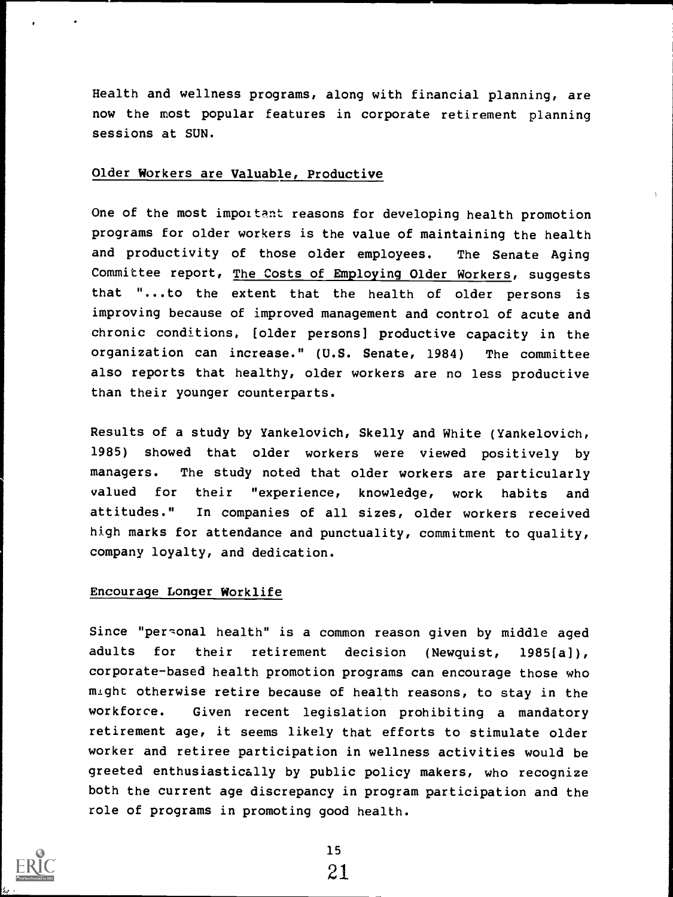Health and wellness programs, along with financial planning, are now the most popular features in corporate retirement planning sessions at SUN.

### Older Workers are Valuable, Productive

One of the most important reasons for developing health promotion programs for older workers is the value of maintaining the health and productivity of those older employees. The Senate Aging Committee report, The Costs of Employing Older Workers, suggests that "...to the extent that the health of older persons is improving because of improved management and control of acute and chronic conditions, [older persons] productive capacity in the organization can increase." (U.S. Senate, 1984) The committee also reports that healthy, older workers are no less productive than their younger counterparts.

Results of a study by Yankelovich, Skelly and White (Yankelovich, 1985) showed that older workers were viewed positively by managers. The study noted that older workers are particularly valued for their "experience, knowledge, work habits and attitudes." In companies of all sizes, older workers received high marks for attendance and punctuality, commitment to quality, company loyalty, and dedication.

### Encourage Longer Worklife

Since "personal health" is a common reason given by middle aged adults for their retirement decision (Newquist, 1985[a]), corporate-based health promotion programs can encourage those who might otherwise retire because of health reasons, to stay in the workforce. Given recent legislation prohibiting a mandatory retirement age, it seems likely that efforts to stimulate older worker and retiree participation in wellness activities would be greeted enthusiastically by public policy makers, who recognize both the current age discrepancy in program participation and the role of programs in promoting good health.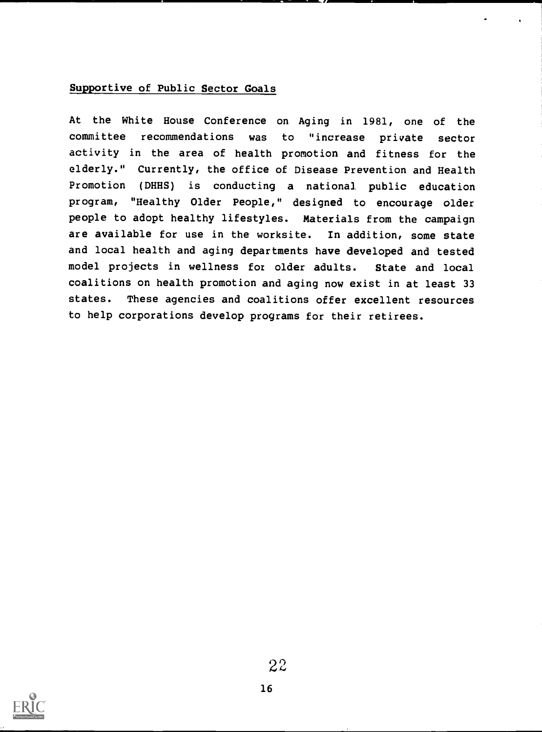Supportive of Public Sector Goals

At the White House Conference on Aging in 1981, one of the committee recommendations was to "increase private sector activity in the area of health promotion and fitness for the elderly." Currently, the office of Disease Prevention and Health Promotion (DHHS) is conducting a national public education program, "Healthy Older People," designed to encourage older people to adopt healthy lifestyles. Materials from the campaign are available for use in the worksite. In addition, some state and local health and aging departments have developed and tested model projects in wellness for older adults. State and local coalitions on health promotion and aging now exist in at least 33 states. These agencies and coalitions offer excellent resources to help corporations develop programs for their retirees.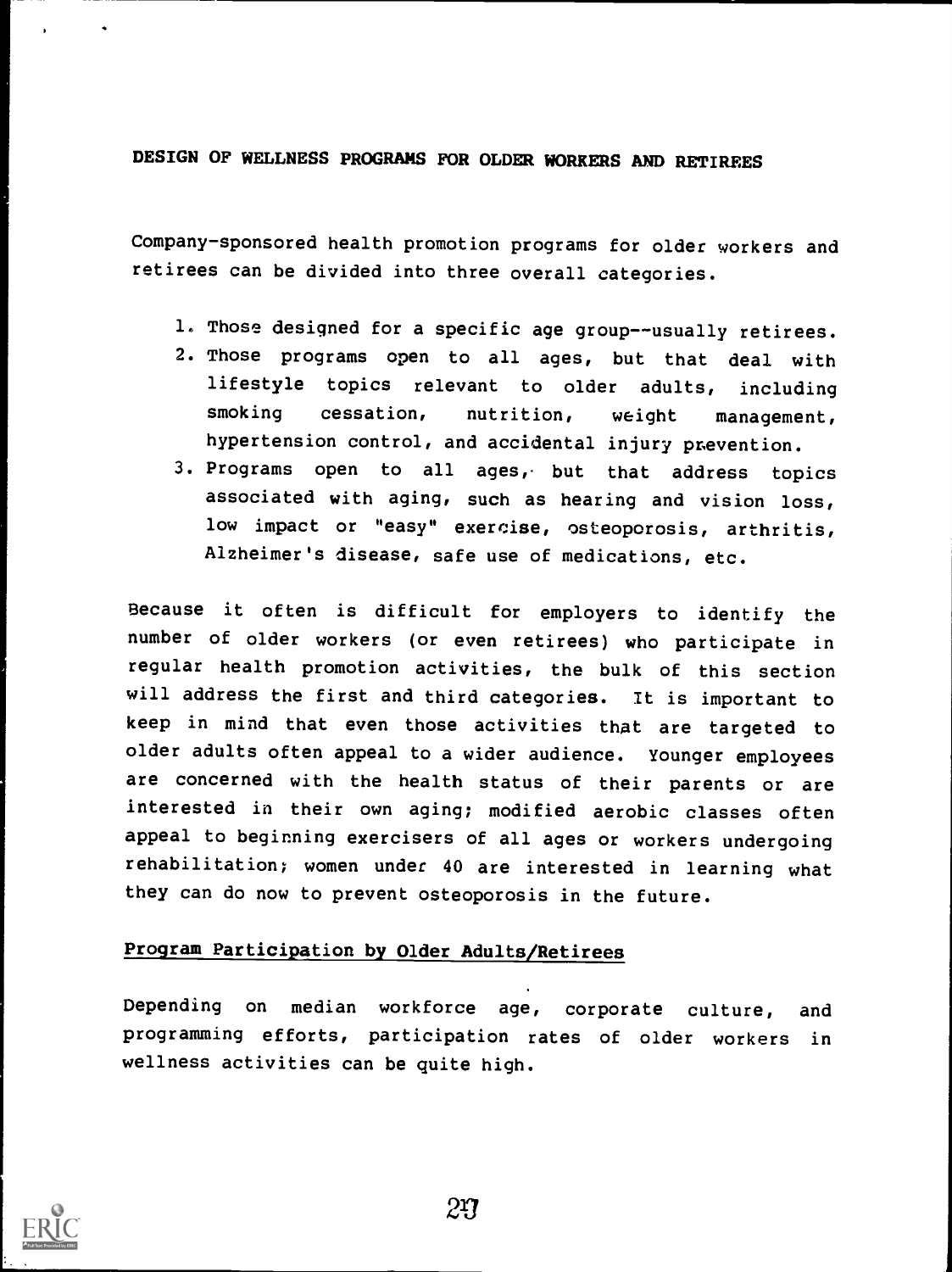## DESIGN OF WELLNESS PROGRAMS FOR OLDER WORKERS AND RETIREES

Company-sponsored health promotion programs for older workers and retirees can be divided into three overall categories.

1. Those designed for a specific age group--usually retirees.
2. Those programs open to all ages, but that deal with lifestyle topics relevant to older adults, including smoking cessation, nutrition, weight management, hypertension control, and accidental injury prevention.
3. Programs open to all ages, but that address topics associated with aging, such as hearing and vision loss, low impact or "easy" exercise, osteoporosis, arthritis, Alzheimer's disease, safe use of medications, etc.

Because it often is difficult for employers to identify the number of older workers (or even retirees) who participate in regular health promotion activities, the bulk of this section will address the first and third categories. It is important to keep in mind that even those activities that are targeted to older adults often appeal to a wider audience. Younger employees are concerned with the health status of their parents or are interested in their own aging; modified aerobic classes often appeal to beginning exercisers of all ages or workers undergoing rehabilitation; women under 40 are interested in learning what they can do now to prevent osteoporosis in the future.

### Program Participation by Older Adults/Retirees

Depending on median workforce age, corporate culture, and programming efforts, participation rates of older workers in wellness activities can be quite high.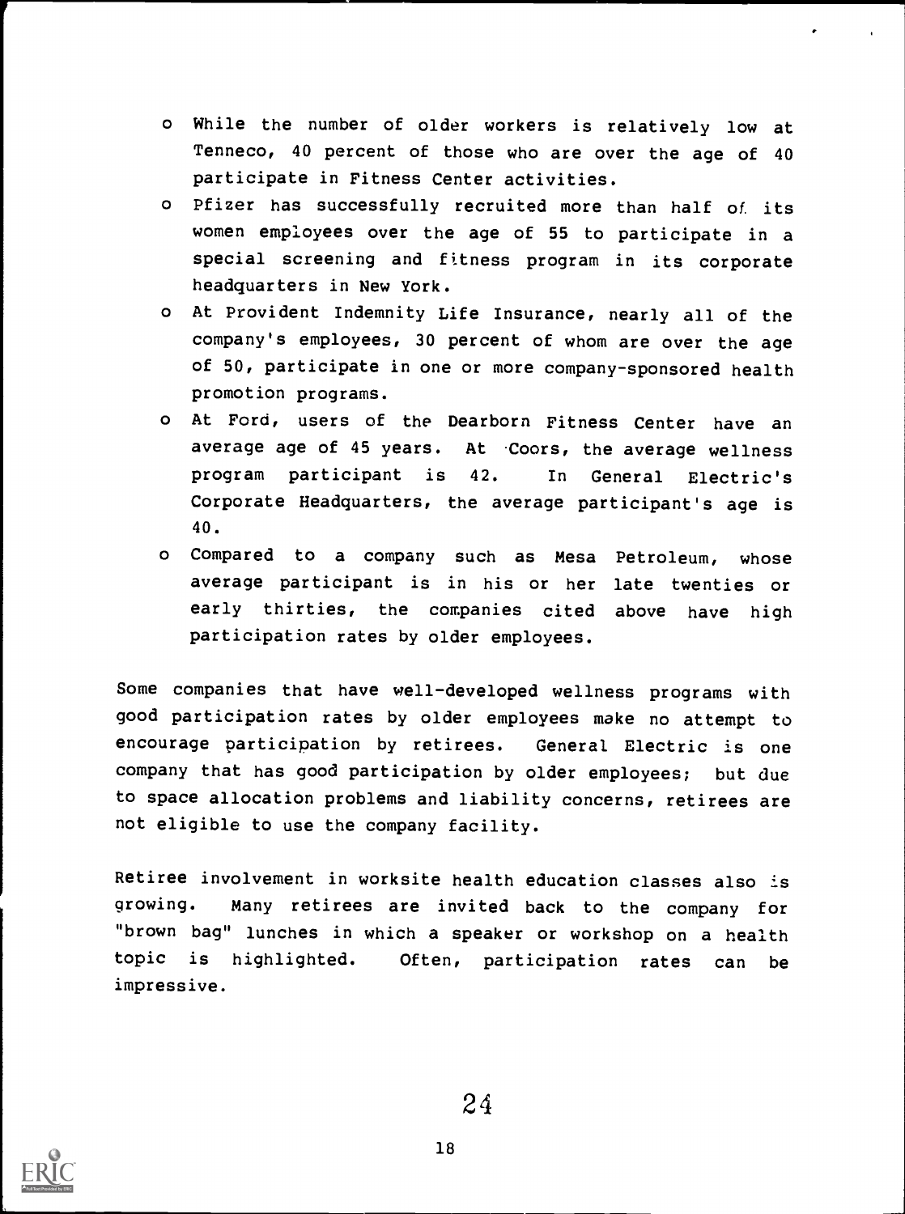- While the number of older workers is relatively low at Tenneco, 40 percent of those who are over the age of 40 participate in Fitness Center activities.
- Pfizer has successfully recruited more than half of its women employees over the age of 55 to participate in a special screening and fitness program in its corporate headquarters in New York.
- At Provident Indemnity Life Insurance, nearly all of the company's employees, 30 percent of whom are over the age of 50, participate in one or more company-sponsored health promotion programs.
- At Ford, users of the Dearborn Fitness Center have an average age of 45 years. At Coors, the average wellness program participant is 42. In General Electric's Corporate Headquarters, the average participant's age is 40.
- Compared to a company such as Mesa Petroleum, whose average participant is in his or her late twenties or early thirties, the companies cited above have high participation rates by older employees.

Some companies that have well-developed wellness programs with good participation rates by older employees make no attempt to encourage participation by retirees. General Electric is one company that has good participation by older employees; but due to space allocation problems and liability concerns, retirees are not eligible to use the company facility.

Retiree involvement in worksite health education classes also is growing. Many retirees are invited back to the company for "brown bag" lunches in which a speaker or workshop on a health topic is highlighted. Often, participation rates can be impressive.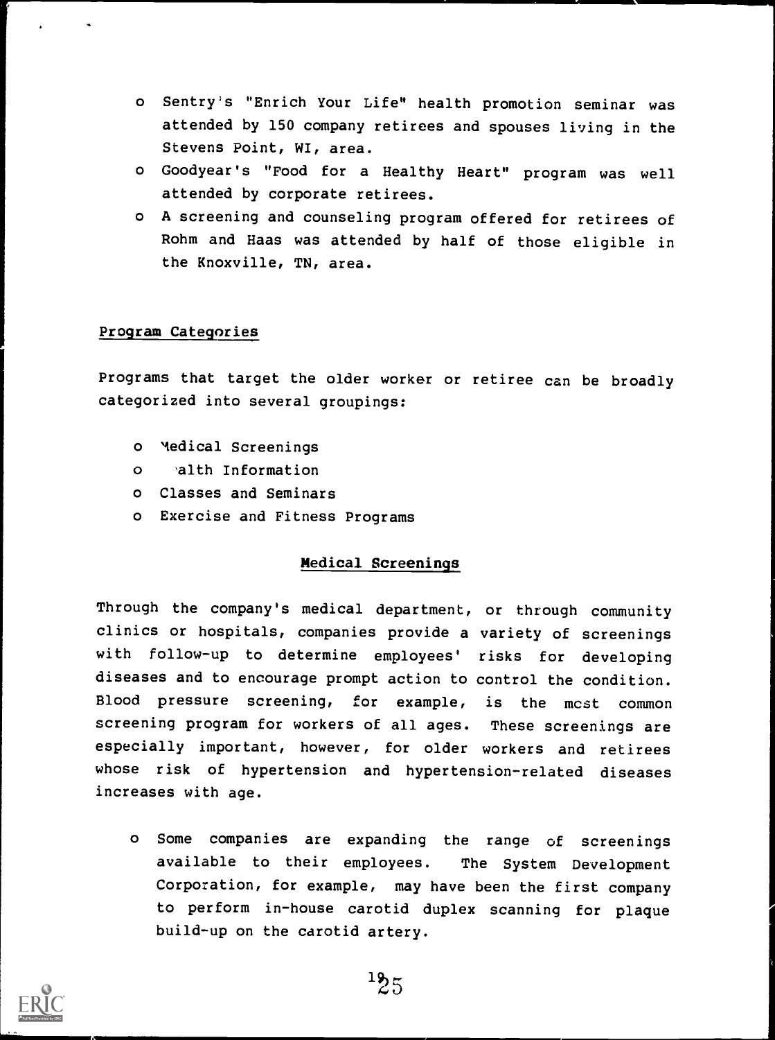- Sentry's "Enrich Your Life" health promotion seminar was attended by 150 company retirees and spouses living in the Stevens Point, WI, area.
- Goodyear's "Food for a Healthy Heart" program was well attended by corporate retirees.
- A screening and counseling program offered for retirees of Rohm and Haas was attended by half of those eligible in the Knoxville, TN, area.

## Program Categories

Programs that target the older worker or retiree can be broadly categorized into several groupings:

- Medical Screenings
- Health Information
- Classes and Seminars
- Exercise and Fitness Programs

### Medical Screenings

Through the company's medical department, or through community clinics or hospitals, companies provide a variety of screenings with follow-up to determine employees' risks for developing diseases and to encourage prompt action to control the condition. Blood pressure screening, for example, is the most common screening program for workers of all ages. These screenings are especially important, however, for older workers and retirees whose risk of hypertension and hypertension-related diseases increases with age.

- Some companies are expanding the range of screenings available to their employees. The System Development Corporation, for example, may have been the first company to perform in-house carotid duplex scanning for plaque build-up on the carotid artery.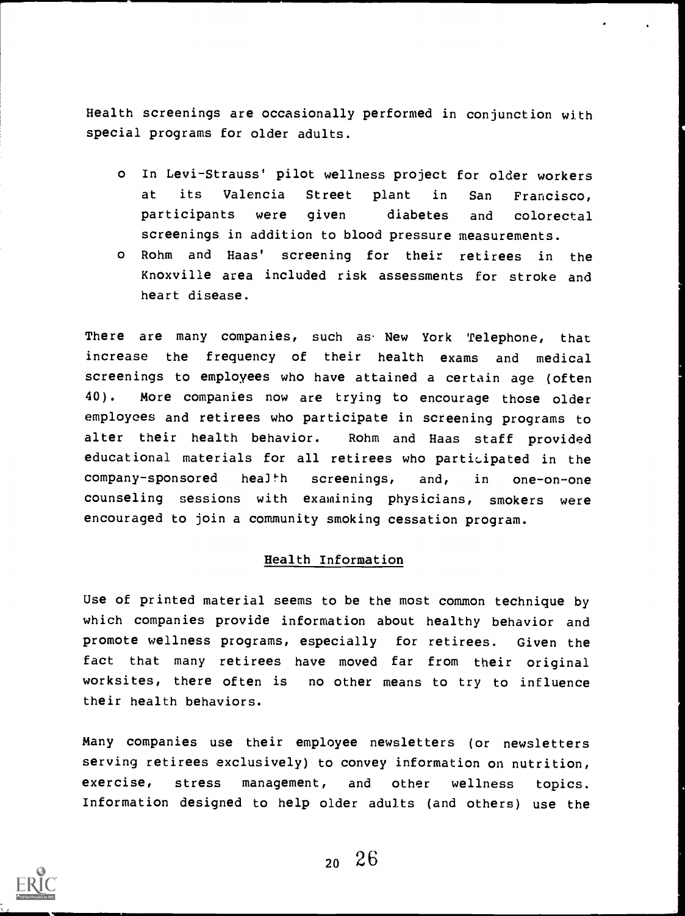Health screenings are occasionally performed in conjunction with special programs for older adults.

- In Levi-Strauss' pilot wellness project for older workers at its Valencia Street plant in San Francisco, participants were given diabetes and colorectal screenings in addition to blood pressure measurements.
- Rohm and Haas' screening for their retirees in the Knoxville area included risk assessments for stroke and heart disease.

There are many companies, such as New York Telephone, that increase the frequency of their health exams and medical screenings to employees who have attained a certain age (often 40). More companies now are trying to encourage those older employees and retirees who participate in screening programs to alter their health behavior. Rohm and Haas staff provided educational materials for all retirees who participated in the company-sponsored health screenings, and, in one-on-one counseling sessions with examining physicians, smokers were encouraged to join a community smoking cessation program.

## Health Information

Use of printed material seems to be the most common technique by which companies provide information about healthy behavior and promote wellness programs, especially for retirees. Given the fact that many retirees have moved far from their original worksites, there often is no other means to try to influence their health behaviors.

Many companies use their employee newsletters (or newsletters serving retirees exclusively) to convey information on nutrition, exercise, stress management, and other wellness topics. Information designed to help older adults (and others) use the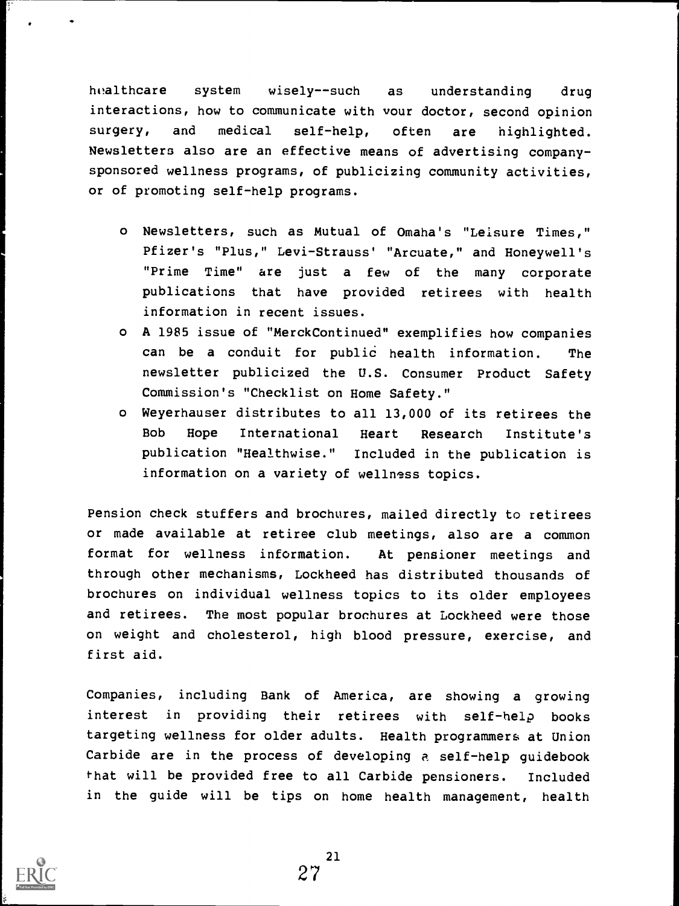healthcare system wisely--such as understanding drug interactions, how to communicate with your doctor, second opinion surgery, and medical self-help, often are highlighted. Newsletters also are an effective means of advertising company-sponsored wellness programs, of publicizing community activities, or of promoting self-help programs.

- Newsletters, such as Mutual of Omaha's "Leisure Times," Pfizer's "Plus," Levi-Strauss' "Arcuate," and Honeywell's "Prime Time" are just a few of the many corporate publications that have provided retirees with health information in recent issues.
- A 1985 issue of "MerckContinued" exemplifies how companies can be a conduit for public health information. The newsletter publicized the U.S. Consumer Product Safety Commission's "Checklist on Home Safety."
- Weyerhauser distributes to all 13,000 of its retirees the Bob Hope International Heart Research Institute's publication "Healthwise." Included in the publication is information on a variety of wellness topics.

Pension check stuffers and brochures, mailed directly to retirees or made available at retiree club meetings, also are a common format for wellness information. At pensioner meetings and through other mechanisms, Lockheed has distributed thousands of brochures on individual wellness topics to its older employees and retirees. The most popular brochures at Lockheed were those on weight and cholesterol, high blood pressure, exercise, and first aid.

Companies, including Bank of America, are showing a growing interest in providing their retirees with self-help books targeting wellness for older adults. Health programmers at Union Carbide are in the process of developing a self-help guidebook that will be provided free to all Carbide pensioners. Included in the guide will be tips on home health management, health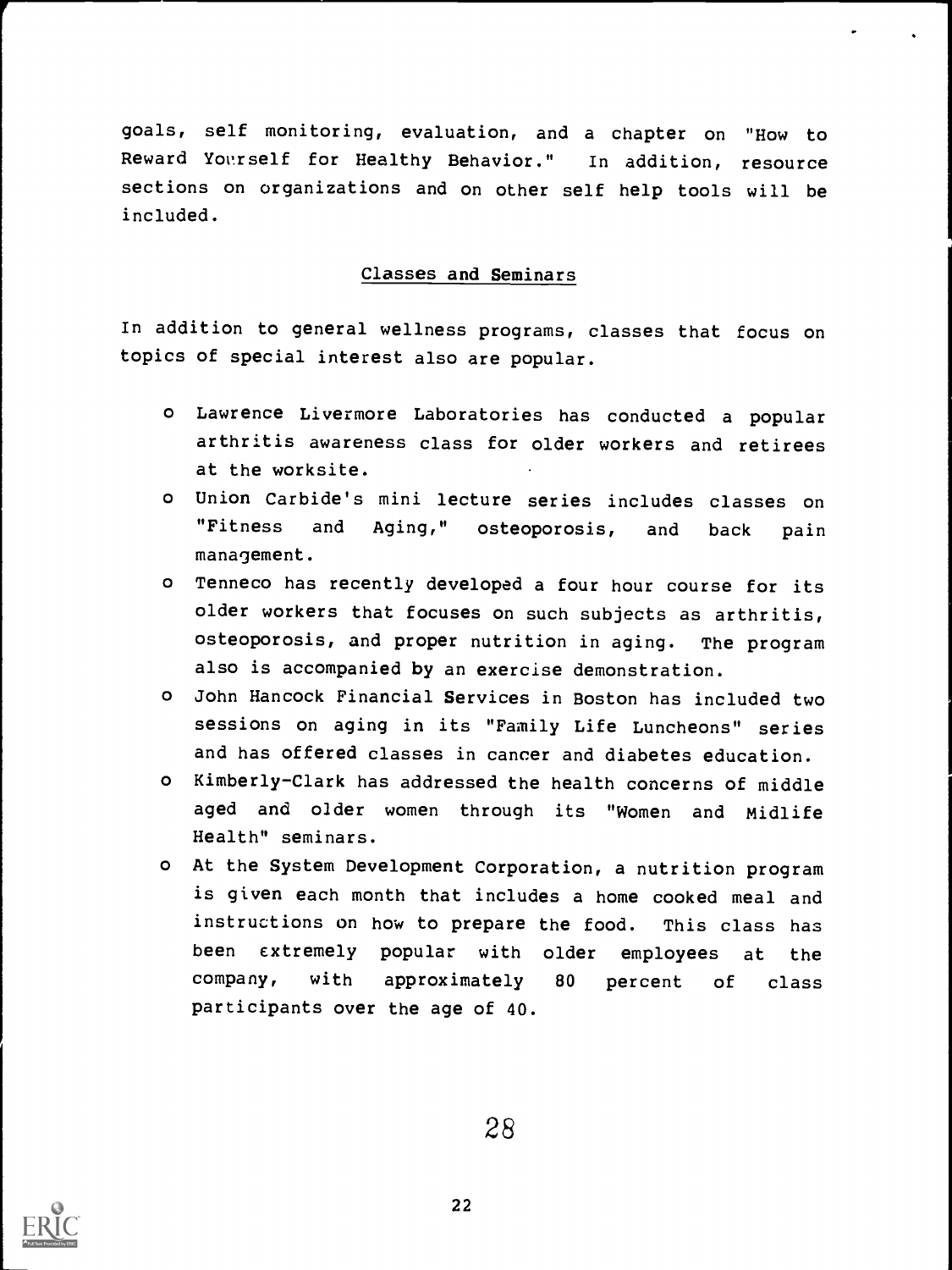goals, self monitoring, evaluation, and a chapter on "How to Reward Yourself for Healthy Behavior." In addition, resource sections on organizations and on other self help tools will be included.

## Classes and Seminars

In addition to general wellness programs, classes that focus on topics of special interest also are popular.

- Lawrence Livermore Laboratories has conducted a popular arthritis awareness class for older workers and retirees at the worksite.
- Union Carbide's mini lecture series includes classes on "Fitness and Aging," osteoporosis, and back pain management.
- Tenneco has recently developed a four hour course for its older workers that focuses on such subjects as arthritis, osteoporosis, and proper nutrition in aging. The program also is accompanied by an exercise demonstration.
- John Hancock Financial Services in Boston has included two sessions on aging in its "Family Life Luncheons" series and has offered classes in cancer and diabetes education.
- Kimberly-Clark has addressed the health concerns of middle aged and older women through its "Women and Midlife Health" seminars.
- At the System Development Corporation, a nutrition program is given each month that includes a home cooked meal and instructions on how to prepare the food. This class has been extremely popular with older employees at the company, with approximately 80 percent of class participants over the age of 40.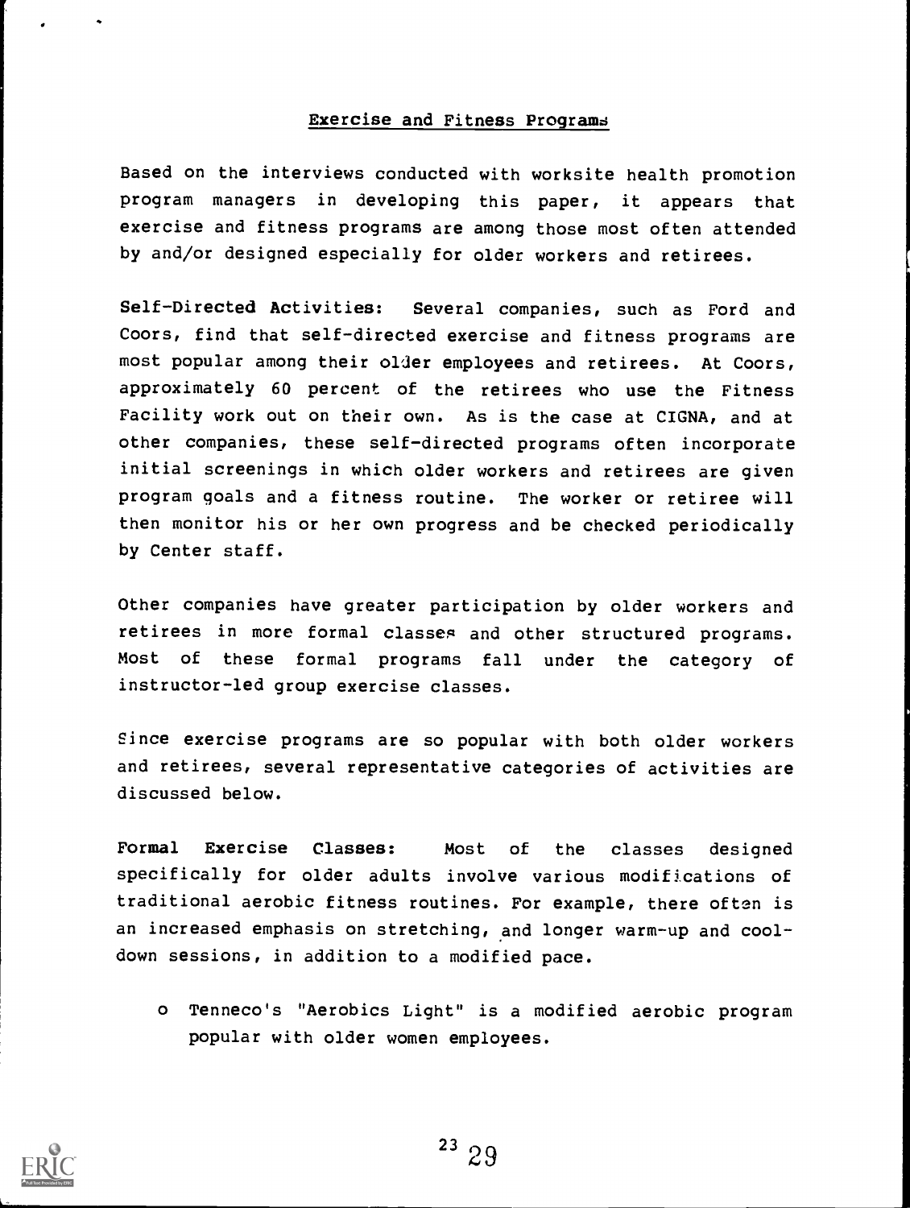## Exercise and Fitness Programs

Based on the interviews conducted with worksite health promotion program managers in developing this paper, it appears that exercise and fitness programs are among those most often attended by and/or designed especially for older workers and retirees.

**Self-Directed Activities:** Several companies, such as Ford and Coors, find that self-directed exercise and fitness programs are most popular among their older employees and retirees. At Coors, approximately 60 percent of the retirees who use the Fitness Facility work out on their own. As is the case at CIGNA, and at other companies, these self-directed programs often incorporate initial screenings in which older workers and retirees are given program goals and a fitness routine. The worker or retiree will then monitor his or her own progress and be checked periodically by Center staff.

Other companies have greater participation by older workers and retirees in more formal classes and other structured programs. Most of these formal programs fall under the category of instructor-led group exercise classes.

Since exercise programs are so popular with both older workers and retirees, several representative categories of activities are discussed below.

**Formal Exercise Classes:** Most of the classes designed specifically for older adults involve various modifications of traditional aerobic fitness routines. For example, there often is an increased emphasis on stretching, and longer warm-up and cool-down sessions, in addition to a modified pace.

- Tenneco's "Aerobics Light" is a modified aerobic program popular with older women employees.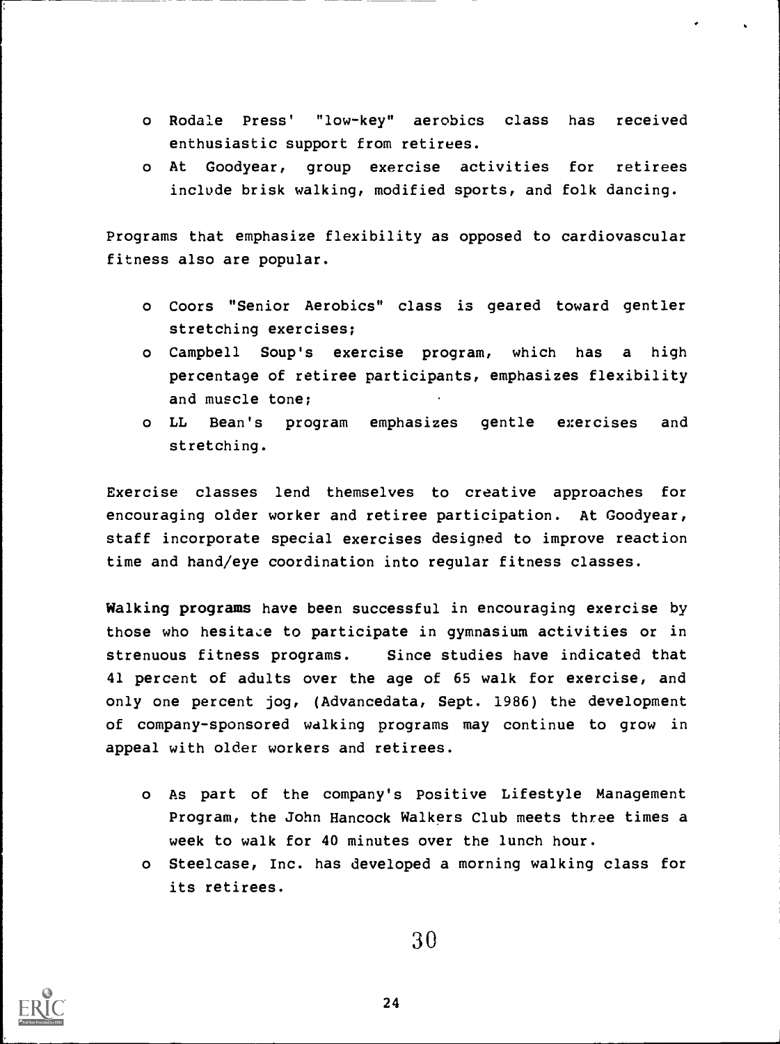- Rodale Press' "low-key" aerobics class has received enthusiastic support from retirees.
- At Goodyear, group exercise activities for retirees include brisk walking, modified sports, and folk dancing.

Programs that emphasize flexibility as opposed to cardiovascular fitness also are popular.

- Coors "Senior Aerobics" class is geared toward gentler stretching exercises;
- Campbell Soup's exercise program, which has a high percentage of retiree participants, emphasizes flexibility and muscle tone;
- LL Bean's program emphasizes gentle exercises and stretching.

Exercise classes lend themselves to creative approaches for encouraging older worker and retiree participation. At Goodyear, staff incorporate special exercises designed to improve reaction time and hand/eye coordination into regular fitness classes.

**Walking programs** have been successful in encouraging exercise by those who hesitate to participate in gymnasium activities or in strenuous fitness programs. Since studies have indicated that 41 percent of adults over the age of 65 walk for exercise, and only one percent jog, (Advancedata, Sept. 1986) the development of company-sponsored walking programs may continue to grow in appeal with older workers and retirees.

- As part of the company's Positive Lifestyle Management Program, the John Hancock Walkers Club meets three times a week to walk for 40 minutes over the lunch hour.
- Steelcase, Inc. has developed a morning walking class for its retirees.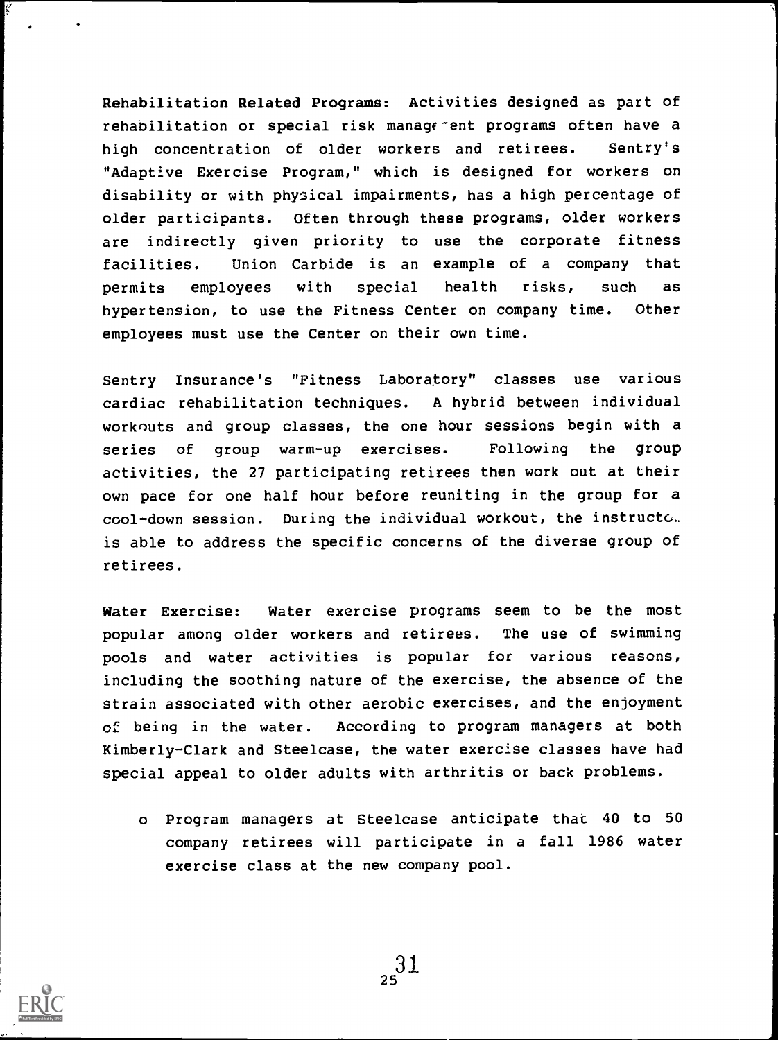**Rehabilitation Related Programs:** Activities designed as part of rehabilitation or special risk management programs often have a high concentration of older workers and retirees. Sentry's "Adaptive Exercise Program," which is designed for workers on disability or with physical impairments, has a high percentage of older participants. Often through these programs, older workers are indirectly given priority to use the corporate fitness facilities. Union Carbide is an example of a company that permits employees with special health risks, such as hypertension, to use the Fitness Center on company time. Other employees must use the Center on their own time.

Sentry Insurance's "Fitness Laboratory" classes use various cardiac rehabilitation techniques. A hybrid between individual workouts and group classes, the one hour sessions begin with a series of group warm-up exercises. Following the group activities, the 27 participating retirees then work out at their own pace for one half hour before reuniting in the group for a cool-down session. During the individual workout, the instructor is able to address the specific concerns of the diverse group of retirees.

**Water Exercise:** Water exercise programs seem to be the most popular among older workers and retirees. The use of swimming pools and water activities is popular for various reasons, including the soothing nature of the exercise, the absence of the strain associated with other aerobic exercises, and the enjoyment of being in the water. According to program managers at both Kimberly-Clark and Steelcase, the water exercise classes have had special appeal to older adults with arthritis or back problems.

- Program managers at Steelcase anticipate that 40 to 50 company retirees will participate in a fall 1986 water exercise class at the new company pool.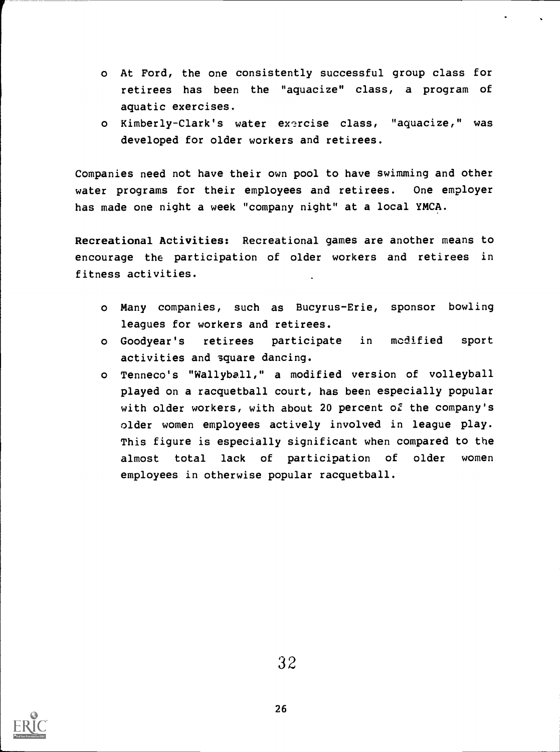- At Ford, the one consistently successful group class for retirees has been the "aquacize" class, a program of aquatic exercises.
- Kimberly-Clark's water exercise class, "aquacize," was developed for older workers and retirees.

Companies need not have their own pool to have swimming and other water programs for their employees and retirees. One employer has made one night a week "company night" at a local YMCA.

**Recreational Activities:** Recreational games are another means to encourage the participation of older workers and retirees in fitness activities.

- Many companies, such as Bucyrus-Erie, sponsor bowling leagues for workers and retirees.
- Goodyear's retirees participate in modified sport activities and square dancing.
- Tenneco's "Wallyball," a modified version of volleyball played on a racquetball court, has been especially popular with older workers, with about 20 percent of the company's older women employees actively involved in league play. This figure is especially significant when compared to the almost total lack of participation of older women employees in otherwise popular racquetball.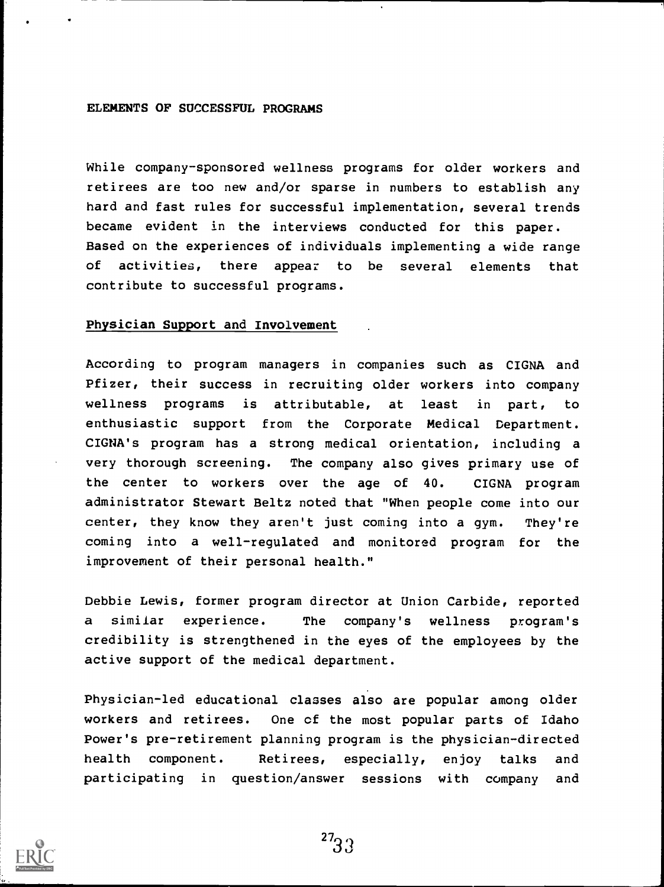## ELEMENTS OF SUCCESSFUL PROGRAMS

While company-sponsored wellness programs for older workers and retirees are too new and/or sparse in numbers to establish any hard and fast rules for successful implementation, several trends became evident in the interviews conducted for this paper. Based on the experiences of individuals implementing a wide range of activities, there appear to be several elements that contribute to successful programs.

### Physician Support and Involvement

According to program managers in companies such as CIGNA and Pfizer, their success in recruiting older workers into company wellness programs is attributable, at least in part, to enthusiastic support from the Corporate Medical Department. CIGNA's program has a strong medical orientation, including a very thorough screening. The company also gives primary use of the center to workers over the age of 40. CIGNA program administrator Stewart Beltz noted that "When people come into our center, they know they aren't just coming into a gym. They're coming into a well-regulated and monitored program for the improvement of their personal health."

Debbie Lewis, former program director at Union Carbide, reported a similar experience. The company's wellness program's credibility is strengthened in the eyes of the employees by the active support of the medical department.

Physician-led educational classes also are popular among older workers and retirees. One of the most popular parts of Idaho Power's pre-retirement planning program is the physician-directed health component. Retirees, especially, enjoy talks and participating in question/answer sessions with company and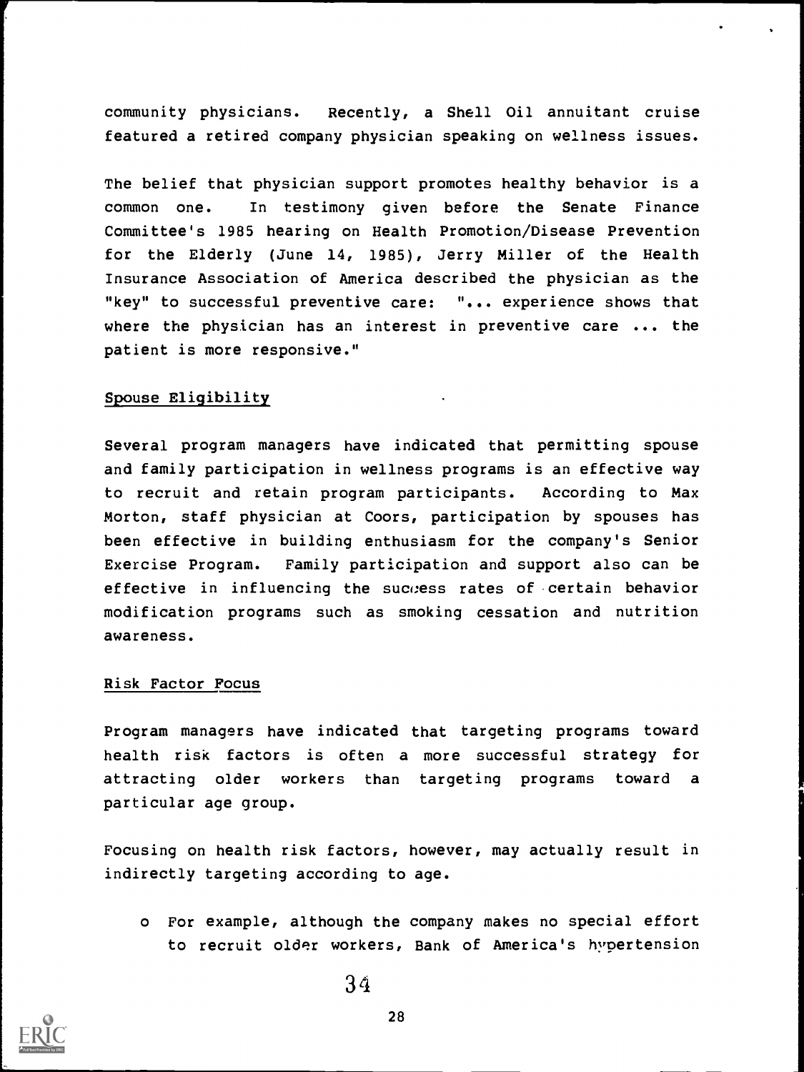community physicians. Recently, a Shell Oil annuitant cruise featured a retired company physician speaking on wellness issues.

The belief that physician support promotes healthy behavior is a common one. In testimony given before the Senate Finance Committee's 1985 hearing on Health Promotion/Disease Prevention for the Elderly (June 14, 1985), Jerry Miller of the Health Insurance Association of America described the physician as the "key" to successful preventive care: "... experience shows that where the physician has an interest in preventive care ... the patient is more responsive."

## Spouse Eligibility

Several program managers have indicated that permitting spouse and family participation in wellness programs is an effective way to recruit and retain program participants. According to Max Morton, staff physician at Coors, participation by spouses has been effective in building enthusiasm for the company's Senior Exercise Program. Family participation and support also can be effective in influencing the success rates of certain behavior modification programs such as smoking cessation and nutrition awareness.

## Risk Factor Focus

Program managers have indicated that targeting programs toward health risk factors is often a more successful strategy for attracting older workers than targeting programs toward a particular age group.

Focusing on health risk factors, however, may actually result in indirectly targeting according to age.

- For example, although the company makes no special effort to recruit older workers, Bank of America's hypertension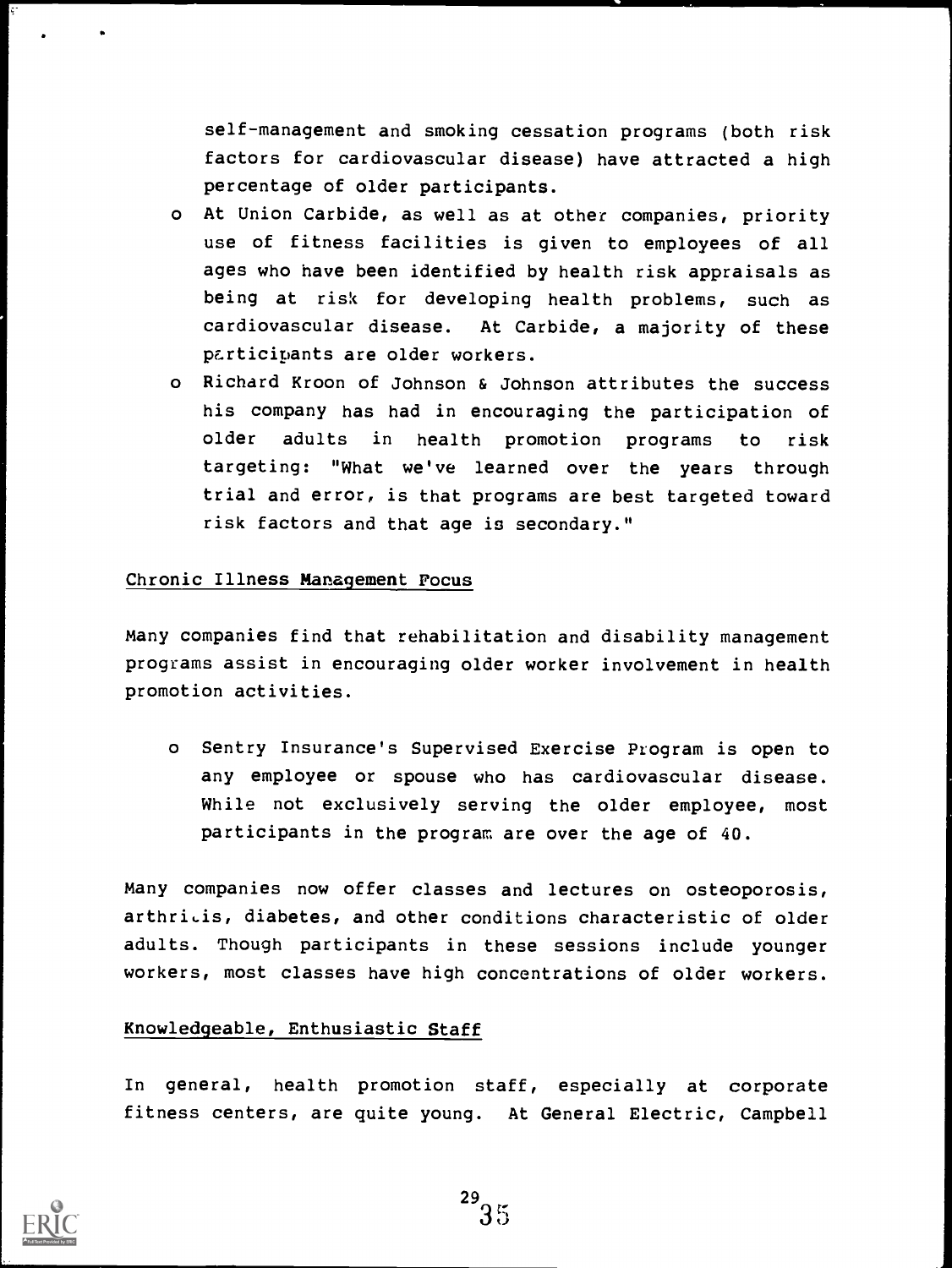self-management and smoking cessation programs (both risk factors for cardiovascular disease) have attracted a high percentage of older participants.

- At Union Carbide, as well as at other companies, priority use of fitness facilities is given to employees of all ages who have been identified by health risk appraisals as being at risk for developing health problems, such as cardiovascular disease. At Carbide, a majority of these participants are older workers.
- Richard Kroon of Johnson & Johnson attributes the success his company has had in encouraging the participation of older adults in health promotion programs to risk targeting: "What we've learned over the years through trial and error, is that programs are best targeted toward risk factors and that age is secondary."

## Chronic Illness Management Focus

Many companies find that rehabilitation and disability management programs assist in encouraging older worker involvement in health promotion activities.

- Sentry Insurance's Supervised Exercise Program is open to any employee or spouse who has cardiovascular disease. While not exclusively serving the older employee, most participants in the program are over the age of 40.

Many companies now offer classes and lectures on osteoporosis, arthritis, diabetes, and other conditions characteristic of older adults. Though participants in these sessions include younger workers, most classes have high concentrations of older workers.

## Knowledgeable, Enthusiastic Staff

In general, health promotion staff, especially at corporate fitness centers, are quite young. At General Electric, Campbell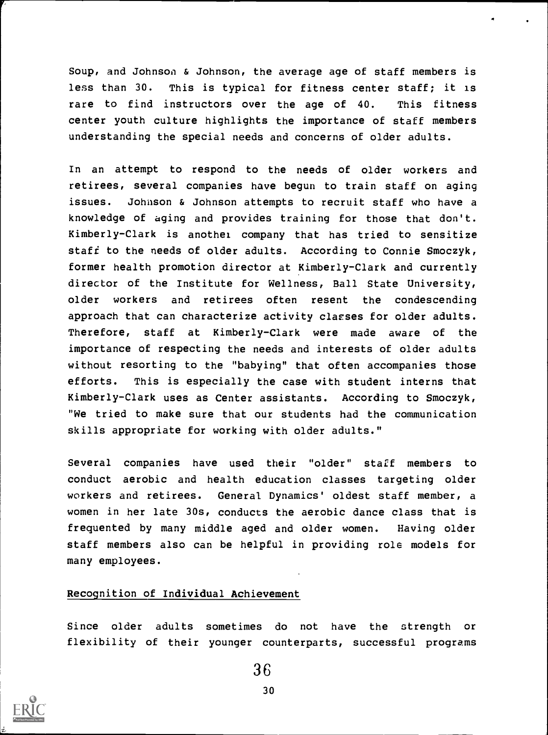Soup, and Johnson & Johnson, the average age of staff members is less than 30. This is typical for fitness center staff; it is rare to find instructors over the age of 40. This fitness center youth culture highlights the importance of staff members understanding the special needs and concerns of older adults.

In an attempt to respond to the needs of older workers and retirees, several companies have begun to train staff on aging issues. Johnson & Johnson attempts to recruit staff who have a knowledge of aging and provides training for those that don't. Kimberly-Clark is another company that has tried to sensitize staff to the needs of older adults. According to Connie Smoczyk, former health promotion director at Kimberly-Clark and currently director of the Institute for Wellness, Ball State University, older workers and retirees often resent the condescending approach that can characterize activity classes for older adults. Therefore, staff at Kimberly-Clark were made aware of the importance of respecting the needs and interests of older adults without resorting to the "babying" that often accompanies those efforts. This is especially the case with student interns that Kimberly-Clark uses as Center assistants. According to Smoczyk, "We tried to make sure that our students had the communication skills appropriate for working with older adults."

Several companies have used their "older" staff members to conduct aerobic and health education classes targeting older workers and retirees. General Dynamics' oldest staff member, a women in her late 30s, conducts the aerobic dance class that is frequented by many middle aged and older women. Having older staff members also can be helpful in providing role models for many employees.

## Recognition of Individual Achievement

Since older adults sometimes do not have the strength or flexibility of their younger counterparts, successful programs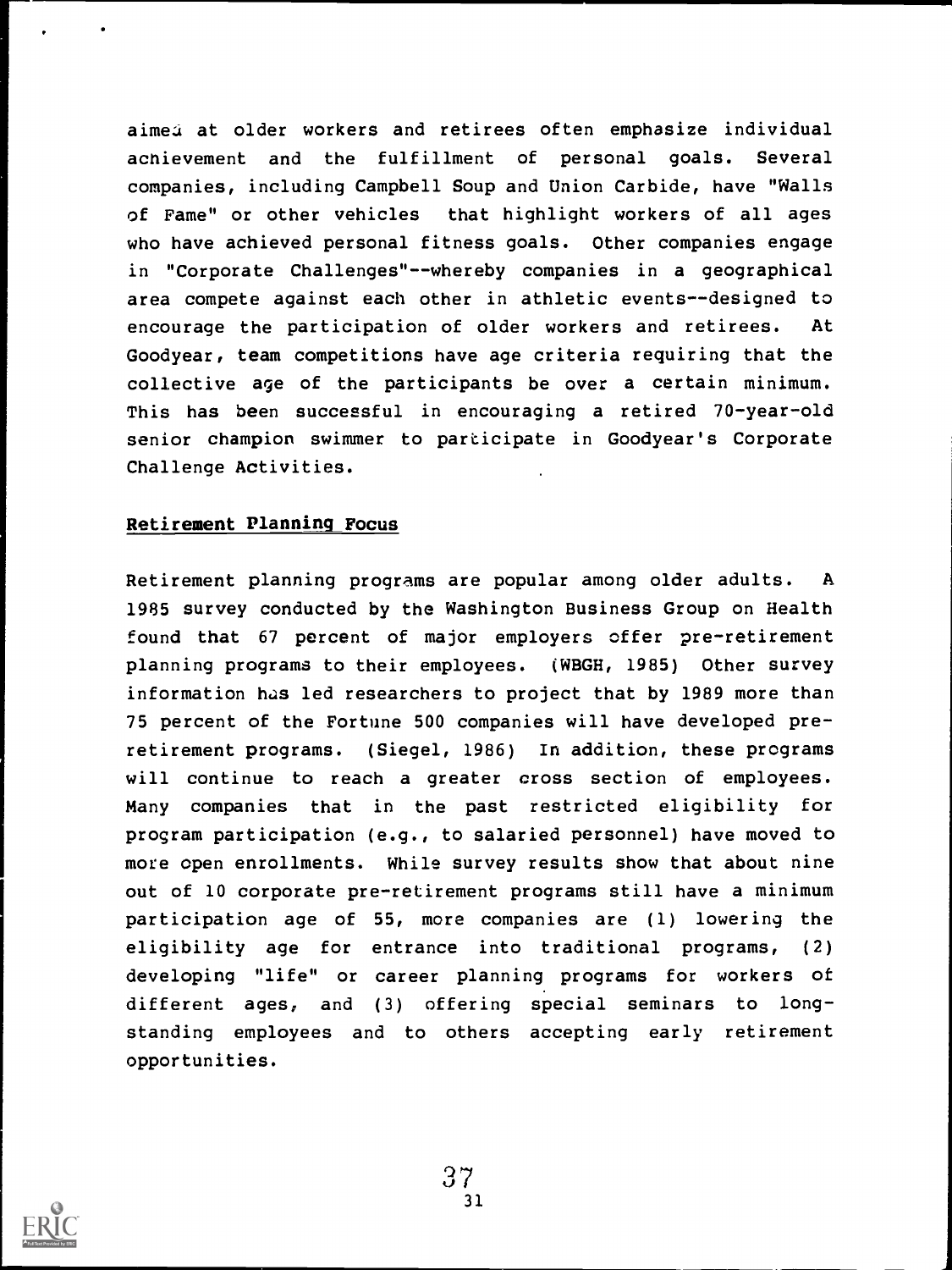aimed at older workers and retirees often emphasize individual achievement and the fulfillment of personal goals. Several companies, including Campbell Soup and Union Carbide, have "Walls of Fame" or other vehicles that highlight workers of all ages who have achieved personal fitness goals. Other companies engage in "Corporate Challenges"--whereby companies in a geographical area compete against each other in athletic events--designed to encourage the participation of older workers and retirees. At Goodyear, team competitions have age criteria requiring that the collective age of the participants be over a certain minimum. This has been successful in encouraging a retired 70-year-old senior champion swimmer to participate in Goodyear's Corporate Challenge Activities.

## Retirement Planning Focus

Retirement planning programs are popular among older adults. A 1985 survey conducted by the Washington Business Group on Health found that 67 percent of major employers offer pre-retirement planning programs to their employees. (WBGH, 1985) Other survey information has led researchers to project that by 1989 more than 75 percent of the Fortune 500 companies will have developed pre-retirement programs. (Siegel, 1986) In addition, these programs will continue to reach a greater cross section of employees. Many companies that in the past restricted eligibility for program participation (e.g., to salaried personnel) have moved to more open enrollments. While survey results show that about nine out of 10 corporate pre-retirement programs still have a minimum participation age of 55, more companies are (1) lowering the eligibility age for entrance into traditional programs, (2) developing "life" or career planning programs for workers of different ages, and (3) offering special seminars to long-standing employees and to others accepting early retirement opportunities.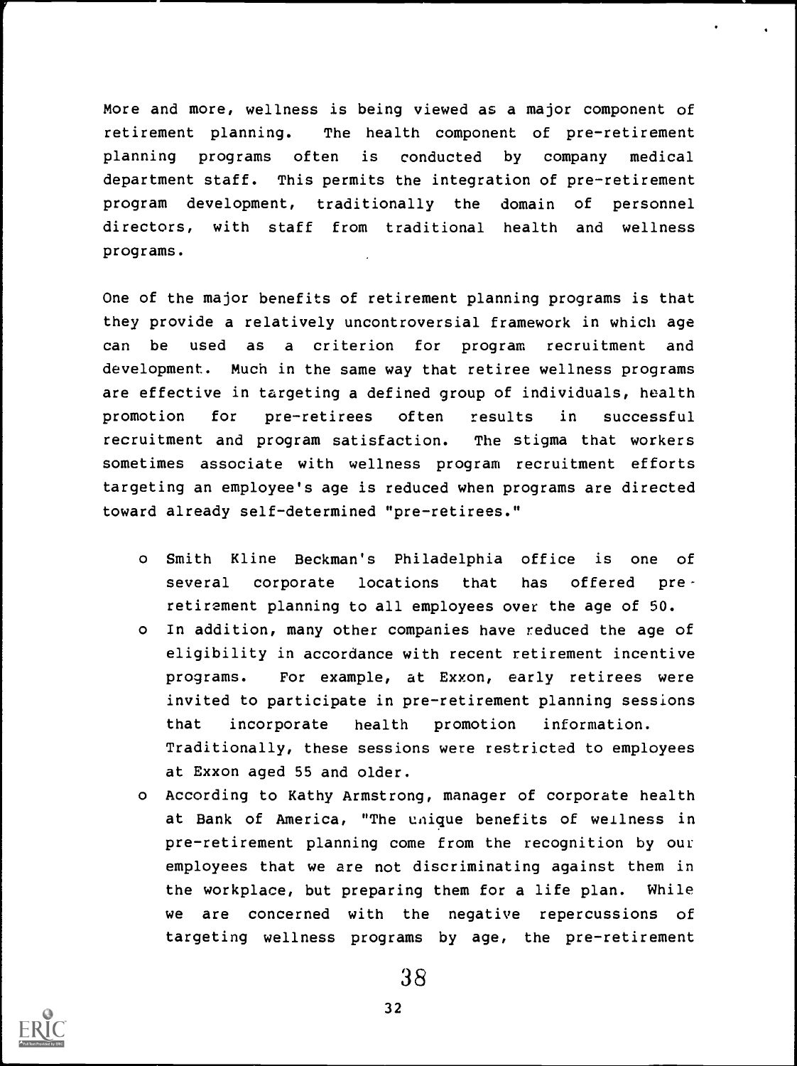More and more, wellness is being viewed as a major component of retirement planning. The health component of pre-retirement planning programs often is conducted by company medical department staff. This permits the integration of pre-retirement program development, traditionally the domain of personnel directors, with staff from traditional health and wellness programs.

One of the major benefits of retirement planning programs is that they provide a relatively uncontroversial framework in which age can be used as a criterion for program recruitment and development. Much in the same way that retiree wellness programs are effective in targeting a defined group of individuals, health promotion for pre-retirees often results in successful recruitment and program satisfaction. The stigma that workers sometimes associate with wellness program recruitment efforts targeting an employee's age is reduced when programs are directed toward already self-determined "pre-retirees."

- Smith Kline Beckman's Philadelphia office is one of several corporate locations that has offered pre-retirement planning to all employees over the age of 50.
- In addition, many other companies have reduced the age of eligibility in accordance with recent retirement incentive programs. For example, at Exxon, early retirees were invited to participate in pre-retirement planning sessions that incorporate health promotion information. Traditionally, these sessions were restricted to employees at Exxon aged 55 and older.
- According to Kathy Armstrong, manager of corporate health at Bank of America, "The unique benefits of wellness in pre-retirement planning come from the recognition by our employees that we are not discriminating against them in the workplace, but preparing them for a life plan. While we are concerned with the negative repercussions of targeting wellness programs by age, the pre-retirement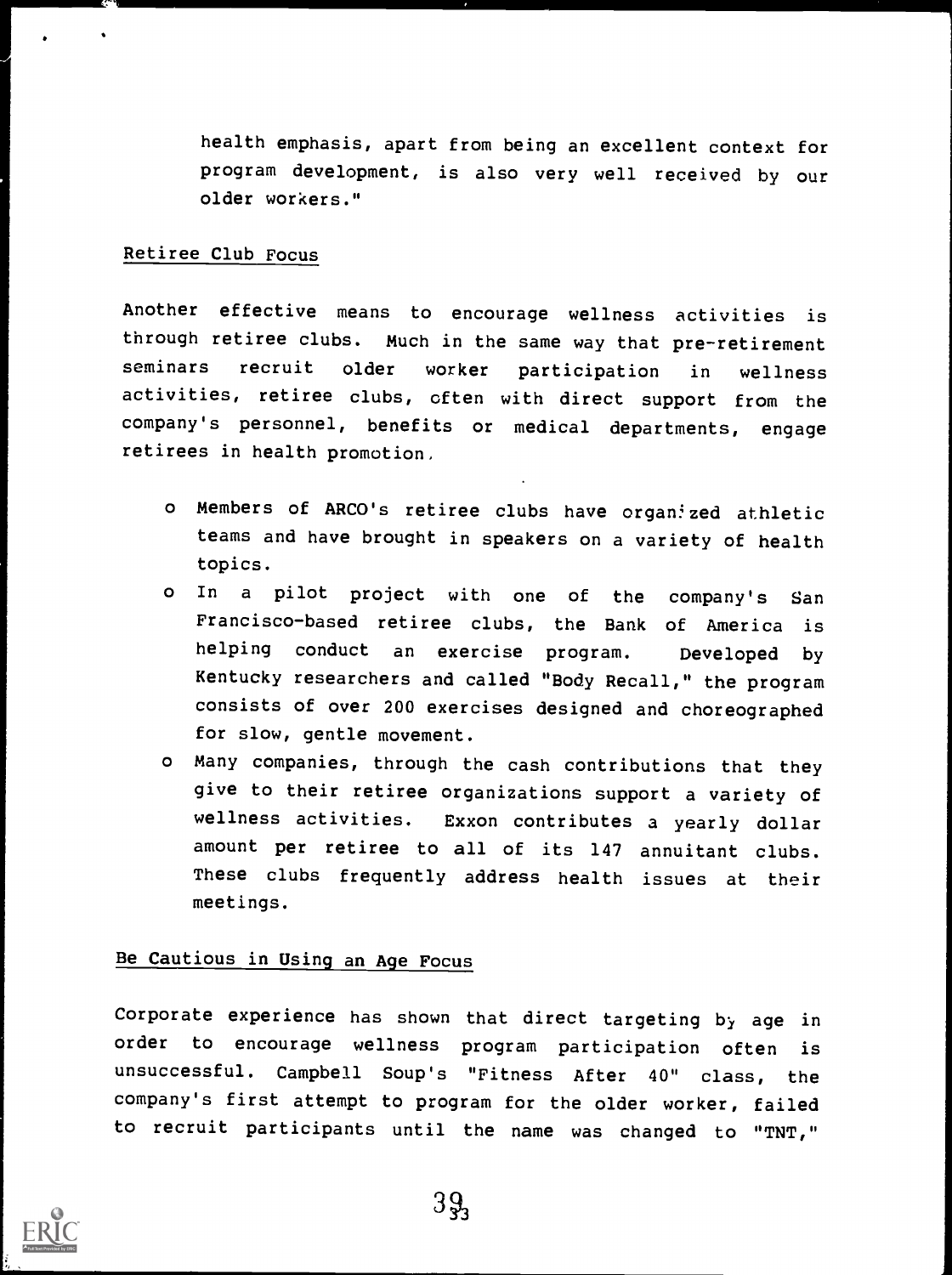health emphasis, apart from being an excellent context for program development, is also very well received by our older workers."

## Retiree Club Focus

Another effective means to encourage wellness activities is through retiree clubs. Much in the same way that pre-retirement seminars recruit older worker participation in wellness activities, retiree clubs, often with direct support from the company's personnel, benefits or medical departments, engage retirees in health promotion.

- Members of ARCO's retiree clubs have organized athletic teams and have brought in speakers on a variety of health topics.
- In a pilot project with one of the company's San Francisco-based retiree clubs, the Bank of America is helping conduct an exercise program. Developed by Kentucky researchers and called "Body Recall," the program consists of over 200 exercises designed and choreographed for slow, gentle movement.
- Many companies, through the cash contributions that they give to their retiree organizations support a variety of wellness activities. Exxon contributes a yearly dollar amount per retiree to all of its 147 annuitant clubs. These clubs frequently address health issues at their meetings.

## Be Cautious in Using an Age Focus

Corporate experience has shown that direct targeting by age in order to encourage wellness program participation often is unsuccessful. Campbell Soup's "Fitness After 40" class, the company's first attempt to program for the older worker, failed to recruit participants until the name was changed to "TNT,"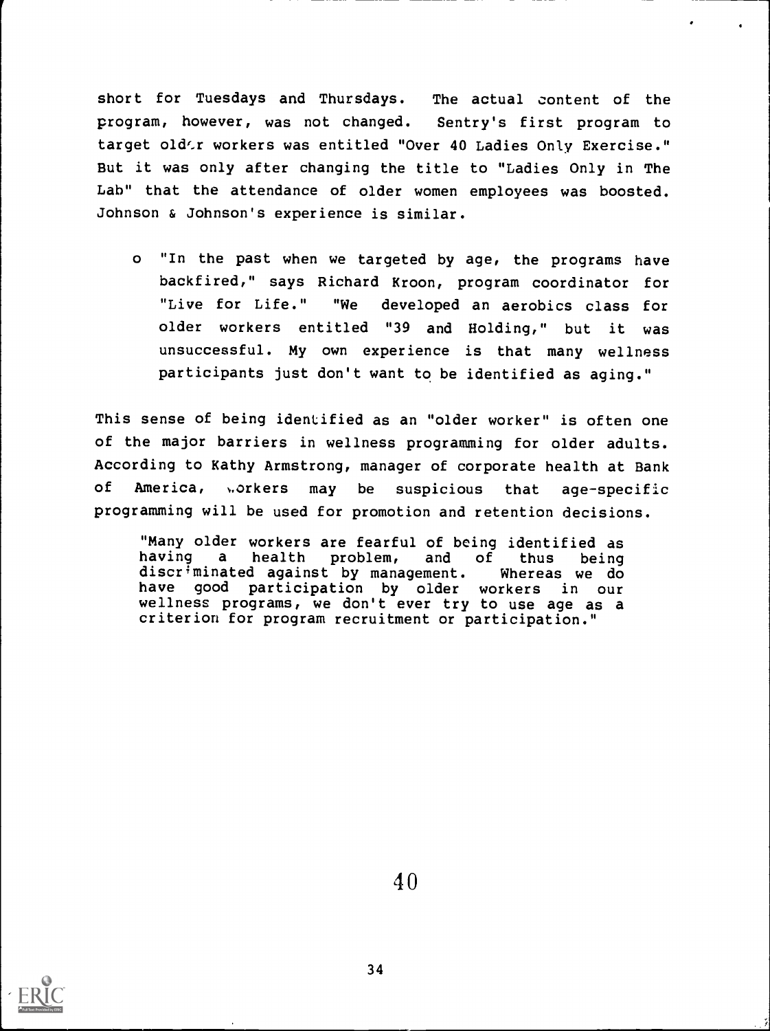short for Tuesdays and Thursdays. The actual content of the program, however, was not changed. Sentry's first program to target older workers was entitled "Over 40 Ladies Only Exercise." But it was only after changing the title to "Ladies Only in The Lab" that the attendance of older women employees was boosted. Johnson & Johnson's experience is similar.

- "In the past when we targeted by age, the programs have backfired," says Richard Kroon, program coordinator for "Live for Life." "We developed an aerobics class for older workers entitled "39 and Holding," but it was unsuccessful. My own experience is that many wellness participants just don't want to be identified as aging."

This sense of being identified as an "older worker" is often one of the major barriers in wellness programming for older adults. According to Kathy Armstrong, manager of corporate health at Bank of America, workers may be suspicious that age-specific programming will be used for promotion and retention decisions.

> "Many older workers are fearful of being identified as having a health problem, and of thus being discriminated against by management. Whereas we do have good participation by older workers in our wellness programs, we don't ever try to use age as a criterion for program recruitment or participation."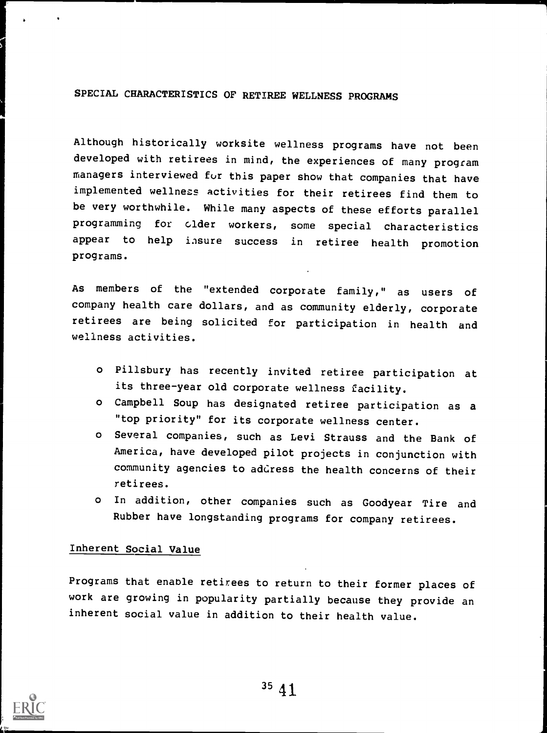## SPECIAL CHARACTERISTICS OF RETIREE WELLNESS PROGRAMS

Although historically worksite wellness programs have not been developed with retirees in mind, the experiences of many program managers interviewed for this paper show that companies that have implemented wellness activities for their retirees find them to be very worthwhile. While many aspects of these efforts parallel programming for older workers, some special characteristics appear to help insure success in retiree health promotion programs.

As members of the "extended corporate family," as users of company health care dollars, and as community elderly, corporate retirees are being solicited for participation in health and wellness activities.

- Pillsbury has recently invited retiree participation at its three-year old corporate wellness facility.
- Campbell Soup has designated retiree participation as a "top priority" for its corporate wellness center.
- Several companies, such as Levi Strauss and the Bank of America, have developed pilot projects in conjunction with community agencies to address the health concerns of their retirees.
- In addition, other companies such as Goodyear Tire and Rubber have longstanding programs for company retirees.

### Inherent Social Value

Programs that enable retirees to return to their former places of work are growing in popularity partially because they provide an inherent social value in addition to their health value.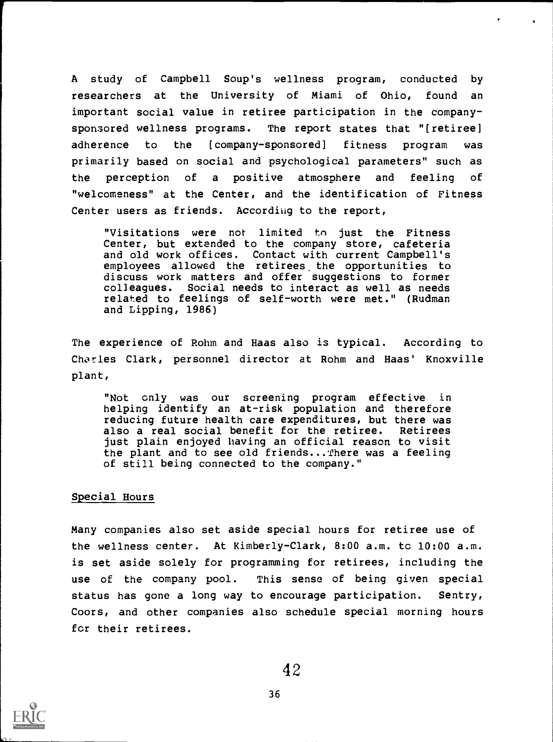A study of Campbell Soup's wellness program, conducted by researchers at the University of Miami of Ohio, found an important social value in retiree participation in the company-sponsored wellness programs. The report states that "[retiree] adherence to the [company-sponsored] fitness program was primarily based on social and psychological parameters" such as the perception of a positive atmosphere and feeling of "welcomeness" at the Center, and the identification of Fitness Center users as friends. According to the report,

> "Visitations were not limited to just the Fitness Center, but extended to the company store, cafeteria and old work offices. Contact with current Campbell's employees allowed the retirees the opportunities to discuss work matters and offer suggestions to former colleagues. Social needs to interact as well as needs related to feelings of self-worth were met." (Rudman and Lipping, 1986)

The experience of Rohm and Haas also is typical. According to Charles Clark, personnel director at Rohm and Haas' Knoxville plant,

> "Not only was our screening program effective in helping identify an at-risk population and therefore reducing future health care expenditures, but there was also a real social benefit for the retiree. Retirees just plain enjoyed having an official reason to visit the plant and to see old friends...There was a feeling of still being connected to the company."

## Special Hours

Many companies also set aside special hours for retiree use of the wellness center. At Kimberly-Clark, 8:00 a.m. to 10:00 a.m. is set aside solely for programming for retirees, including the use of the company pool. This sense of being given special status has gone a long way to encourage participation. Sentry, Coors, and other companies also schedule special morning hours for their retirees.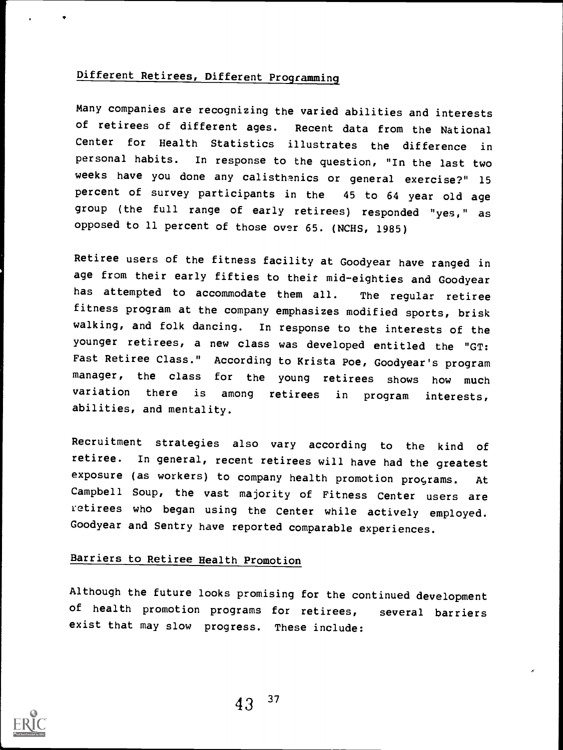## Different Retirees, Different Programming

Many companies are recognizing the varied abilities and interests of retirees of different ages. Recent data from the National Center for Health Statistics illustrates the difference in personal habits. In response to the question, "In the last two weeks have you done any calisthenics or general exercise?" 15 percent of survey participants in the 45 to 64 year old age group (the full range of early retirees) responded "yes," as opposed to 11 percent of those over 65. (NCHS, 1985)

Retiree users of the fitness facility at Goodyear have ranged in age from their early fifties to their mid-eighties and Goodyear has attempted to accommodate them all. The regular retiree fitness program at the company emphasizes modified sports, brisk walking, and folk dancing. In response to the interests of the younger retirees, a new class was developed entitled the "GT: Fast Retiree Class." According to Krista Poe, Goodyear's program manager, the class for the young retirees shows how much variation there is among retirees in program interests, abilities, and mentality.

Recruitment strategies also vary according to the kind of retiree. In general, recent retirees will have had the greatest exposure (as workers) to company health promotion programs. At Campbell Soup, the vast majority of Fitness Center users are retirees who began using the Center while actively employed. Goodyear and Sentry have reported comparable experiences.

## Barriers to Retiree Health Promotion

Although the future looks promising for the continued development of health promotion programs for retirees, several barriers exist that may slow progress. These include: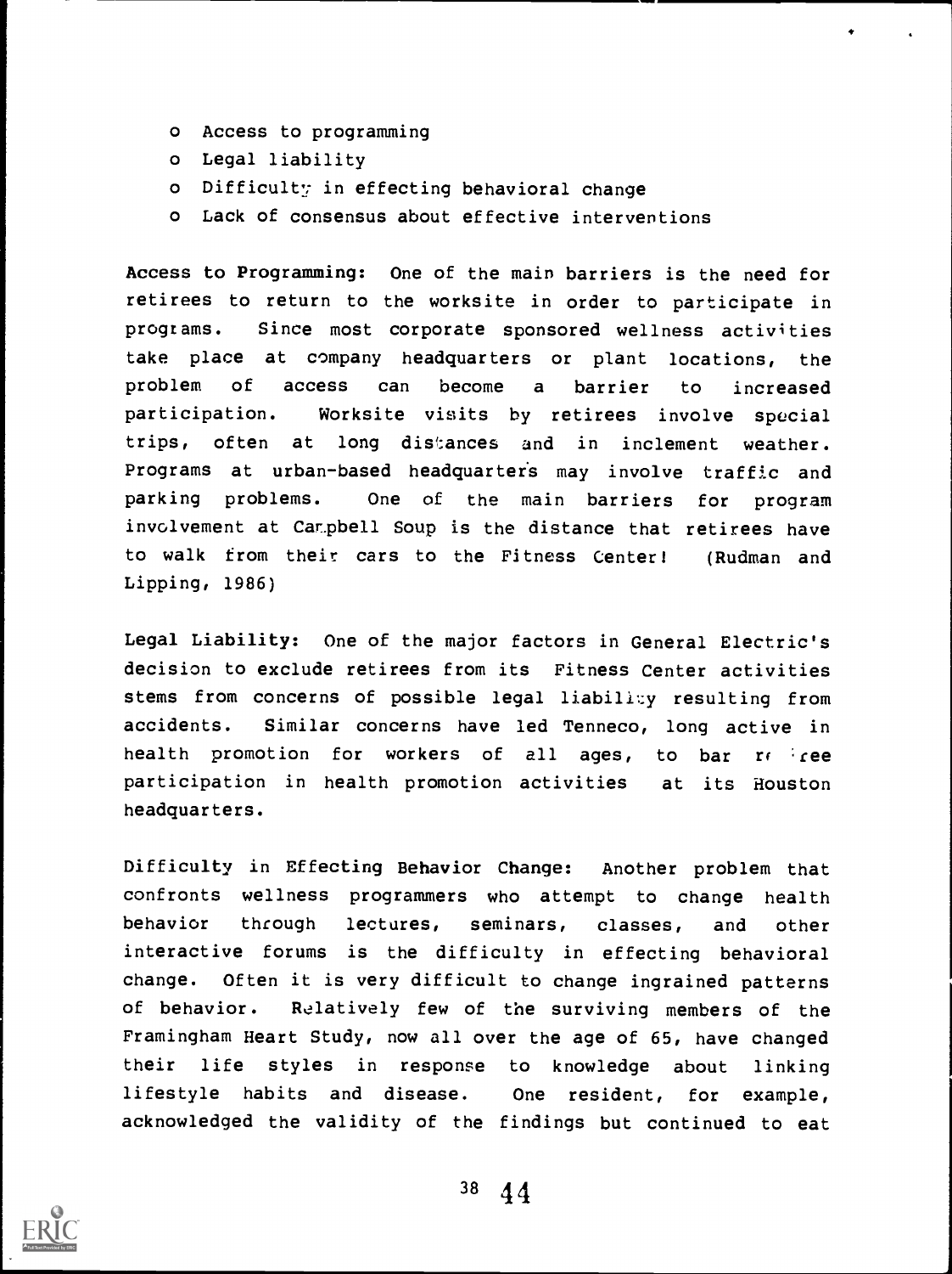- Access to programming
- Legal liability
- Difficulty in effecting behavioral change
- Lack of consensus about effective interventions

**Access to Programming:** One of the main barriers is the need for retirees to return to the worksite in order to participate in programs. Since most corporate sponsored wellness activities take place at company headquarters or plant locations, the problem of access can become a barrier to increased participation. Worksite visits by retirees involve special trips, often at long distances and in inclement weather. Programs at urban-based headquarters may involve traffic and parking problems. One of the main barriers for program involvement at Campbell Soup is the distance that retirees have to walk from their cars to the Fitness Center! (Rudman and Lipping, 1986)

**Legal Liability:** One of the major factors in General Electric's decision to exclude retirees from its Fitness Center activities stems from concerns of possible legal liability resulting from accidents. Similar concerns have led Tenneco, long active in health promotion for workers of all ages, to bar retiree participation in health promotion activities at its Houston headquarters.

**Difficulty in Effecting Behavior Change:** Another problem that confronts wellness programmers who attempt to change health behavior through lectures, seminars, classes, and other interactive forums is the difficulty in effecting behavioral change. Often it is very difficult to change ingrained patterns of behavior. Relatively few of the surviving members of the Framingham Heart Study, now all over the age of 65, have changed their life styles in response to knowledge about linking lifestyle habits and disease. One resident, for example, acknowledged the validity of the findings but continued to eat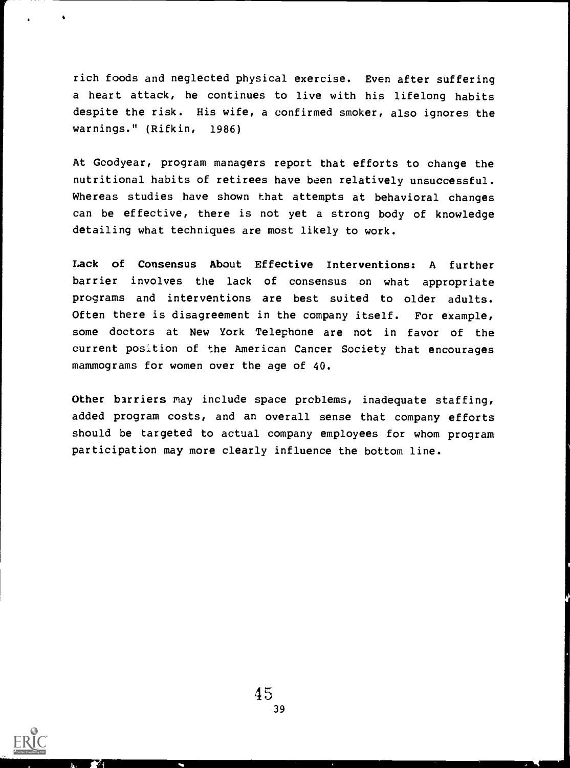rich foods and neglected physical exercise. Even after suffering a heart attack, he continues to live with his lifelong habits despite the risk. His wife, a confirmed smoker, also ignores the warnings." (Rifkin, 1986)

At Goodyear, program managers report that efforts to change the nutritional habits of retirees have been relatively unsuccessful. Whereas studies have shown that attempts at behavioral changes can be effective, there is not yet a strong body of knowledge detailing what techniques are most likely to work.

**Lack of Consensus About Effective Interventions:** A further barrier involves the lack of consensus on what appropriate programs and interventions are best suited to older adults. Often there is disagreement in the company itself. For example, some doctors at New York Telephone are not in favor of the current position of the American Cancer Society that encourages mammograms for women over the age of 40.

Other barriers may include space problems, inadequate staffing, added program costs, and an overall sense that company efforts should be targeted to actual company employees for whom program participation may more clearly influence the bottom line.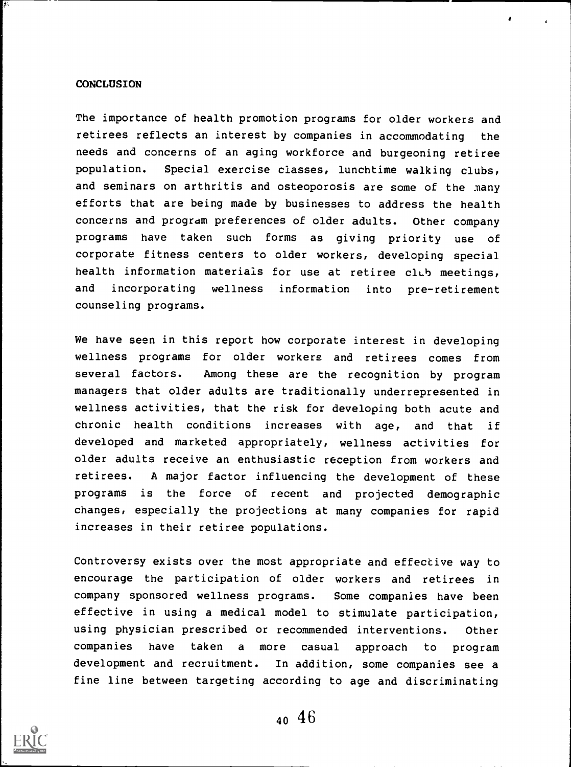## CONCLUSION

The importance of health promotion programs for older workers and retirees reflects an interest by companies in accommodating the needs and concerns of an aging workforce and burgeoning retiree population. Special exercise classes, lunchtime walking clubs, and seminars on arthritis and osteoporosis are some of the many efforts that are being made by businesses to address the health concerns and program preferences of older adults. Other company programs have taken such forms as giving priority use of corporate fitness centers to older workers, developing special health information materials for use at retiree club meetings, and incorporating wellness information into pre-retirement counseling programs.

We have seen in this report how corporate interest in developing wellness programs for older workers and retirees comes from several factors. Among these are the recognition by program managers that older adults are traditionally underrepresented in wellness activities, that the risk for developing both acute and chronic health conditions increases with age, and that if developed and marketed appropriately, wellness activities for older adults receive an enthusiastic reception from workers and retirees. A major factor influencing the development of these programs is the force of recent and projected demographic changes, especially the projections at many companies for rapid increases in their retiree populations.

Controversy exists over the most appropriate and effective way to encourage the participation of older workers and retirees in company sponsored wellness programs. Some companies have been effective in using a medical model to stimulate participation, using physician prescribed or recommended interventions. Other companies have taken a more casual approach to program development and recruitment. In addition, some companies see a fine line between targeting according to age and discriminating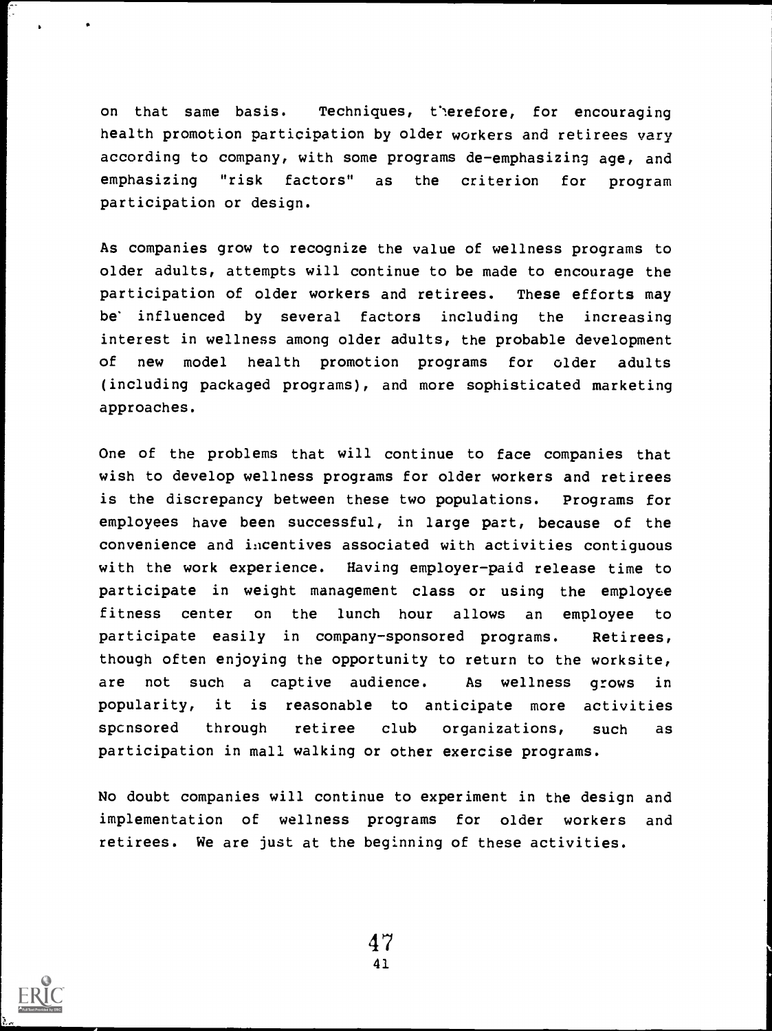on that same basis. Techniques, therefore, for encouraging health promotion participation by older workers and retirees vary according to company, with some programs de-emphasizing age, and emphasizing "risk factors" as the criterion for program participation or design.

As companies grow to recognize the value of wellness programs to older adults, attempts will continue to be made to encourage the participation of older workers and retirees. These efforts may be influenced by several factors including the increasing interest in wellness among older adults, the probable development of new model health promotion programs for older adults (including packaged programs), and more sophisticated marketing approaches.

One of the problems that will continue to face companies that wish to develop wellness programs for older workers and retirees is the discrepancy between these two populations. Programs for employees have been successful, in large part, because of the convenience and incentives associated with activities contiguous with the work experience. Having employer-paid release time to participate in weight management class or using the employee fitness center on the lunch hour allows an employee to participate easily in company-sponsored programs. Retirees, though often enjoying the opportunity to return to the worksite, are not such a captive audience. As wellness grows in popularity, it is reasonable to anticipate more activities sponsored through retiree club organizations, such as participation in mall walking or other exercise programs.

No doubt companies will continue to experiment in the design and implementation of wellness programs for older workers and retirees. We are just at the beginning of these activities.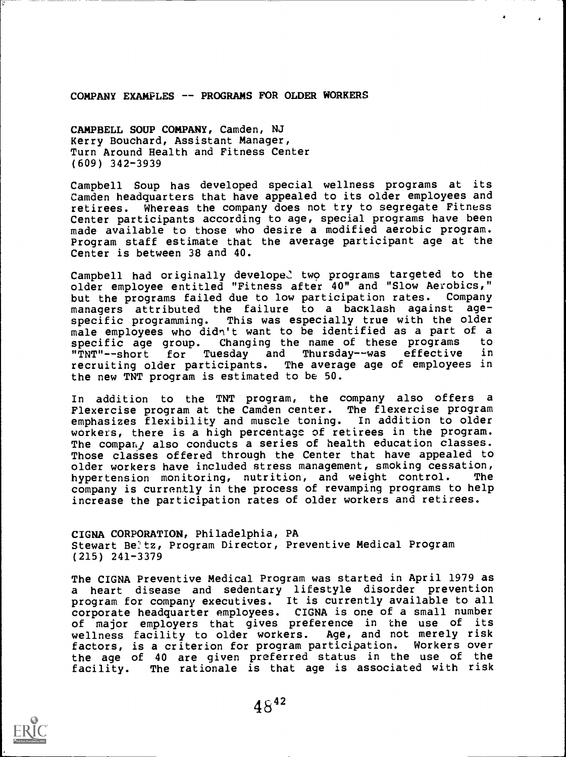## COMPANY EXAMPLES -- PROGRAMS FOR OLDER WORKERS

**CAMPBELL SOUP COMPANY, Camden, NJ**
Kerry Bouchard, Assistant Manager,
Turn Around Health and Fitness Center
(609) 342-3939

Campbell Soup has developed special wellness programs at its Camden headquarters that have appealed to its older employees and retirees. Whereas the company does not try to segregate Fitness Center participants according to age, special programs have been made available to those who desire a modified aerobic program. Program staff estimate that the average participant age at the Center is between 38 and 40.

Campbell had originally developed two programs targeted to the older employee entitled "Fitness after 40" and "Slow Aerobics," but the programs failed due to low participation rates. Company managers attributed the failure to a backlash against age-specific programming. This was especially true with the older male employees who didn't want to be identified as a part of a specific age group. Changing the name of these programs to "TNT"--short for Tuesday and Thursday--was effective in recruiting older participants. The average age of employees in the new TNT program is estimated to be 50.

In addition to the TNT program, the company also offers a Flexercise program at the Camden center. The flexercise program emphasizes flexibility and muscle toning. In addition to older workers, there is a high percentage of retirees in the program. The company also conducts a series of health education classes. Those classes offered through the Center that have appealed to older workers have included stress management, smoking cessation, hypertension monitoring, nutrition, and weight control. The company is currently in the process of revamping programs to help increase the participation rates of older workers and retirees.

**CIGNA CORPORATION, Philadelphia, PA**
Stewart Beltz, Program Director, Preventive Medical Program
(215) 241-3379

The CIGNA Preventive Medical Program was started in April 1979 as a heart disease and sedentary lifestyle disorder prevention program for company executives. It is currently available to all corporate headquarter employees. CIGNA is one of a small number of major employers that gives preference in the use of its wellness facility to older workers. Age, and not merely risk factors, is a criterion for program participation. Workers over the age of 40 are given preferred status in the use of the facility. The rationale is that age is associated with risk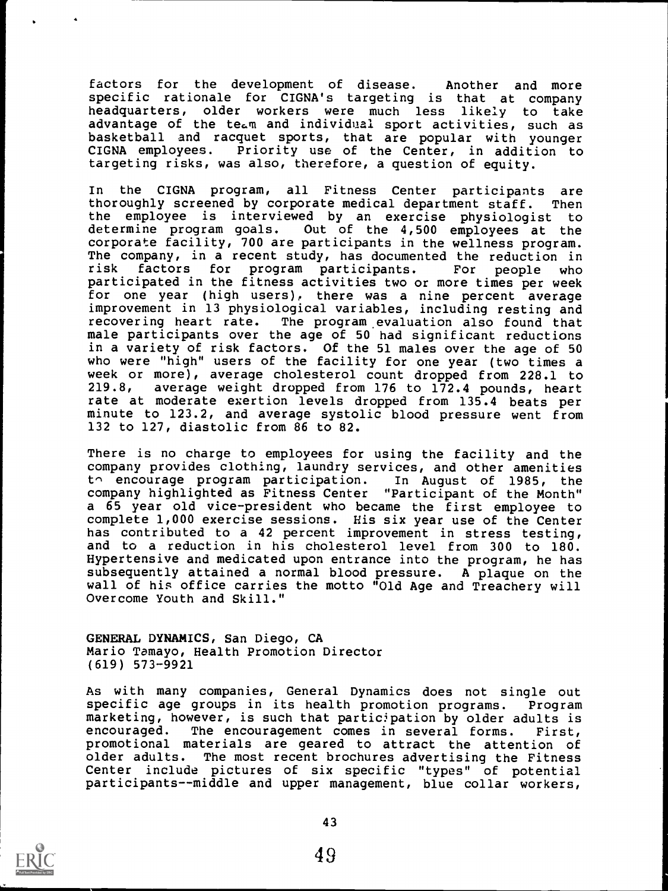factors for the development of disease. Another and more specific rationale for CIGNA's targeting is that at company headquarters, older workers were much less likely to take advantage of the team and individual sport activities, such as basketball and racquet sports, that are popular with younger CIGNA employees. Priority use of the Center, in addition to targeting risks, was also, therefore, a question of equity.

In the CIGNA program, all Fitness Center participants are thoroughly screened by corporate medical department staff. Then the employee is interviewed by an exercise physiologist to determine program goals. Out of the 4,500 employees at the corporate facility, 700 are participants in the wellness program. The company, in a recent study, has documented the reduction in risk factors for program participants. For people who participated in the fitness activities two or more times per week for one year (high users), there was a nine percent average improvement in 13 physiological variables, including resting and recovering heart rate. The program evaluation also found that male participants over the age of 50 had significant reductions in a variety of risk factors. Of the 51 males over the age of 50 who were "high" users of the facility for one year (two times a week or more), average cholesterol count dropped from 228.1 to 219.8, average weight dropped from 176 to 172.4 pounds, heart rate at moderate exertion levels dropped from 135.4 beats per minute to 123.2, and average systolic blood pressure went from 132 to 127, diastolic from 86 to 82.

There is no charge to employees for using the facility and the company provides clothing, laundry services, and other amenities to encourage program participation. In August of 1985, the company highlighted as Fitness Center "Participant of the Month" a 65 year old vice-president who became the first employee to complete 1,000 exercise sessions. His six year use of the Center has contributed to a 42 percent improvement in stress testing, and to a reduction in his cholesterol level from 300 to 180. Hypertensive and medicated upon entrance into the program, he has subsequently attained a normal blood pressure. A plaque on the wall of his office carries the motto "Old Age and Treachery will Overcome Youth and Skill."

**GENERAL DYNAMICS**, San Diego, CA
Mario Tamayo, Health Promotion Director
(619) 573-9921

As with many companies, General Dynamics does not single out specific age groups in its health promotion programs. Program marketing, however, is such that participation by older adults is encouraged. The encouragement comes in several forms. First, promotional materials are geared to attract the attention of older adults. The most recent brochures advertising the Fitness Center include pictures of six specific "types" of potential participants--middle and upper management, blue collar workers,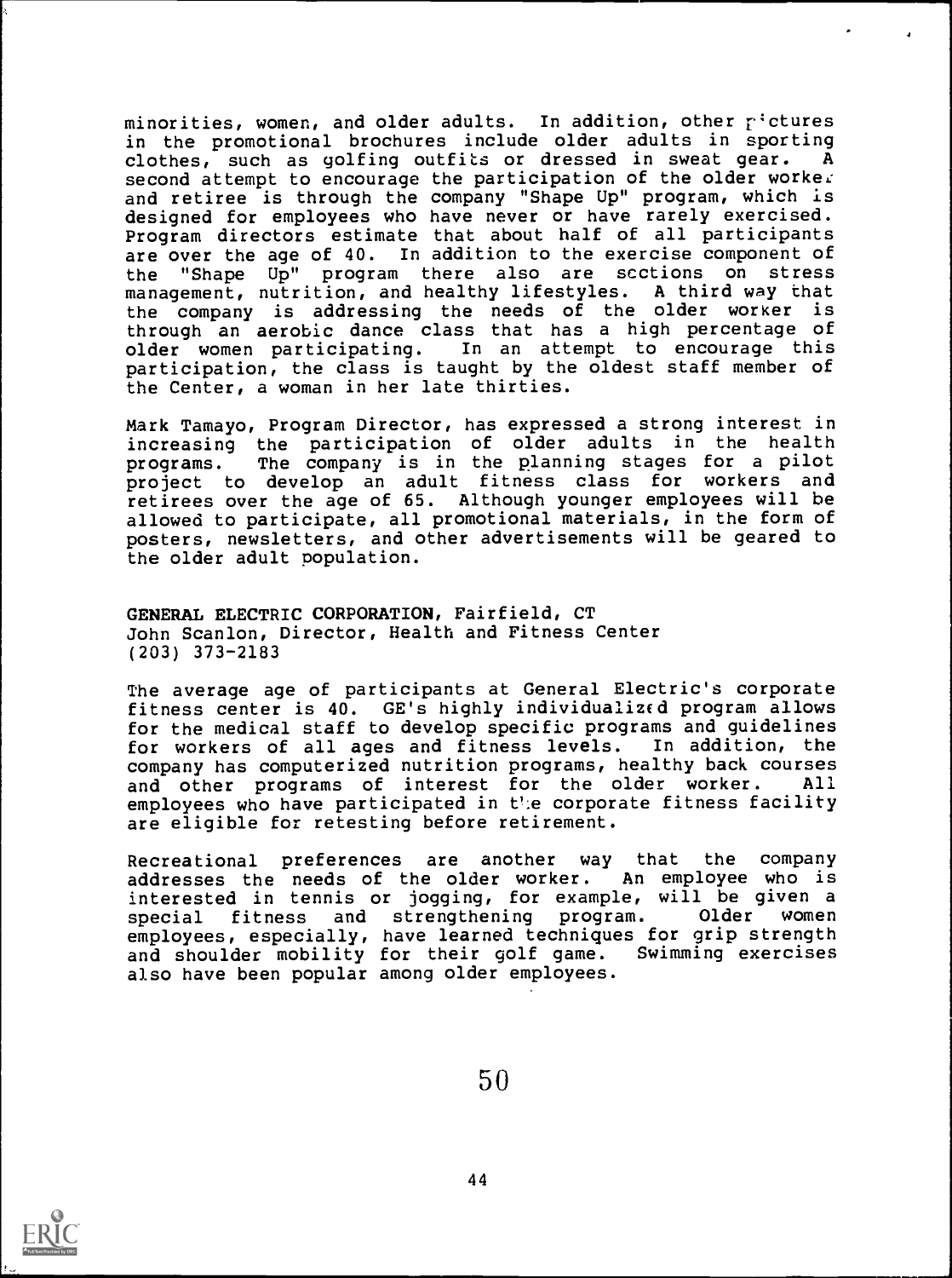minorities, women, and older adults. In addition, other pictures in the promotional brochures include older adults in sporting clothes, such as golfing outfits or dressed in sweat gear. A second attempt to encourage the participation of the older worker and retiree is through the company "Shape Up" program, which is designed for employees who have never or have rarely exercised. Program directors estimate that about half of all participants are over the age of 40. In addition to the exercise component of the "Shape Up" program there also are sections on stress management, nutrition, and healthy lifestyles. A third way that the company is addressing the needs of the older worker is through an aerobic dance class that has a high percentage of older women participating. In an attempt to encourage this participation, the class is taught by the oldest staff member of the Center, a woman in her late thirties.

Mark Tamayo, Program Director, has expressed a strong interest in increasing the participation of older adults in the health programs. The company is in the planning stages for a pilot project to develop an adult fitness class for workers and retirees over the age of 65. Although younger employees will be allowed to participate, all promotional materials, in the form of posters, newsletters, and other advertisements will be geared to the older adult population.

**GENERAL ELECTRIC CORPORATION**, Fairfield, CT
John Scanlon, Director, Health and Fitness Center
(203) 373-2183

The average age of participants at General Electric's corporate fitness center is 40. GE's highly individualized program allows for the medical staff to develop specific programs and guidelines for workers of all ages and fitness levels. In addition, the company has computerized nutrition programs, healthy back courses and other programs of interest for the older worker. All employees who have participated in the corporate fitness facility are eligible for retesting before retirement.

Recreational preferences are another way that the company addresses the needs of the older worker. An employee who is interested in tennis or jogging, for example, will be given a special fitness and strengthening program. Older women employees, especially, have learned techniques for grip strength and shoulder mobility for their golf game. Swimming exercises also have been popular among older employees.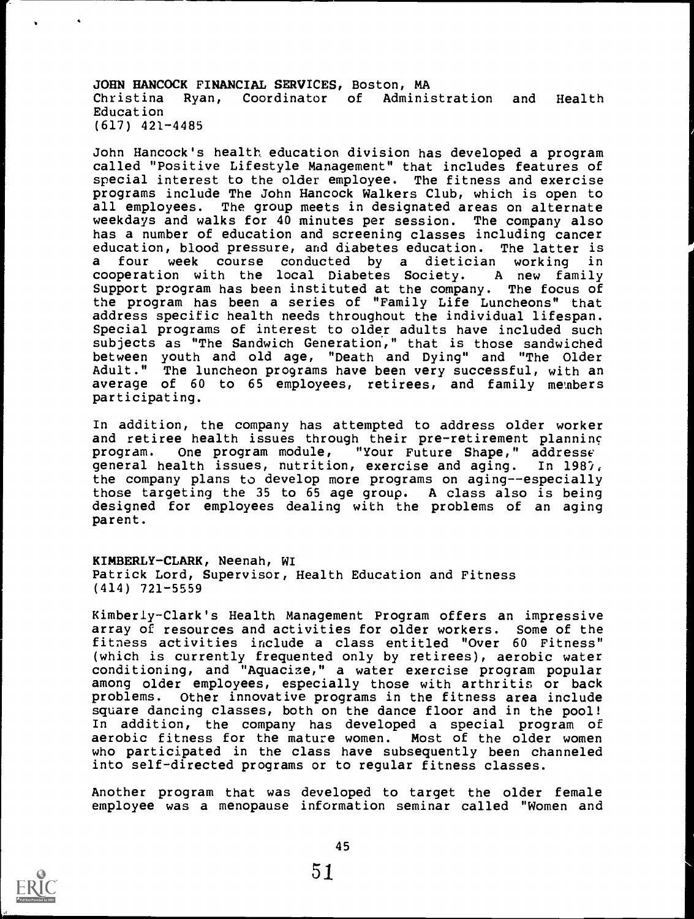**JOHN HANCOCK FINANCIAL SERVICES**, Boston, MA
Christina Ryan, Coordinator of Administration and Health Education
(617) 421-4485

John Hancock's health education division has developed a program called "Positive Lifestyle Management" that includes features of special interest to the older employee. The fitness and exercise programs include The John Hancock Walkers Club, which is open to all employees. The group meets in designated areas on alternate weekdays and walks for 40 minutes per session. The company also has a number of education and screening classes including cancer education, blood pressure, and diabetes education. The latter is a four week course conducted by a dietician working in cooperation with the local Diabetes Society. A new family Support program has been instituted at the company. The focus of the program has been a series of "Family Life Luncheons" that address specific health needs throughout the individual lifespan. Special programs of interest to older adults have included such subjects as "The Sandwich Generation," that is those sandwiched between youth and old age, "Death and Dying" and "The Older Adult." The luncheon programs have been very successful, with an average of 60 to 65 employees, retirees, and family members participating.

In addition, the company has attempted to address older worker and retiree health issues through their pre-retirement planning program. One program module, "Your Future Shape," addresses general health issues, nutrition, exercise and aging. In 1987, the company plans to develop more programs on aging--especially those targeting the 35 to 65 age group. A class also is being designed for employees dealing with the problems of an aging parent.

**KIMBERLY-CLARK**, Neenah, WI
Patrick Lord, Supervisor, Health Education and Fitness
(414) 721-5559

Kimberly-Clark's Health Management Program offers an impressive array of resources and activities for older workers. Some of the fitness activities include a class entitled "Over 60 Fitness" (which is currently frequented only by retirees), aerobic water conditioning, and "Aquacize," a water exercise program popular among older employees, especially those with arthritis or back problems. Other innovative programs in the fitness area include square dancing classes, both on the dance floor and in the pool! In addition, the company has developed a special program of aerobic fitness for the mature women. Most of the older women who participated in the class have subsequently been channeled into self-directed programs or to regular fitness classes.

Another program that was developed to target the older female employee was a menopause information seminar called "Women and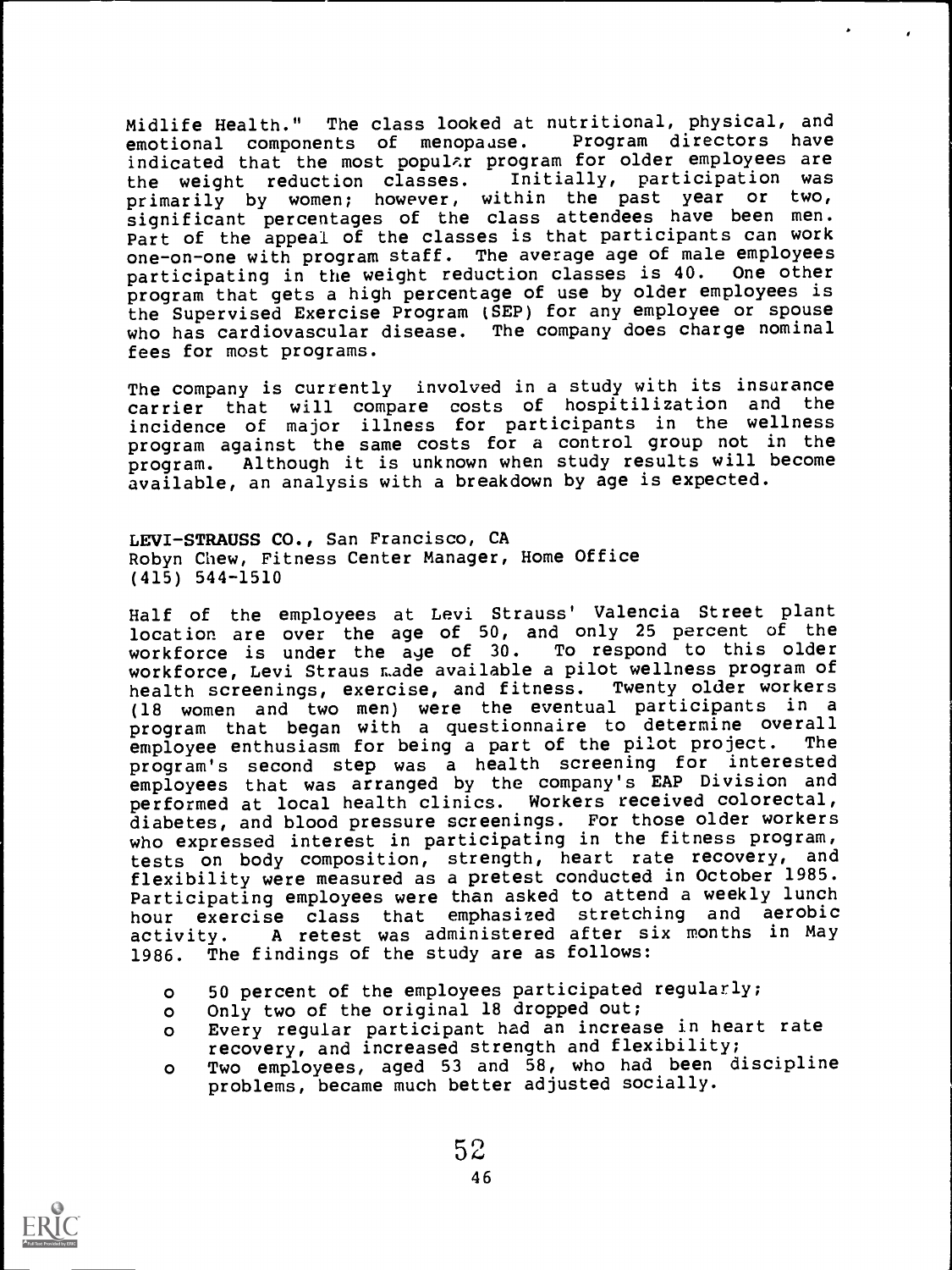Midlife Health." The class looked at nutritional, physical, and emotional components of menopause. Program directors have indicated that the most popular program for older employees are the weight reduction classes. Initially, participation was primarily by women; however, within the past year or two, significant percentages of the class attendees have been men. Part of the appeal of the classes is that participants can work one-on-one with program staff. The average age of male employees participating in the weight reduction classes is 40. One other program that gets a high percentage of use by older employees is the Supervised Exercise Program (SEP) for any employee or spouse who has cardiovascular disease. The company does charge nominal fees for most programs.

The company is currently involved in a study with its insurance carrier that will compare costs of hospitilization and the incidence of major illness for participants in the wellness program against the same costs for a control group not in the program. Although it is unknown when study results will become available, an analysis with a breakdown by age is expected.

**LEVI-STRAUSS CO.**, San Francisco, CA
Robyn Chew, Fitness Center Manager, Home Office
(415) 544-1510

Half of the employees at Levi Strauss' Valencia Street plant location are over the age of 50, and only 25 percent of the workforce is under the age of 30. To respond to this older workforce, Levi Straus made available a pilot wellness program of health screenings, exercise, and fitness. Twenty older workers (18 women and two men) were the eventual participants in a program that began with a questionnaire to determine overall employee enthusiasm for being a part of the pilot project. The program's second step was a health screening for interested employees that was arranged by the company's EAP Division and performed at local health clinics. Workers received colorectal, diabetes, and blood pressure screenings. For those older workers who expressed interest in participating in the fitness program, tests on body composition, strength, heart rate recovery, and flexibility were measured as a pretest conducted in October 1985. Participating employees were than asked to attend a weekly lunch hour exercise class that emphasized stretching and aerobic activity. A retest was administered after six months in May 1986. The findings of the study are as follows:

- 50 percent of the employees participated regularly;
- Only two of the original 18 dropped out;
- Every regular participant had an increase in heart rate recovery, and increased strength and flexibility;
- Two employees, aged 53 and 58, who had been discipline problems, became much better adjusted socially.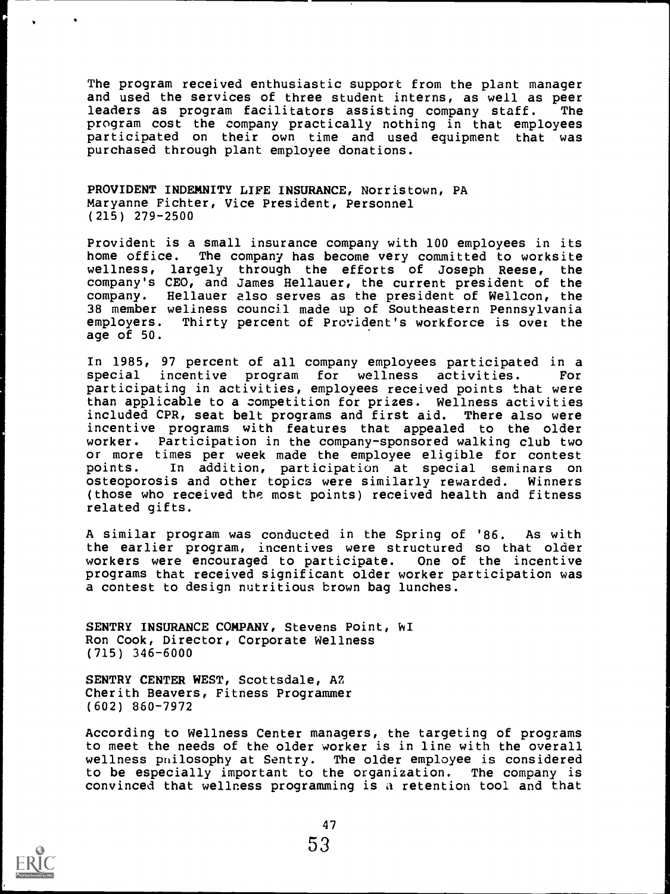The program received enthusiastic support from the plant manager and used the services of three student interns, as well as peer leaders as program facilitators assisting company staff. The program cost the company practically nothing in that employees participated on their own time and used equipment that was purchased through plant employee donations.

**PROVIDENT INDEMNITY LIFE INSURANCE**, Norristown, PA
Maryanne Fichter, Vice President, Personnel
(215) 279-2500

Provident is a small insurance company with 100 employees in its home office. The company has become very committed to worksite wellness, largely through the efforts of Joseph Reese, the company's CEO, and James Hellauer, the current president of the company. Hellauer also serves as the president of Wellcon, the 38 member weliness council made up of Southeastern Pennsylvania employers. Thirty percent of Provident's workforce is over the age of 50.

In 1985, 97 percent of all company employees participated in a special incentive program for wellness activities. For participating in activities, employees received points that were than applicable to a competition for prizes. Wellness activities included CPR, seat belt programs and first aid. There also were incentive programs with features that appealed to the older worker. Participation in the company-sponsored walking club two or more times per week made the employee eligible for contest points. In addition, participation at special seminars on osteoporosis and other topics were similarly rewarded. Winners (those who received the most points) received health and fitness related gifts.

A similar program was conducted in the Spring of '86. As with the earlier program, incentives were structured so that older workers were encouraged to participate. One of the incentive programs that received significant older worker participation was a contest to design nutritious brown bag lunches.

**SENTRY INSURANCE COMPANY**, Stevens Point, WI
Ron Cook, Director, Corporate Wellness
(715) 346-6000

**SENTRY CENTER WEST**, Scottsdale, AZ
Cherith Beavers, Fitness Programmer
(602) 860-7972

According to Wellness Center managers, the targeting of programs to meet the needs of the older worker is in line with the overall wellness philosophy at Sentry. The older employee is considered to be especially important to the organization. The company is convinced that wellness programming is a retention tool and that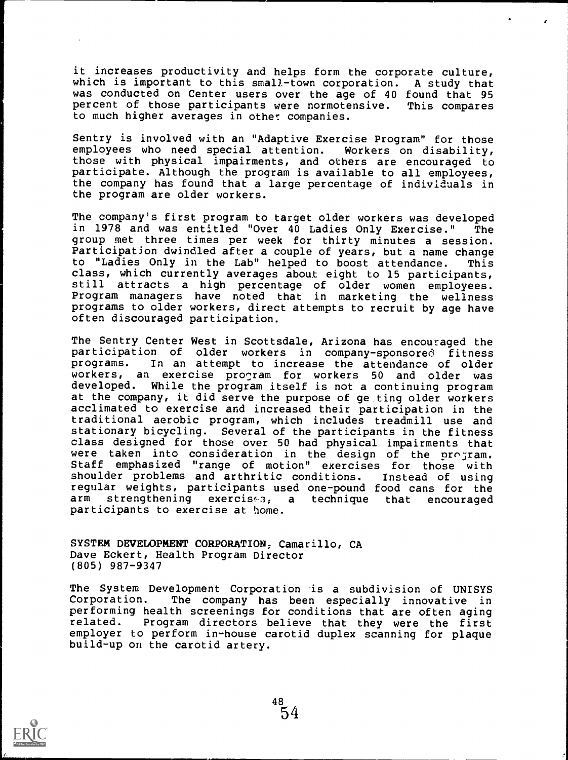it increases productivity and helps form the corporate culture, which is important to this small-town corporation. A study that was conducted on Center users over the age of 40 found that 95 percent of those participants were normotensive. This compares to much higher averages in other companies.

Sentry is involved with an "Adaptive Exercise Program" for those employees who need special attention. Workers on disability, those with physical impairments, and others are encouraged to participate. Although the program is available to all employees, the company has found that a large percentage of individuals in the program are older workers.

The company's first program to target older workers was developed in 1978 and was entitled "Over 40 Ladies Only Exercise." The group met three times per week for thirty minutes a session. Participation dwindled after a couple of years, but a name change to "Ladies Only in the Lab" helped to boost attendance. This class, which currently averages about eight to 15 participants, still attracts a high percentage of older women employees. Program managers have noted that in marketing the wellness programs to older workers, direct attempts to recruit by age have often discouraged participation.

The Sentry Center West in Scottsdale, Arizona has encouraged the participation of older workers in company-sponsored fitness programs. In an attempt to increase the attendance of older workers, an exercise program for workers 50 and older was developed. While the program itself is not a continuing program at the company, it did serve the purpose of getting older workers acclimated to exercise and increased their participation in the traditional aerobic program, which includes treadmill use and stationary bicycling. Several of the participants in the fitness class designed for those over 50 had physical impairments that were taken into consideration in the design of the program. Staff emphasized "range of motion" exercises for those with shoulder problems and arthritic conditions. Instead of using regular weights, participants used one-pound food cans for the arm strengthening exercises, a technique that encouraged participants to exercise at home.

**SYSTEM DEVELOPMENT CORPORATION**, Camarillo, CA
Dave Eckert, Health Program Director
(805) 987-9347

The System Development Corporation is a subdivision of UNISYS Corporation. The company has been especially innovative in performing health screenings for conditions that are often aging related. Program directors believe that they were the first employer to perform in-house carotid duplex scanning for plaque build-up on the carotid artery.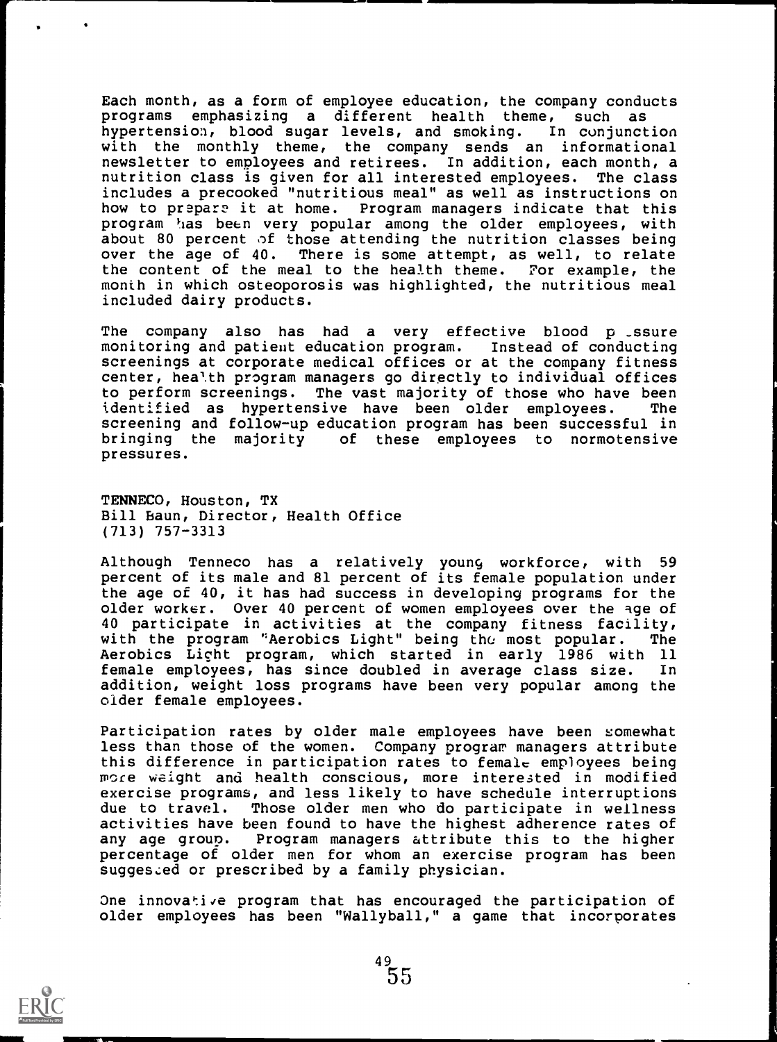Each month, as a form of employee education, the company conducts programs emphasizing a different health theme, such as hypertension, blood sugar levels, and smoking. In conjunction with the monthly theme, the company sends an informational newsletter to employees and retirees. In addition, each month, a nutrition class is given for all interested employees. The class includes a precooked "nutritious meal" as well as instructions on how to prepare it at home. Program managers indicate that this program has been very popular among the older employees, with about 80 percent of those attending the nutrition classes being over the age of 40. There is some attempt, as well, to relate the content of the meal to the health theme. For example, the month in which osteoporosis was highlighted, the nutritious meal included dairy products.

The company also has had a very effective blood pressure monitoring and patient education program. Instead of conducting screenings at corporate medical offices or at the company fitness center, health program managers go directly to individual offices to perform screenings. The vast majority of those who have been identified as hypertensive have been older employees. The screening and follow-up education program has been successful in bringing the majority of these employees to normotensive pressures.

**TENNECO**, Houston, TX
Bill Baun, Director, Health Office
(713) 757-3313

Although Tenneco has a relatively young workforce, with 59 percent of its male and 81 percent of its female population under the age of 40, it has had success in developing programs for the older worker. Over 40 percent of women employees over the age of 40 participate in activities at the company fitness facility, with the program "Aerobics Light" being the most popular. The Aerobics Light program, which started in early 1986 with 11 female employees, has since doubled in average class size. In addition, weight loss programs have been very popular among the older female employees.

Participation rates by older male employees have been somewhat less than those of the women. Company program managers attribute this difference in participation rates to female employees being more weight and health conscious, more interested in modified exercise programs, and less likely to have schedule interruptions due to travel. Those older men who do participate in wellness activities have been found to have the highest adherence rates of any age group. Program managers attribute this to the higher percentage of older men for whom an exercise program has been suggested or prescribed by a family physician.

One innovative program that has encouraged the participation of older employees has been "Wallyball," a game that incorporates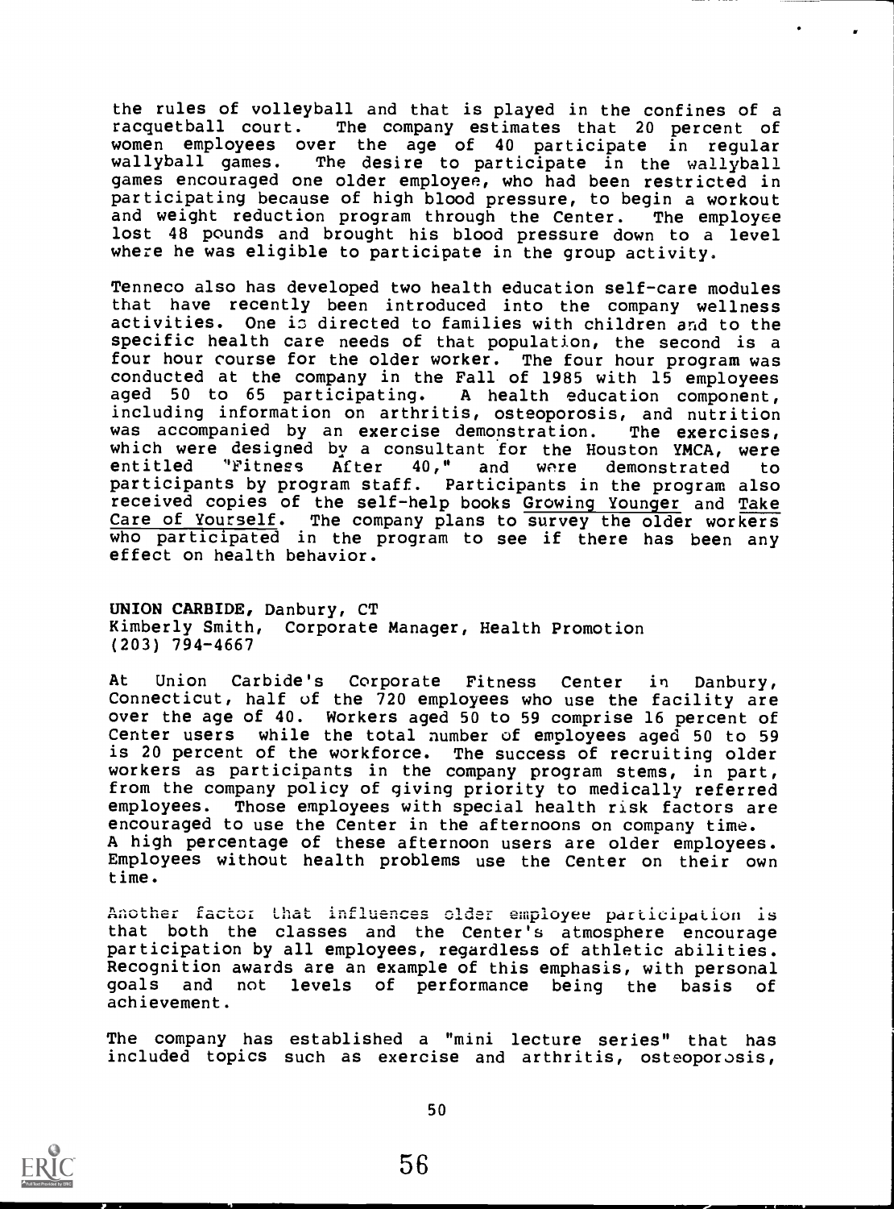the rules of volleyball and that is played in the confines of a racquetball court. The company estimates that 20 percent of women employees over the age of 40 participate in regular wallyball games. The desire to participate in the wallyball games encouraged one older employee, who had been restricted in participating because of high blood pressure, to begin a workout and weight reduction program through the Center. The employee lost 48 pounds and brought his blood pressure down to a level where he was eligible to participate in the group activity.

Tenneco also has developed two health education self-care modules that have recently been introduced into the company wellness activities. One is directed to families with children and to the specific health care needs of that population, the second is a four hour course for the older worker. The four hour program was conducted at the company in the Fall of 1985 with 15 employees aged 50 to 65 participating. A health education component, including information on arthritis, osteoporosis, and nutrition was accompanied by an exercise demonstration. The exercises, which were designed by a consultant for the Houston YMCA, were entitled "Fitness After 40," and were demonstrated to participants by program staff. Participants in the program also received copies of the self-help books <u>Growing Younger</u> and <u>Take Care of Yourself</u>. The company plans to survey the older workers who participated in the program to see if there has been any effect on health behavior.

**UNION CARBIDE**, Danbury, CT
Kimberly Smith, Corporate Manager, Health Promotion
(203) 794-4667

At Union Carbide's Corporate Fitness Center in Danbury, Connecticut, half of the 720 employees who use the facility are over the age of 40. Workers aged 50 to 59 comprise 16 percent of Center users while the total number of employees aged 50 to 59 is 20 percent of the workforce. The success of recruiting older workers as participants in the company program stems, in part, from the company policy of giving priority to medically referred employees. Those employees with special health risk factors are encouraged to use the Center in the afternoons on company time. A high percentage of these afternoon users are older employees. Employees without health problems use the Center on their own time.

Another factor that influences older employee participation is that both the classes and the Center's atmosphere encourage participation by all employees, regardless of athletic abilities. Recognition awards are an example of this emphasis, with personal goals and not levels of performance being the basis of achievement.

The company has established a "mini lecture series" that has included topics such as exercise and arthritis, osteoporosis,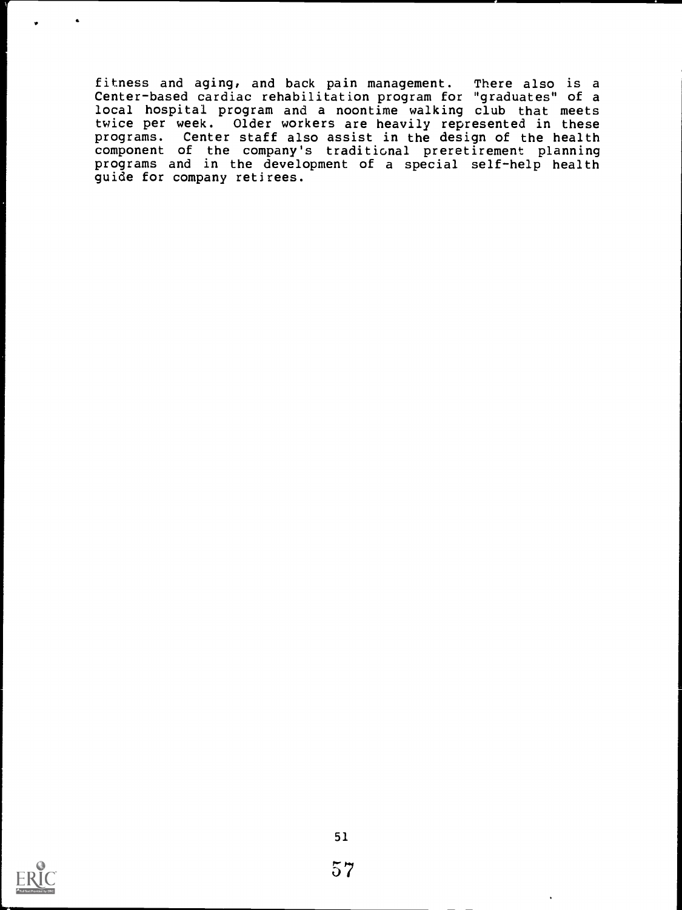fitness and aging, and back pain management. There also is a Center-based cardiac rehabilitation program for "graduates" of a local hospital program and a noontime walking club that meets twice per week. Older workers are heavily represented in these programs. Center staff also assist in the design of the health component of the company's traditional preretirement planning programs and in the development of a special self-help health guide for company retirees.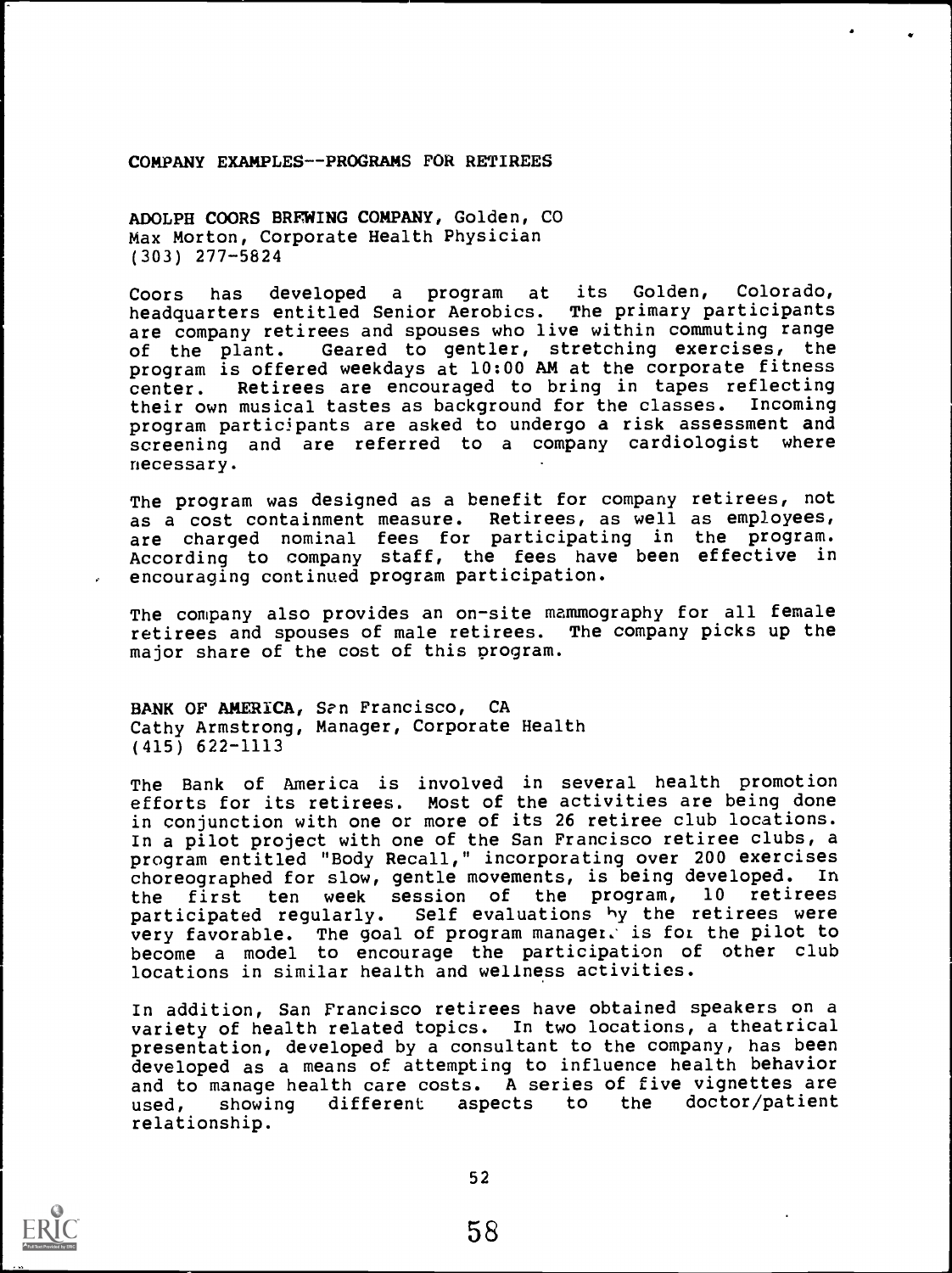## COMPANY EXAMPLES--PROGRAMS FOR RETIREES

**ADOLPH COORS BREWING COMPANY**, Golden, CO
Max Morton, Corporate Health Physician
(303) 277-5824

Coors has developed a program at its Golden, Colorado, headquarters entitled Senior Aerobics. The primary participants are company retirees and spouses who live within commuting range of the plant. Geared to gentler, stretching exercises, the program is offered weekdays at 10:00 AM at the corporate fitness center. Retirees are encouraged to bring in tapes reflecting their own musical tastes as background for the classes. Incoming program participants are asked to undergo a risk assessment and screening and are referred to a company cardiologist where necessary.

The program was designed as a benefit for company retirees, not as a cost containment measure. Retirees, as well as employees, are charged nominal fees for participating in the program. According to company staff, the fees have been effective in encouraging continued program participation.

The company also provides an on-site mammography for all female retirees and spouses of male retirees. The company picks up the major share of the cost of this program.

**BANK OF AMERICA**, San Francisco, CA
Cathy Armstrong, Manager, Corporate Health
(415) 622-1113

The Bank of America is involved in several health promotion efforts for its retirees. Most of the activities are being done in conjunction with one or more of its 26 retiree club locations. In a pilot project with one of the San Francisco retiree clubs, a program entitled "Body Recall," incorporating over 200 exercises choreographed for slow, gentle movements, is being developed. In the first ten week session of the program, 10 retirees participated regularly. Self evaluations by the retirees were very favorable. The goal of program managers is for the pilot to become a model to encourage the participation of other club locations in similar health and wellness activities.

In addition, San Francisco retirees have obtained speakers on a variety of health related topics. In two locations, a theatrical presentation, developed by a consultant to the company, has been developed as a means of attempting to influence health behavior and to manage health care costs. A series of five vignettes are used, showing different aspects to the doctor/patient relationship.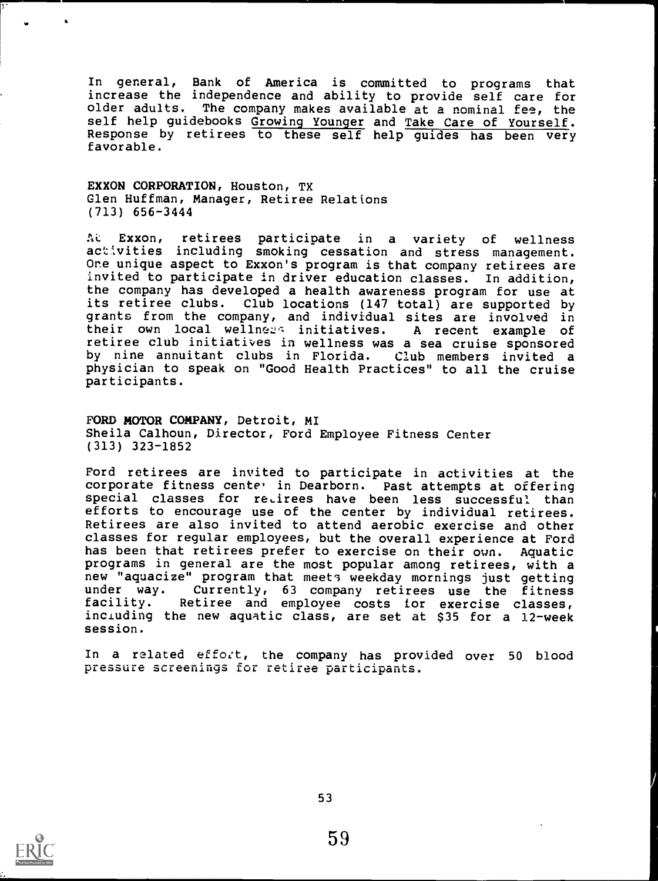In general, Bank of America is committed to programs that increase the independence and ability to provide self care for older adults. The company makes available at a nominal fee, the self help guidebooks Growing Younger and Take Care of Yourself. Response by retirees to these self help guides has been very favorable.

**EXXON CORPORATION**, Houston, TX
Glen Huffman, Manager, Retiree Relations
(713) 656-3444

At Exxon, retirees participate in a variety of wellness activities including smoking cessation and stress management. One unique aspect to Exxon's program is that company retirees are invited to participate in driver education classes. In addition, the company has developed a health awareness program for use at its retiree clubs. Club locations (147 total) are supported by grants from the company, and individual sites are involved in their own local wellness initiatives. A recent example of retiree club initiatives in wellness was a sea cruise sponsored by nine annuitant clubs in Florida. Club members invited a physician to speak on "Good Health Practices" to all the cruise participants.

**FORD MOTOR COMPANY**, Detroit, MI
Sheila Calhoun, Director, Ford Employee Fitness Center
(313) 323-1852

Ford retirees are invited to participate in activities at the corporate fitness center in Dearborn. Past attempts at offering special classes for retirees have been less successful than efforts to encourage use of the center by individual retirees. Retirees are also invited to attend aerobic exercise and other classes for regular employees, but the overall experience at Ford has been that retirees prefer to exercise on their own. Aquatic programs in general are the most popular among retirees, with a new "aquacize" program that meets weekday mornings just getting under way. Currently, 63 company retirees use the fitness facility. Retiree and employee costs for exercise classes, including the new aquatic class, are set at $35 for a 12-week session.

In a related effort, the company has provided over 50 blood pressure screenings for retiree participants.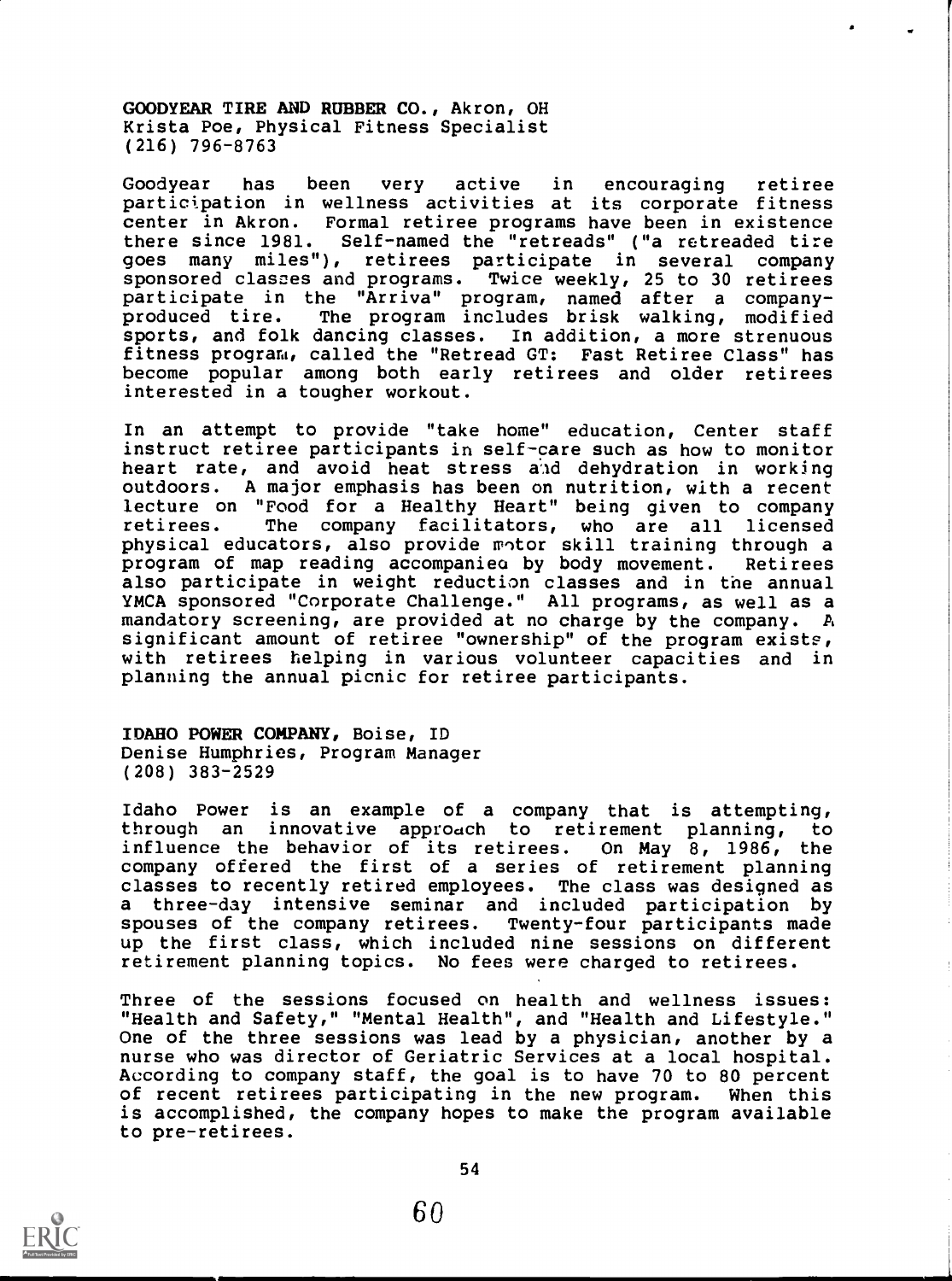**GOODYEAR TIRE AND RUBBER CO.**, Akron, OH
Krista Poe, Physical Fitness Specialist
(216) 796-8763

Goodyear has been very active in encouraging retiree participation in wellness activities at its corporate fitness center in Akron. Formal retiree programs have been in existence there since 1981. Self-named the "retreads" ("a retreaded tire goes many miles"), retirees participate in several company sponsored classes and programs. Twice weekly, 25 to 30 retirees participate in the "Arriva" program, named after a company-produced tire. The program includes brisk walking, modified sports, and folk dancing classes. In addition, a more strenuous fitness program, called the "Retread GT: Fast Retiree Class" has become popular among both early retirees and older retirees interested in a tougher workout.

In an attempt to provide "take home" education, Center staff instruct retiree participants in self-care such as how to monitor heart rate, and avoid heat stress and dehydration in working outdoors. A major emphasis has been on nutrition, with a recent lecture on "Food for a Healthy Heart" being given to company retirees. The company facilitators, who are all licensed physical educators, also provide motor skill training through a program of map reading accompanied by body movement. Retirees also participate in weight reduction classes and in the annual YMCA sponsored "Corporate Challenge." All programs, as well as a mandatory screening, are provided at no charge by the company. A significant amount of retiree "ownership" of the program exists, with retirees helping in various volunteer capacities and in planning the annual picnic for retiree participants.

**IDAHO POWER COMPANY**, Boise, ID
Denise Humphries, Program Manager
(208) 383-2529

Idaho Power is an example of a company that is attempting, through an innovative approach to retirement planning, to influence the behavior of its retirees. On May 8, 1986, the company offered the first of a series of retirement planning classes to recently retired employees. The class was designed as a three-day intensive seminar and included participation by spouses of the company retirees. Twenty-four participants made up the first class, which included nine sessions on different retirement planning topics. No fees were charged to retirees.

Three of the sessions focused on health and wellness issues: "Health and Safety," "Mental Health", and "Health and Lifestyle." One of the three sessions was lead by a physician, another by a nurse who was director of Geriatric Services at a local hospital. According to company staff, the goal is to have 70 to 80 percent of recent retirees participating in the new program. When this is accomplished, the company hopes to make the program available to pre-retirees.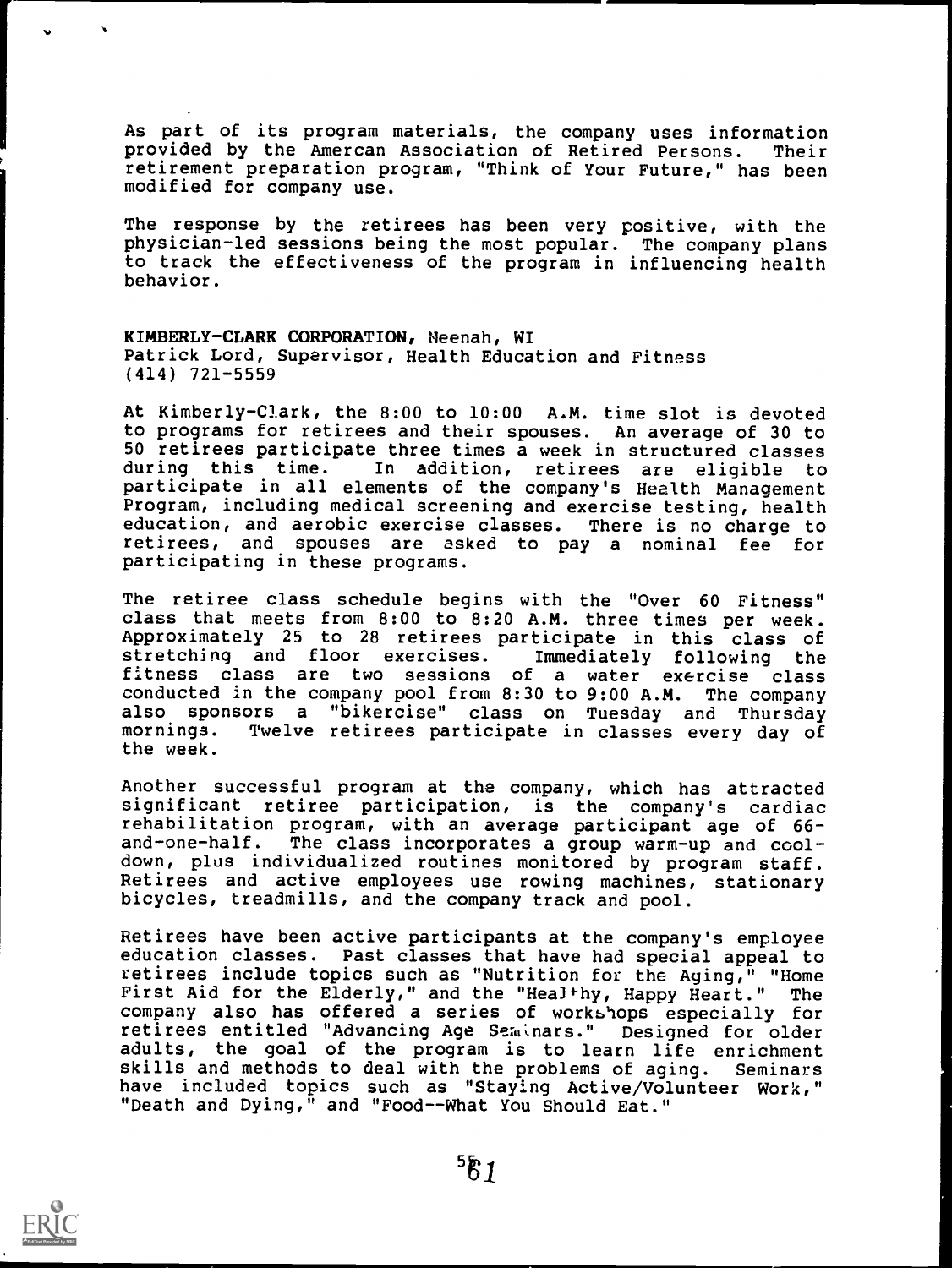As part of its program materials, the company uses information provided by the Amercan Association of Retired Persons. Their retirement preparation program, "Think of Your Future," has been modified for company use.

The response by the retirees has been very positive, with the physician-led sessions being the most popular. The company plans to track the effectiveness of the program in influencing health behavior.

**KIMBERLY-CLARK CORPORATION,** Neenah, WI
Patrick Lord, Supervisor, Health Education and Fitness
(414) 721-5559

At Kimberly-Clark, the 8:00 to 10:00 A.M. time slot is devoted to programs for retirees and their spouses. An average of 30 to 50 retirees participate three times a week in structured classes during this time. In addition, retirees are eligible to participate in all elements of the company's Health Management Program, including medical screening and exercise testing, health education, and aerobic exercise classes. There is no charge to retirees, and spouses are asked to pay a nominal fee for participating in these programs.

The retiree class schedule begins with the "Over 60 Fitness" class that meets from 8:00 to 8:20 A.M. three times per week. Approximately 25 to 28 retirees participate in this class of stretching and floor exercises. Immediately following the fitness class are two sessions of a water exercise class conducted in the company pool from 8:30 to 9:00 A.M. The company also sponsors a "bikercise" class on Tuesday and Thursday mornings. Twelve retirees participate in classes every day of the week.

Another successful program at the company, which has attracted significant retiree participation, is the company's cardiac rehabilitation program, with an average participant age of 66-and-one-half. The class incorporates a group warm-up and cool-down, plus individualized routines monitored by program staff. Retirees and active employees use rowing machines, stationary bicycles, treadmills, and the company track and pool.

Retirees have been active participants at the company's employee education classes. Past classes that have had special appeal to retirees include topics such as "Nutrition for the Aging," "Home First Aid for the Elderly," and the "Healthy, Happy Heart." The company also has offered a series of workshops especially for retirees entitled "Advancing Age Seminars." Designed for older adults, the goal of the program is to learn life enrichment skills and methods to deal with the problems of aging. Seminars have included topics such as "Staying Active/Volunteer Work," "Death and Dying," and "Food--What You Should Eat."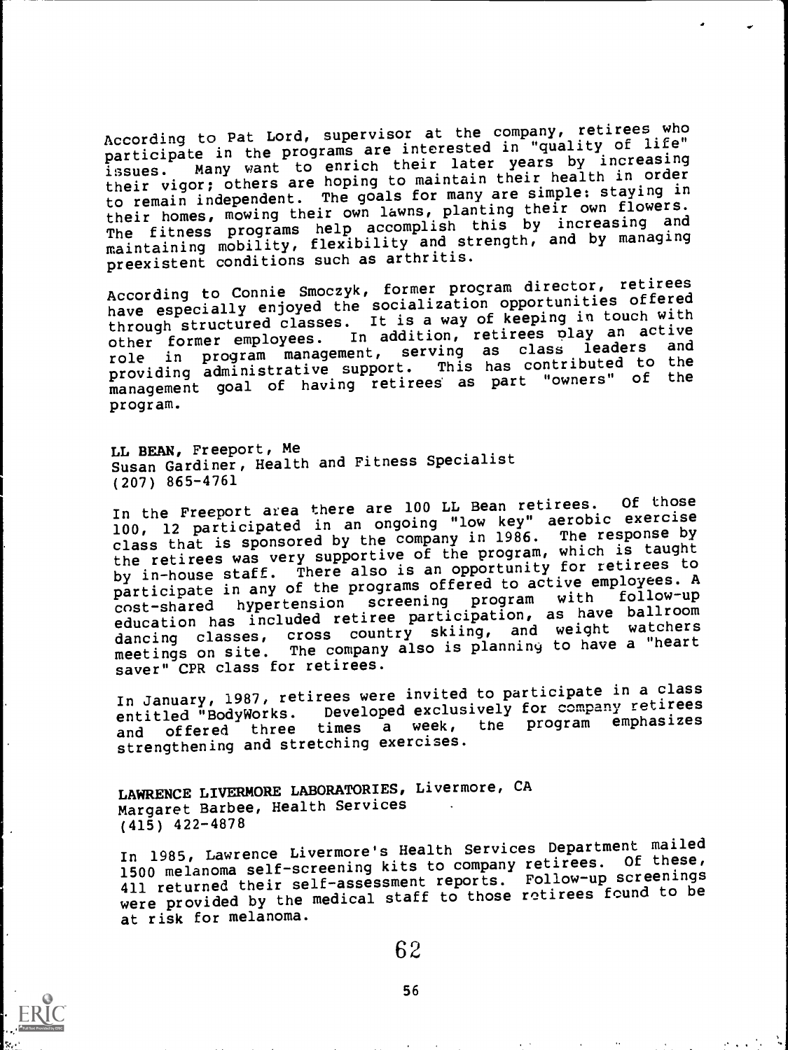According to Pat Lord, supervisor at the company, retirees who participate in the programs are interested in "quality of life" issues. Many want to enrich their later years by increasing their vigor; others are hoping to maintain their health in order to remain independent. The goals for many are simple: staying in their homes, mowing their own lawns, planting their own flowers. The fitness programs help accomplish this by increasing and maintaining mobility, flexibility and strength, and by managing preexistent conditions such as arthritis.

According to Connie Smoczyk, former program director, retirees have especially enjoyed the socialization opportunities offered through structured classes. It is a way of keeping in touch with other former employees. In addition, retirees play an active role in program management, serving as class leaders and providing administrative support. This has contributed to the management goal of having retirees as part "owners" of the program.

**LL BEAN**, Freeport, Me
Susan Gardiner, Health and Fitness Specialist
(207) 865-4761

In the Freeport area there are 100 LL Bean retirees. Of those 100, 12 participated in an ongoing "low key" aerobic exercise class that is sponsored by the company in 1986. The response by the retirees was very supportive of the program, which is taught by in-house staff. There also is an opportunity for retirees to participate in any of the programs offered to active employees. A cost-shared hypertension screening program with follow-up education has included retiree participation, as have ballroom dancing classes, cross country skiing, and weight watchers meetings on site. The company also is planning to have a "heart saver" CPR class for retirees.

In January, 1987, retirees were invited to participate in a class entitled "BodyWorks. Developed exclusively for company retirees and offered three times a week, the program emphasizes strengthening and stretching exercises.

**LAWRENCE LIVERMORE LABORATORIES**, Livermore, CA
Margaret Barbee, Health Services
(415) 422-4878

In 1985, Lawrence Livermore's Health Services Department mailed 1500 melanoma self-screening kits to company retirees. Of these, 411 returned their self-assessment reports. Follow-up screenings were provided by the medical staff to those retirees found to be at risk for melanoma.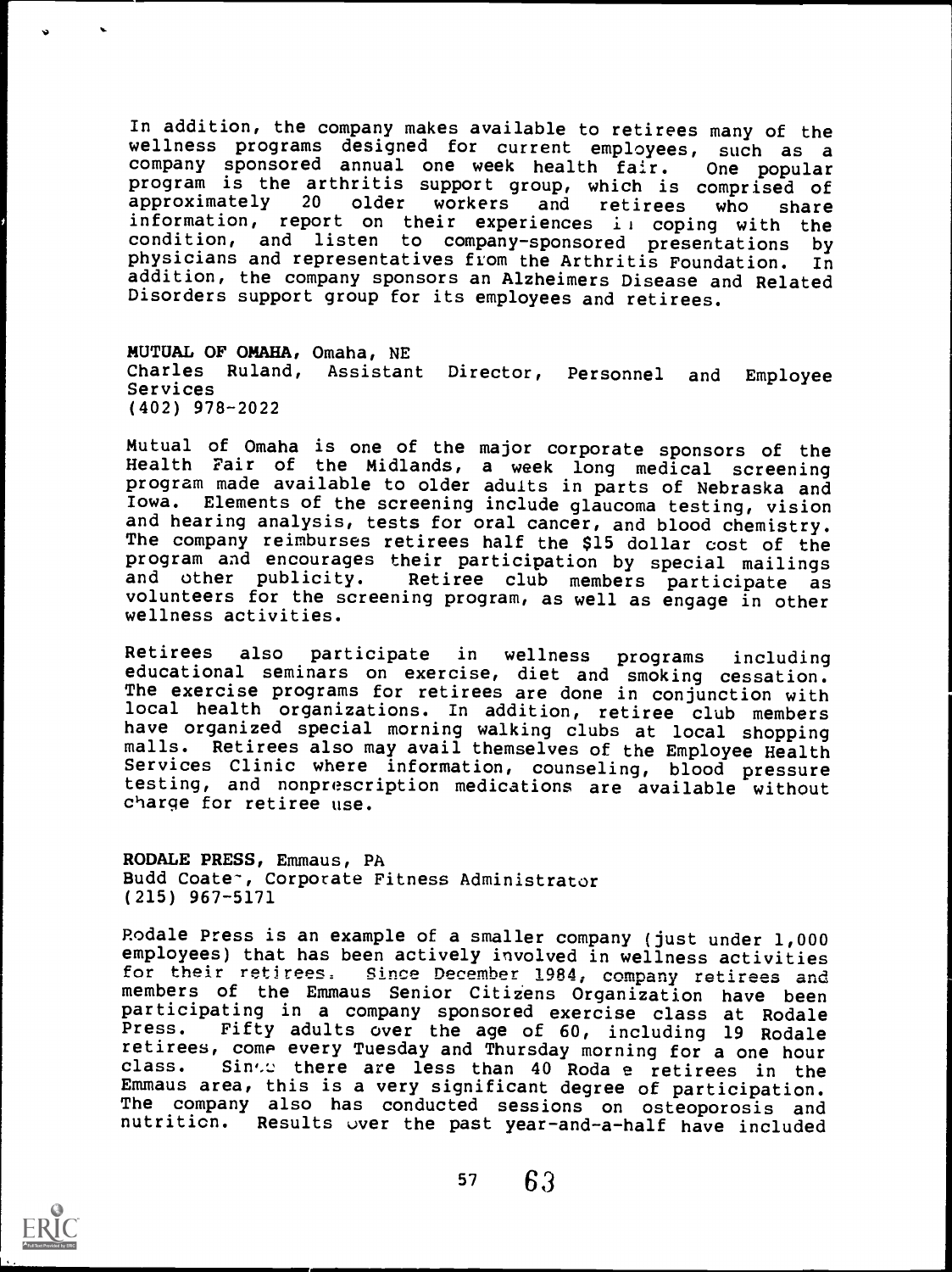In addition, the company makes available to retirees many of the wellness programs designed for current employees, such as a company sponsored annual one week health fair. One popular program is the arthritis support group, which is comprised of approximately 20 older workers and retirees who share information, report on their experiences in coping with the condition, and listen to company-sponsored presentations by physicians and representatives from the Arthritis Foundation. In addition, the company sponsors an Alzheimers Disease and Related Disorders support group for its employees and retirees.

**MUTUAL OF OMAHA**, Omaha, NE
Charles Ruland, Assistant Director, Personnel and Employee Services
(402) 978-2022

Mutual of Omaha is one of the major corporate sponsors of the Health Fair of the Midlands, a week long medical screening program made available to older adults in parts of Nebraska and Iowa. Elements of the screening include glaucoma testing, vision and hearing analysis, tests for oral cancer, and blood chemistry. The company reimburses retirees half the $15 dollar cost of the program and encourages their participation by special mailings and other publicity. Retiree club members participate as volunteers for the screening program, as well as engage in other wellness activities.

Retirees also participate in wellness programs including educational seminars on exercise, diet and smoking cessation. The exercise programs for retirees are done in conjunction with local health organizations. In addition, retiree club members have organized special morning walking clubs at local shopping malls. Retirees also may avail themselves of the Employee Health Services Clinic where information, counseling, blood pressure testing, and nonprescription medications are available without charge for retiree use.

**RODALE PRESS**, Emmaus, PA
Budd Coates, Corporate Fitness Administrator
(215) 967-5171

Rodale Press is an example of a smaller company (just under 1,000 employees) that has been actively involved in wellness activities for their retirees. Since December 1984, company retirees and members of the Emmaus Senior Citizens Organization have been participating in a company sponsored exercise class at Rodale Press. Fifty adults over the age of 60, including 19 Rodale retirees, come every Tuesday and Thursday morning for a one hour class. Since there are less than 40 Rodale retirees in the Emmaus area, this is a very significant degree of participation. The company also has conducted sessions on osteoporosis and nutrition. Results over the past year-and-a-half have included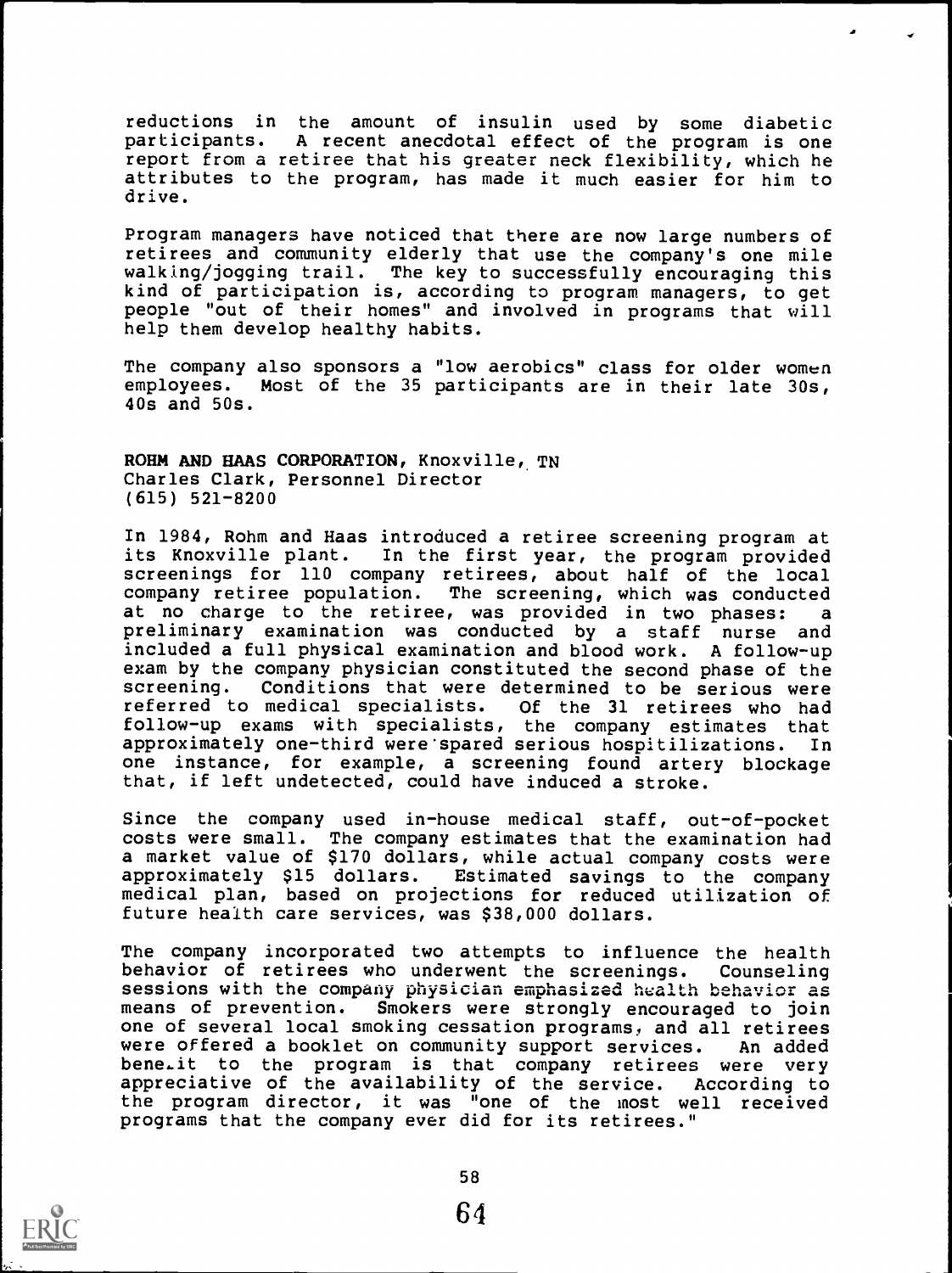reductions in the amount of insulin used by some diabetic participants. A recent anecdotal effect of the program is one report from a retiree that his greater neck flexibility, which he attributes to the program, has made it much easier for him to drive.

Program managers have noticed that there are now large numbers of retirees and community elderly that use the company's one mile walking/jogging trail. The key to successfully encouraging this kind of participation is, according to program managers, to get people "out of their homes" and involved in programs that will help them develop healthy habits.

The company also sponsors a "low aerobics" class for older women employees. Most of the 35 participants are in their late 30s, 40s and 50s.

**ROHM AND HAAS CORPORATION**, Knoxville, TN
Charles Clark, Personnel Director
(615) 521-8200

In 1984, Rohm and Haas introduced a retiree screening program at its Knoxville plant. In the first year, the program provided screenings for 110 company retirees, about half of the local company retiree population. The screening, which was conducted at no charge to the retiree, was provided in two phases: a preliminary examination was conducted by a staff nurse and included a full physical examination and blood work. A follow-up exam by the company physician constituted the second phase of the screening. Conditions that were determined to be serious were referred to medical specialists. Of the 31 retirees who had follow-up exams with specialists, the company estimates that approximately one-third were spared serious hospitilizations. In one instance, for example, a screening found artery blockage that, if left undetected, could have induced a stroke.

Since the company used in-house medical staff, out-of-pocket costs were small. The company estimates that the examination had a market value of $170 dollars, while actual company costs were approximately $15 dollars. Estimated savings to the company medical plan, based on projections for reduced utilization of future health care services, was $38,000 dollars.

The company incorporated two attempts to influence the health behavior of retirees who underwent the screenings. Counseling sessions with the company physician emphasized health behavior as means of prevention. Smokers were strongly encouraged to join one of several local smoking cessation programs, and all retirees were offered a booklet on community support services. An added benefit to the program is that company retirees were very appreciative of the availability of the service. According to the program director, it was "one of the most well received programs that the company ever did for its retirees."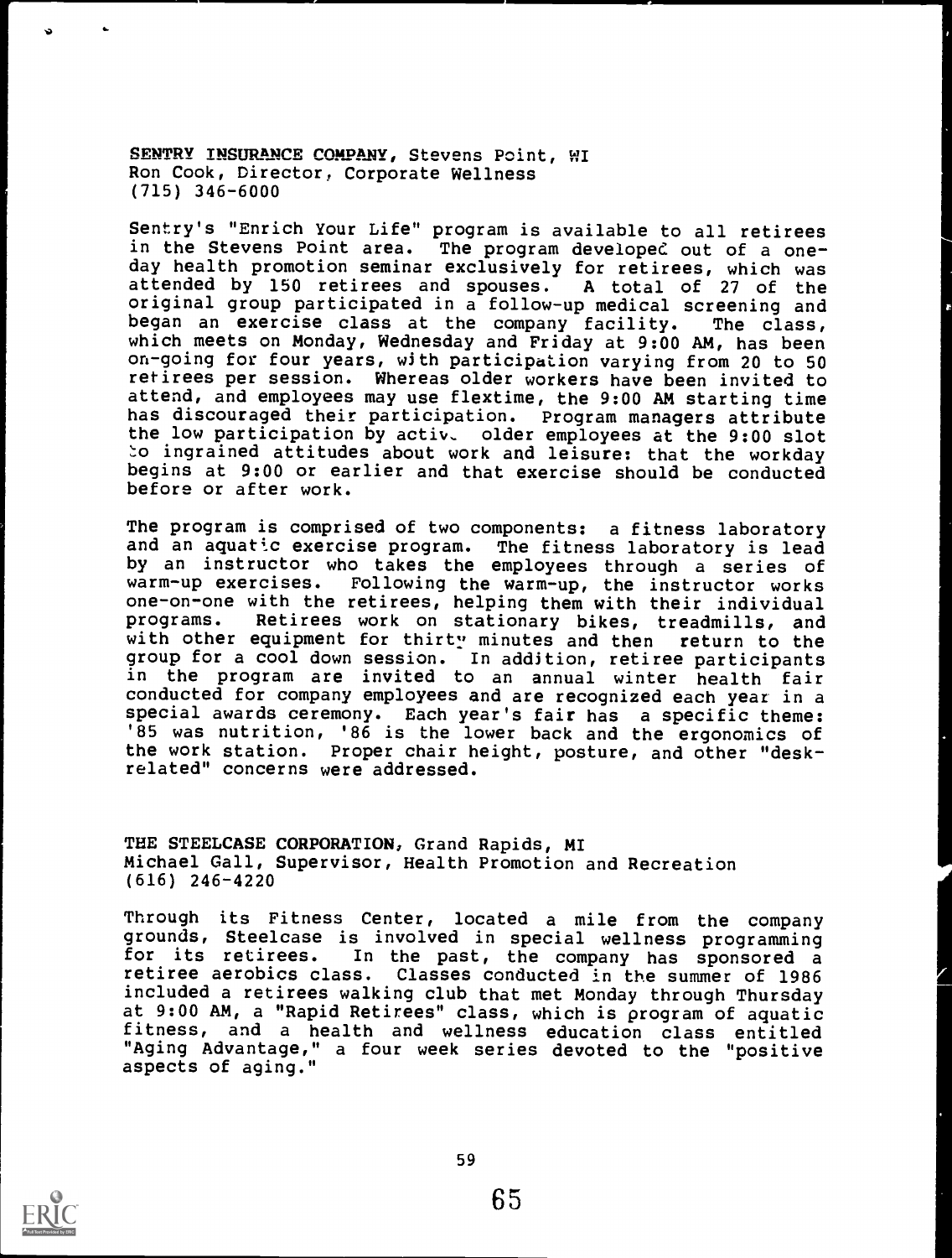**SENTRY INSURANCE COMPANY**, Stevens Point, WI
Ron Cook, Director, Corporate Wellness
(715) 346-6000

Sentry's "Enrich Your Life" program is available to all retirees in the Stevens Point area. The program developed out of a one-day health promotion seminar exclusively for retirees, which was attended by 150 retirees and spouses. A total of 27 of the original group participated in a follow-up medical screening and began an exercise class at the company facility. The class, which meets on Monday, Wednesday and Friday at 9:00 AM, has been on-going for four years, with participation varying from 20 to 50 retirees per session. Whereas older workers have been invited to attend, and employees may use flextime, the 9:00 AM starting time has discouraged their participation. Program managers attribute the low participation by active older employees at the 9:00 slot to ingrained attitudes about work and leisure: that the workday begins at 9:00 or earlier and that exercise should be conducted before or after work.

The program is comprised of two components: a fitness laboratory and an aquatic exercise program. The fitness laboratory is lead by an instructor who takes the employees through a series of warm-up exercises. Following the warm-up, the instructor works one-on-one with the retirees, helping them with their individual programs. Retirees work on stationary bikes, treadmills, and with other equipment for thirty minutes and then return to the group for a cool down session. In addition, retiree participants in the program are invited to an annual winter health fair conducted for company employees and are recognized each year in a special awards ceremony. Each year's fair has a specific theme: '85 was nutrition, '86 is the lower back and the ergonomics of the work station. Proper chair height, posture, and other "desk-related" concerns were addressed.

**THE STEELCASE CORPORATION**, Grand Rapids, MI
Michael Gall, Supervisor, Health Promotion and Recreation
(616) 246-4220

Through its Fitness Center, located a mile from the company grounds, Steelcase is involved in special wellness programming for its retirees. In the past, the company has sponsored a retiree aerobics class. Classes conducted in the summer of 1986 included a retirees walking club that met Monday through Thursday at 9:00 AM, a "Rapid Retirees" class, which is program of aquatic fitness, and a health and wellness education class entitled "Aging Advantage," a four week series devoted to the "positive aspects of aging."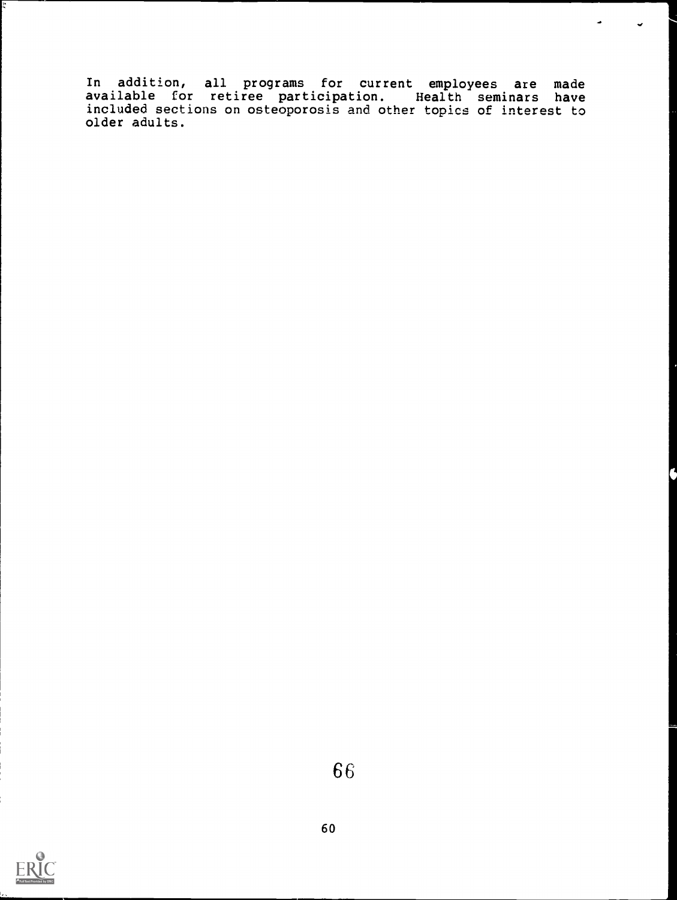In addition, all programs for current employees are made available for retiree participation. Health seminars have included sections on osteoporosis and other topics of interest to older adults.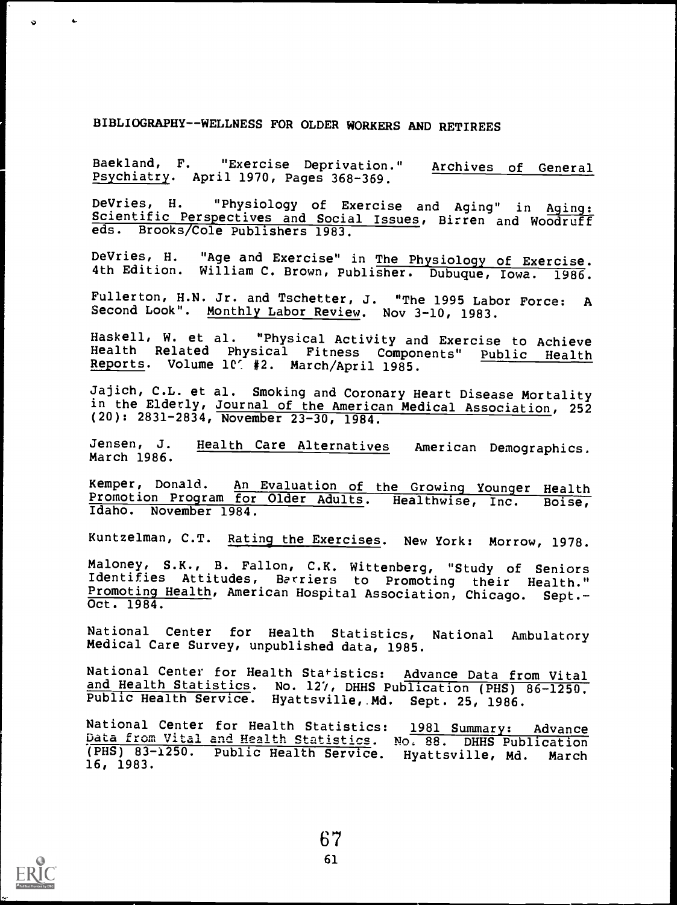## BIBLIOGRAPHY--WELLNESS FOR OLDER WORKERS AND RETIREES

Baekland, F. "Exercise Deprivation." Archives of General Psychiatry. April 1970, Pages 368-369.

DeVries, H. "Physiology of Exercise and Aging" in Aging: Scientific Perspectives and Social Issues, Birren and Woodruff eds. Brooks/Cole Publishers 1983.

DeVries, H. "Age and Exercise" in The Physiology of Exercise. 4th Edition. William C. Brown, Publisher. Dubuque, Iowa. 1986.

Fullerton, H.N. Jr. and Tschetter, J. "The 1995 Labor Force: A Second Look". Monthly Labor Review. Nov 3-10, 1983.

Haskell, W. et al. "Physical Activity and Exercise to Achieve Health Related Physical Fitness Components" Public Health Reports. Volume 10( #2. March/April 1985.

Jajich, C.L. et al. Smoking and Coronary Heart Disease Mortality in the Elderly, Journal of the American Medical Association, 252 (20): 2831-2834, November 23-30, 1984.

Jensen, J. Health Care Alternatives American Demographics. March 1986.

Kemper, Donald. An Evaluation of the Growing Younger Health Promotion Program for Older Adults. Healthwise, Inc. Boise, Idaho. November 1984.

Kuntzelman, C.T. Rating the Exercises. New York: Morrow, 1978.

Maloney, S.K., B. Fallon, C.K. Wittenberg, "Study of Seniors Identifies Attitudes, Barriers to Promoting their Health." Promoting Health, American Hospital Association, Chicago. Sept.-Oct. 1984.

National Center for Health Statistics, National Ambulatory Medical Care Survey, unpublished data, 1985.

National Center for Health Statistics: Advance Data from Vital and Health Statistics. No. 127, DHHS Publication (PHS) 86-1250. Public Health Service. Hyattsville, Md. Sept. 25, 1986.

National Center for Health Statistics: 1981 Summary: Advance Data from Vital and Health Statistics. No. 88. DHHS Publication (PHS) 83-1250. Public Health Service. Hyattsville, Md. March 16, 1983.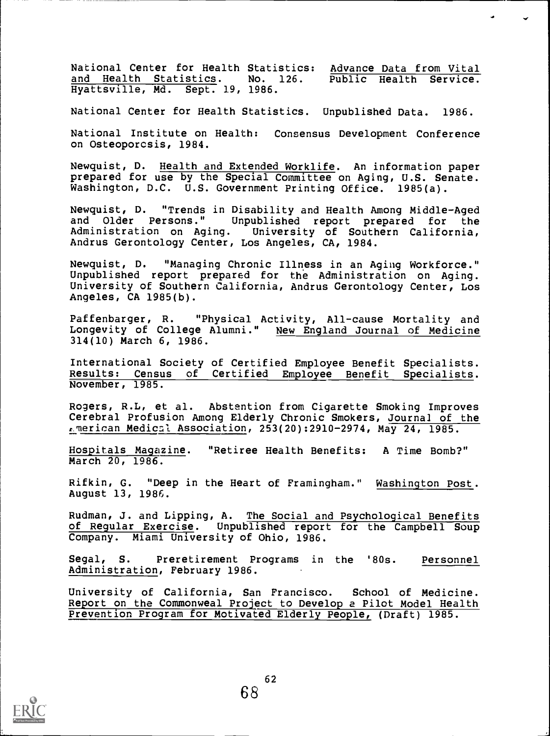National Center for Health Statistics: Advance Data from Vital and Health Statistics. No. 126. Public Health Service. Hyattsville, Md. Sept. 19, 1986.

National Center for Health Statistics. Unpublished Data. 1986.

National Institute on Health: Consensus Development Conference on Osteoporosis, 1984.

Newquist, D. Health and Extended Worklife. An information paper prepared for use by the Special Committee on Aging, U.S. Senate. Washington, D.C. U.S. Government Printing Office. 1985(a).

Newquist, D. "Trends in Disability and Health Among Middle-Aged and Older Persons." Unpublished report prepared for the Administration on Aging. University of Southern California, Andrus Gerontology Center, Los Angeles, CA, 1984.

Newquist, D. "Managing Chronic Illness in an Aging Workforce." Unpublished report prepared for the Administration on Aging. University of Southern California, Andrus Gerontology Center, Los Angeles, CA 1985(b).

Paffenbarger, R. "Physical Activity, All-cause Mortality and Longevity of College Alumni." New England Journal of Medicine 314(10) March 6, 1986.

International Society of Certified Employee Benefit Specialists. Results: Census of Certified Employee Benefit Specialists. November, 1985.

Rogers, R.L, et al. Abstention from Cigarette Smoking Improves Cerebral Profusion Among Elderly Chronic Smokers, Journal of the American Medical Association, 253(20):2910-2974, May 24, 1985.

Hospitals Magazine. "Retiree Health Benefits: A Time Bomb?" March 20, 1986.

Rifkin, G. "Deep in the Heart of Framingham." Washington Post. August 13, 1986.

Rudman, J. and Lipping, A. The Social and Psychological Benefits of Regular Exercise. Unpublished report for the Campbell Soup Company. Miami University of Ohio, 1986.

Segal, S. Preretirement Programs in the '80s. Personnel Administration, February 1986.

University of California, San Francisco. School of Medicine. Report on the Commonweal Project to Develop a Pilot Model Health Prevention Program for Motivated Elderly People, (Draft) 1985.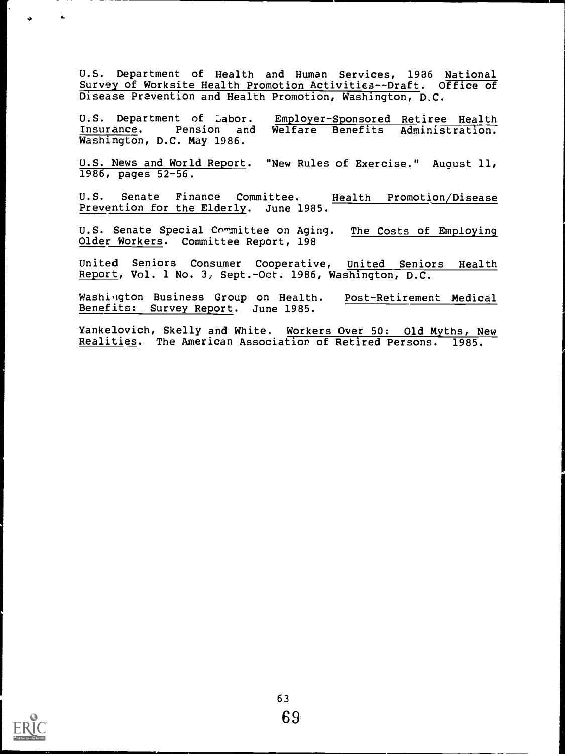U.S. Department of Health and Human Services, 1986 National Survey of Worksite Health Promotion Activities--Draft. Office of Disease Prevention and Health Promotion, Washington, D.C.

U.S. Department of Labor. Employer-Sponsored Retiree Health Insurance. Pension and Welfare Benefits Administration. Washington, D.C. May 1986.

U.S. News and World Report. "New Rules of Exercise." August 11, 1986, pages 52-56.

U.S. Senate Finance Committee. Health Promotion/Disease Prevention for the Elderly. June 1985.

U.S. Senate Special Committee on Aging. The Costs of Employing Older Workers. Committee Report, 198

United Seniors Consumer Cooperative, United Seniors Health Report, Vol. 1 No. 3, Sept.-Oct. 1986, Washington, D.C.

Washington Business Group on Health. Post-Retirement Medical Benefits: Survey Report. June 1985.

Yankelovich, Skelly and White. Workers Over 50: Old Myths, New Realities. The American Association of Retired Persons. 1985.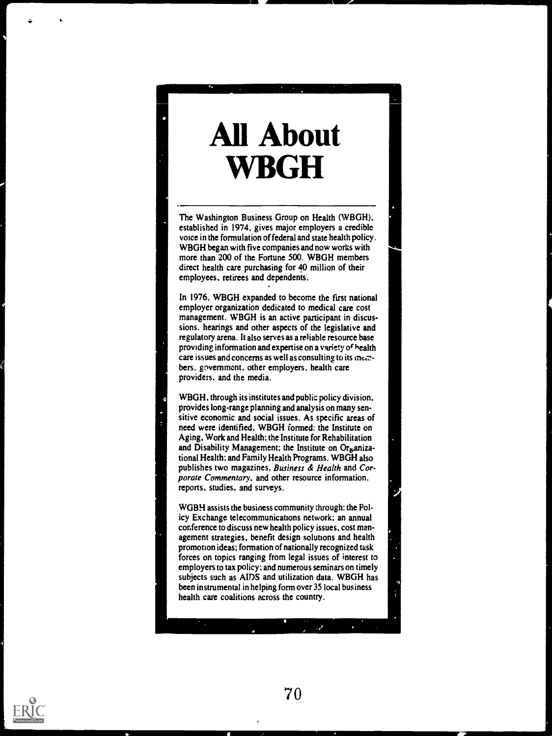# All About WBGH

The Washington Business Group on Health (WBGH), established in 1974, gives major employers a credible voice in the formulation of federal and state health policy. WBGH began with five companies and now works with more than 200 of the Fortune 500. WBGH members direct health care purchasing for 40 million of their employees, retirees and dependents.

In 1976, WBGH expanded to become the first national employer organization dedicated to medical care cost management. WBGH is an active participant in discussions, hearings and other aspects of the legislative and regulatory arena. It also serves as a reliable resource base providing information and expertise on a variety of health care issues and concerns as well as consulting to its members, government, other employers, health care providers, and the media.

WBGH, through its institutes and public policy division, provides long-range planning and analysis on many sensitive economic and social issues. As specific areas of need were identified, WBGH formed: the Institute on Aging, Work and Health; the Institute for Rehabilitation and Disability Management; the Institute on Organizational Health; and Family Health Programs. WBGH also publishes two magazines, *Business & Health* and *Corporate Commentary*, and other resource information, reports, studies, and surveys.

WGBH assists the business community through: the Policy Exchange telecommunications network; an annual conference to discuss new health policy issues, cost management strategies, benefit design solutions and health promotion ideas; formation of nationally recognized task forces on topics ranging from legal issues of interest to employers to tax policy; and numerous seminars on timely subjects such as AIDS and utilization data. WBGH has been instrumental in helping form over 35 local business health care coalitions across the country.